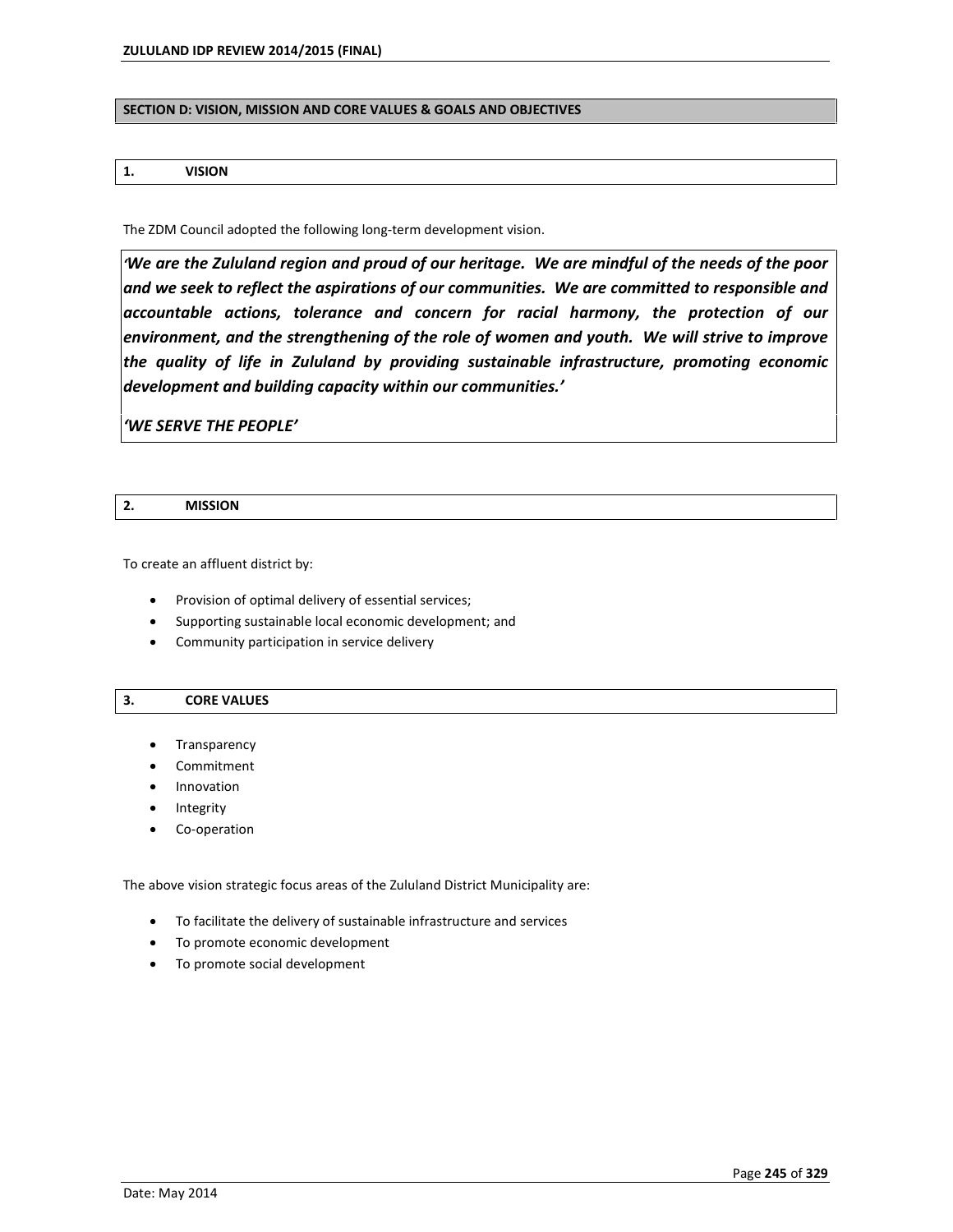## SECTION D: VISION, MISSION AND CORE VALUES & GOALS AND OBJECTIVES

### 1. VISION

The ZDM Council adopted the following long-term development vision.

***'We are the Zululand region and proud of our heritage. We are mindful of the needs of the poor and we seek to reflect the aspirations of our communities. We are committed to responsible and accountable actions, tolerance and concern for racial harmony, the protection of our environment, and the strengthening of the role of women and youth. We will strive to improve the quality of life in Zululand by providing sustainable infrastructure, promoting economic development and building capacity within our communities.'***

***'WE SERVE THE PEOPLE'***

### 2. MISSION

To create an affluent district by:

- Provision of optimal delivery of essential services;
- Supporting sustainable local economic development; and
- Community participation in service delivery

### 3. CORE VALUES

- Transparency
- Commitment
- Innovation
- Integrity
- Co-operation

The above vision strategic focus areas of the Zululand District Municipality are:

- To facilitate the delivery of sustainable infrastructure and services
- To promote economic development
- To promote social development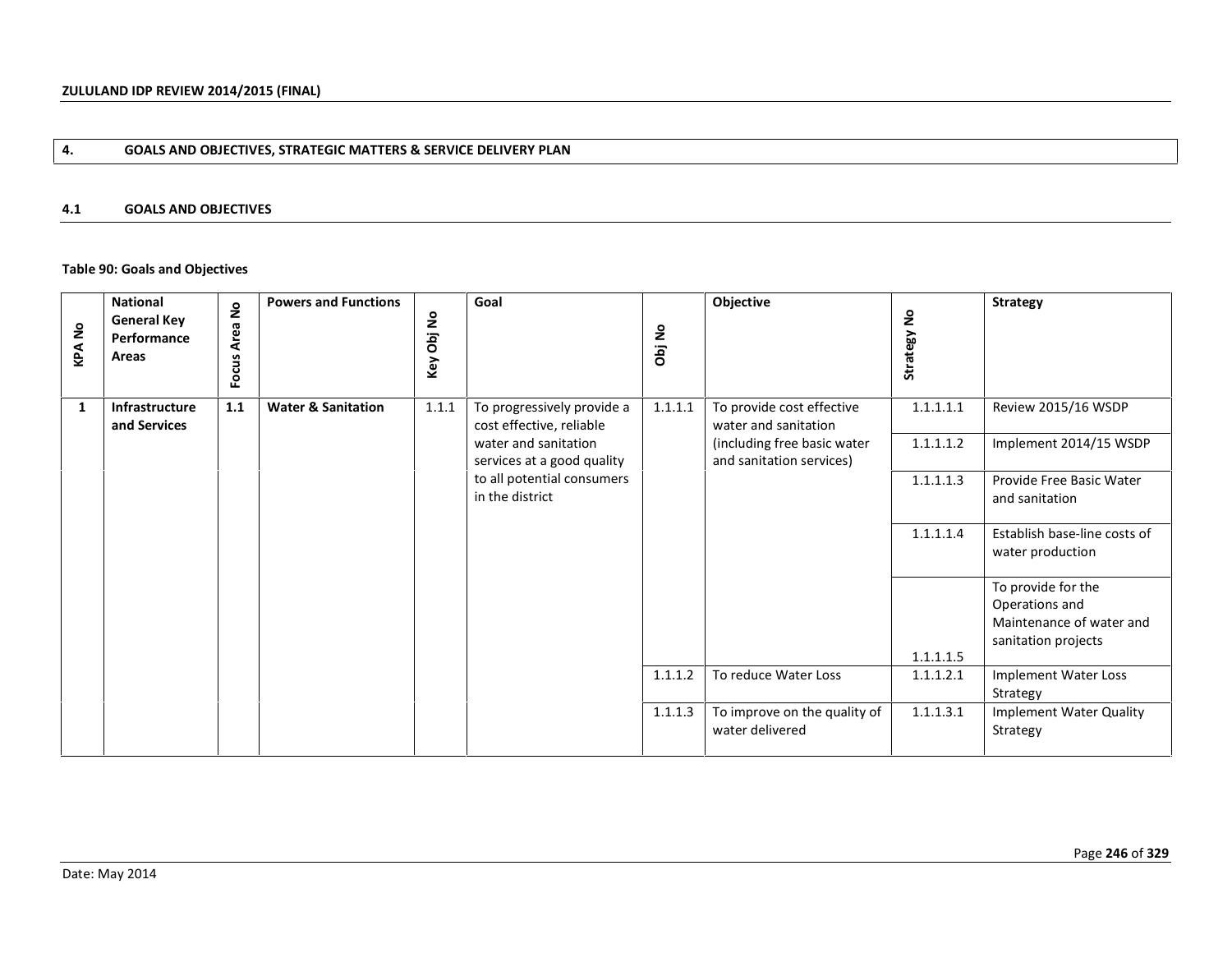## 4. GOALS AND OBJECTIVES, STRATEGIC MATTERS & SERVICE DELIVERY PLAN

### 4.1 GOALS AND OBJECTIVES

**Table 90: Goals and Objectives**

| KPA No | National General Key Performance Areas | Focus Area No | Powers and Functions | Key Obj No | Goal | Obj No | Objective | Strategy No | Strategy |
|---|---|---|---|---|---|---|---|---|---|
| **1** | **Infrastructure and Services** | **1.1** | **Water & Sanitation** | 1.1.1 | To progressively provide a cost effective, reliable water and sanitation services at a good quality to all potential consumers in the district | 1.1.1.1 | To provide cost effective water and sanitation (including free basic water and sanitation services) | 1.1.1.1.1 | Review 2015/16 WSDP |
| | | | | | | | | 1.1.1.1.2 | Implement 2014/15 WSDP |
| | | | | | | | | 1.1.1.1.3 | Provide Free Basic Water and sanitation |
| | | | | | | | | 1.1.1.1.4 | Establish base-line costs of water production |
| | | | | | | | | 1.1.1.1.5 | To provide for the Operations and Maintenance of water and sanitation projects |
| | | | | | | 1.1.1.2 | To reduce Water Loss | 1.1.1.2.1 | Implement Water Loss Strategy |
| | | | | | | 1.1.1.3 | To improve on the quality of water delivered | 1.1.1.3.1 | Implement Water Quality Strategy |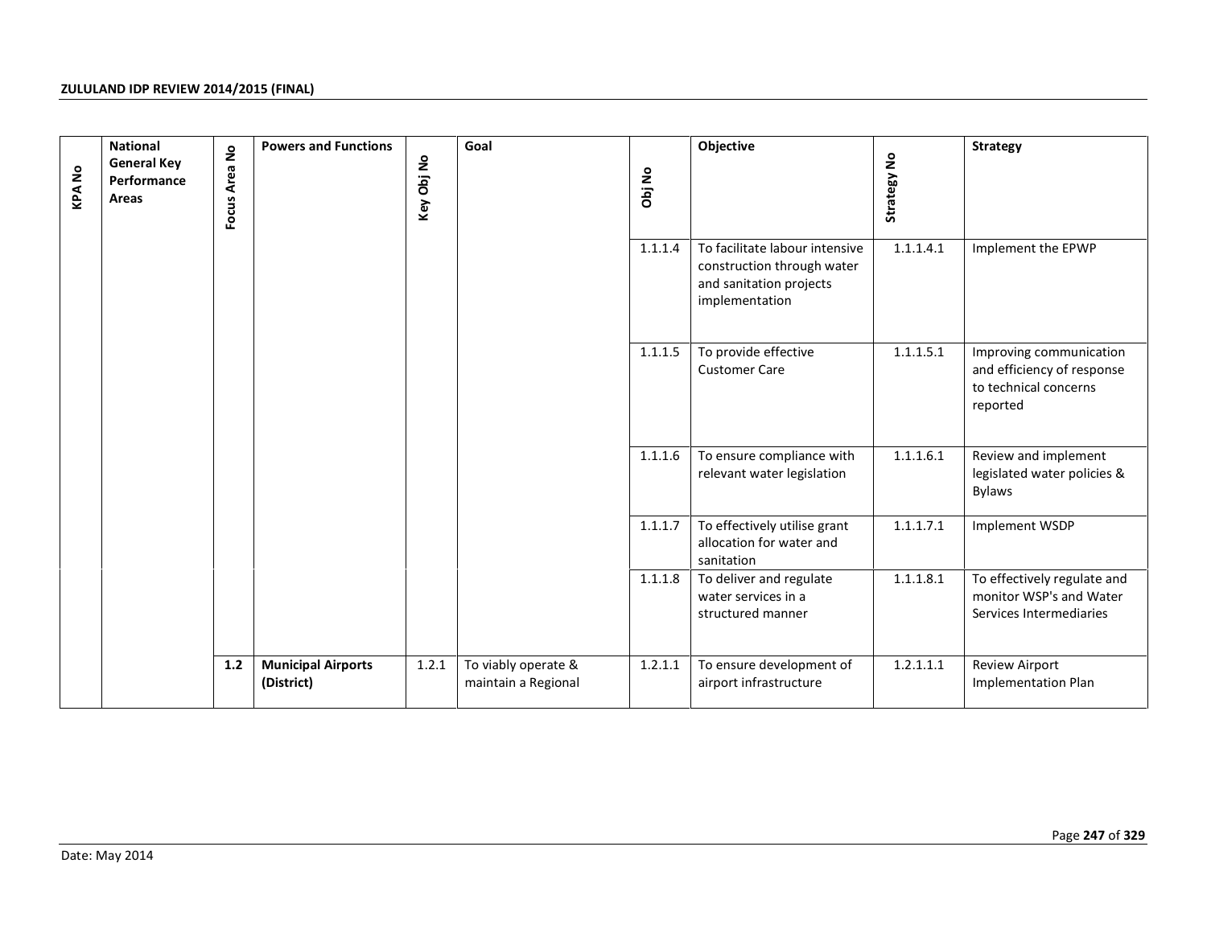| KPA No | National General Key Performance Areas | Focus Area No | Powers and Functions | Key Obj No | Goal | Obj No | Objective | Strategy No | Strategy |
|---|---|---|---|---|---|---|---|---|---|
| | | | | | | 1.1.1.4 | To facilitate labour intensive construction through water and sanitation projects implementation | 1.1.1.4.1 | Implement the EPWP |
| | | | | | | 1.1.1.5 | To provide effective Customer Care | 1.1.1.5.1 | Improving communication and efficiency of response to technical concerns reported |
| | | | | | | 1.1.1.6 | To ensure compliance with relevant water legislation | 1.1.1.6.1 | Review and implement legislated water policies & Bylaws |
| | | | | | | 1.1.1.7 | To effectively utilise grant allocation for water and sanitation | 1.1.1.7.1 | Implement WSDP |
| | | | | | | 1.1.1.8 | To deliver and regulate water services in a structured manner | 1.1.1.8.1 | To effectively regulate and monitor WSP's and Water Services Intermediaries |
| | | **1.2** | **Municipal Airports (District)** | 1.2.1 | To viably operate & maintain a Regional | 1.2.1.1 | To ensure development of airport infrastructure | 1.2.1.1.1 | Review Airport Implementation Plan |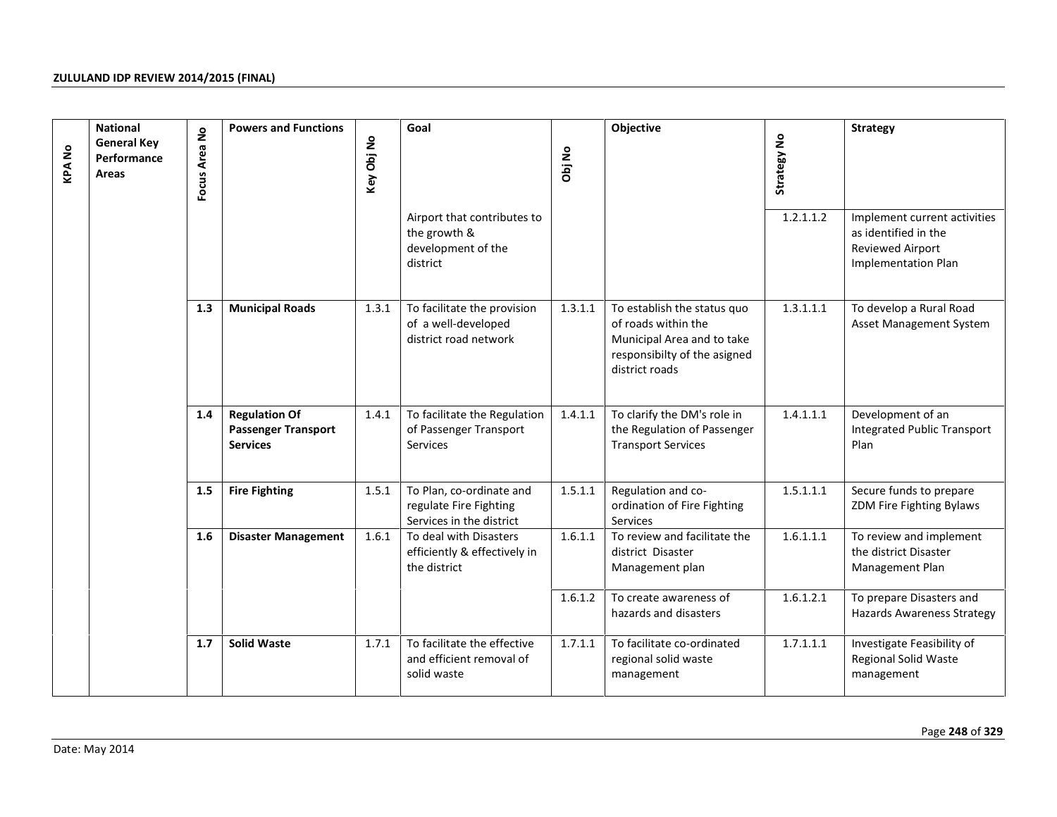| KPA No | National General Key Performance Areas | Focus Area No | Powers and Functions | Key Obj No | Goal | Obj No | Objective | Strategy No | Strategy |
|---|---|---|---|---|---|---|---|---|---|
| | | | | | Airport that contributes to the growth & development of the district | | | 1.2.1.1.2 | Implement current activities as identified in the Reviewed Airport Implementation Plan |
| | | **1.3** | **Municipal Roads** | 1.3.1 | To facilitate the provision of a well-developed district road network | 1.3.1.1 | To establish the status quo of roads within the Municipal Area and to take responsibilty of the asigned district roads | 1.3.1.1.1 | To develop a Rural Road Asset Management System |
| | | **1.4** | **Regulation Of Passenger Transport Services** | 1.4.1 | To facilitate the Regulation of Passenger Transport Services | 1.4.1.1 | To clarify the DM's role in the Regulation of Passenger Transport Services | 1.4.1.1.1 | Development of an Integrated Public Transport Plan |
| | | **1.5** | **Fire Fighting** | 1.5.1 | To Plan, co-ordinate and regulate Fire Fighting Services in the district | 1.5.1.1 | Regulation and co-ordination of Fire Fighting Services | 1.5.1.1.1 | Secure funds to prepare ZDM Fire Fighting Bylaws |
| | | **1.6** | **Disaster Management** | 1.6.1 | To deal with Disasters efficiently & effectively in the district | 1.6.1.1 | To review and facilitate the district Disaster Management plan | 1.6.1.1.1 | To review and implement the district Disaster Management Plan |
| | | | | | | 1.6.1.2 | To create awareness of hazards and disasters | 1.6.1.2.1 | To prepare Disasters and Hazards Awareness Strategy |
| | | **1.7** | **Solid Waste** | 1.7.1 | To facilitate the effective and efficient removal of solid waste | 1.7.1.1 | To facilitate co-ordinated regional solid waste management | 1.7.1.1.1 | Investigate Feasibility of Regional Solid Waste management |

Date: May 2014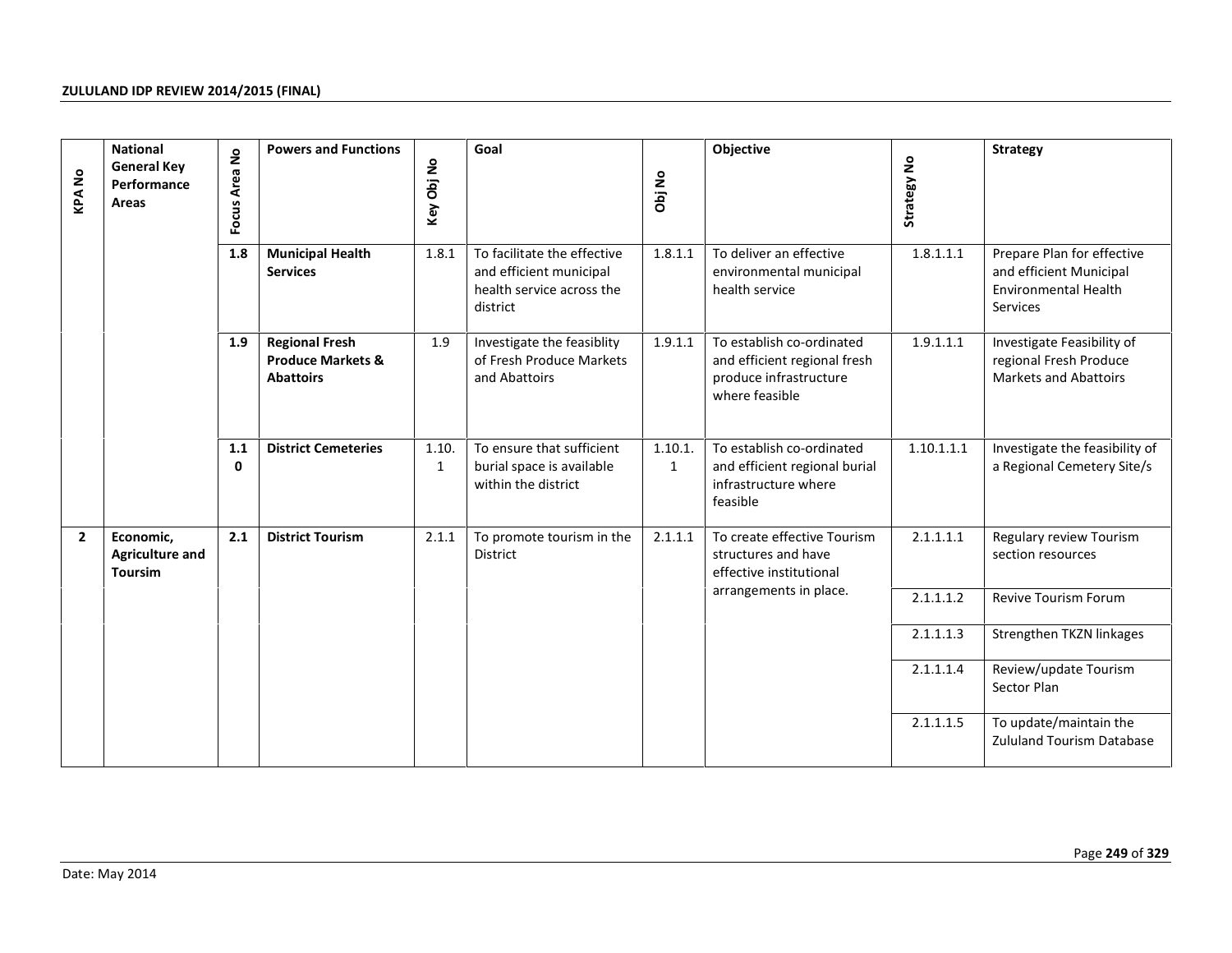| KPA No | National General Key Performance Areas | Focus Area No | Powers and Functions | Key Obj No | Goal | Obj No | Objective | Strategy No | Strategy |
|---|---|---|---|---|---|---|---|---|---|
| | | 1.8 | **Municipal Health Services** | 1.8.1 | To facilitate the effective and efficient municipal health service across the district | 1.8.1.1 | To deliver an effective environmental municipal health service | 1.8.1.1.1 | Prepare Plan for effective and efficient Municipal Environmental Health Services |
| | | 1.9 | **Regional Fresh Produce Markets & Abattoirs** | 1.9 | Investigate the feasiblity of Fresh Produce Markets and Abattoirs | 1.9.1.1 | To establish co-ordinated and efficient regional fresh produce infrastructure where feasible | 1.9.1.1.1 | Investigate Feasibility of regional Fresh Produce Markets and Abattoirs |
| | | 1.10 | **District Cemeteries** | 1.10.1 | To ensure that sufficient burial space is available within the district | 1.10.1.1 | To establish co-ordinated and efficient regional burial infrastructure where feasible | 1.10.1.1.1 | Investigate the feasibility of a Regional Cemetery Site/s |
| **2** | **Economic, Agriculture and Toursim** | **2.1** | **District Tourism** | 2.1.1 | To promote tourism in the District | 2.1.1.1 | To create effective Tourism structures and have effective institutional arrangements in place. | 2.1.1.1.1 | Regulary review Tourism section resources |
| | | | | | | | | 2.1.1.1.2 | Revive Tourism Forum |
| | | | | | | | | 2.1.1.1.3 | Strengthen TKZN linkages |
| | | | | | | | | 2.1.1.1.4 | Review/update Tourism Sector Plan |
| | | | | | | | | 2.1.1.1.5 | To update/maintain the Zululand Tourism Database |

Date: May 2014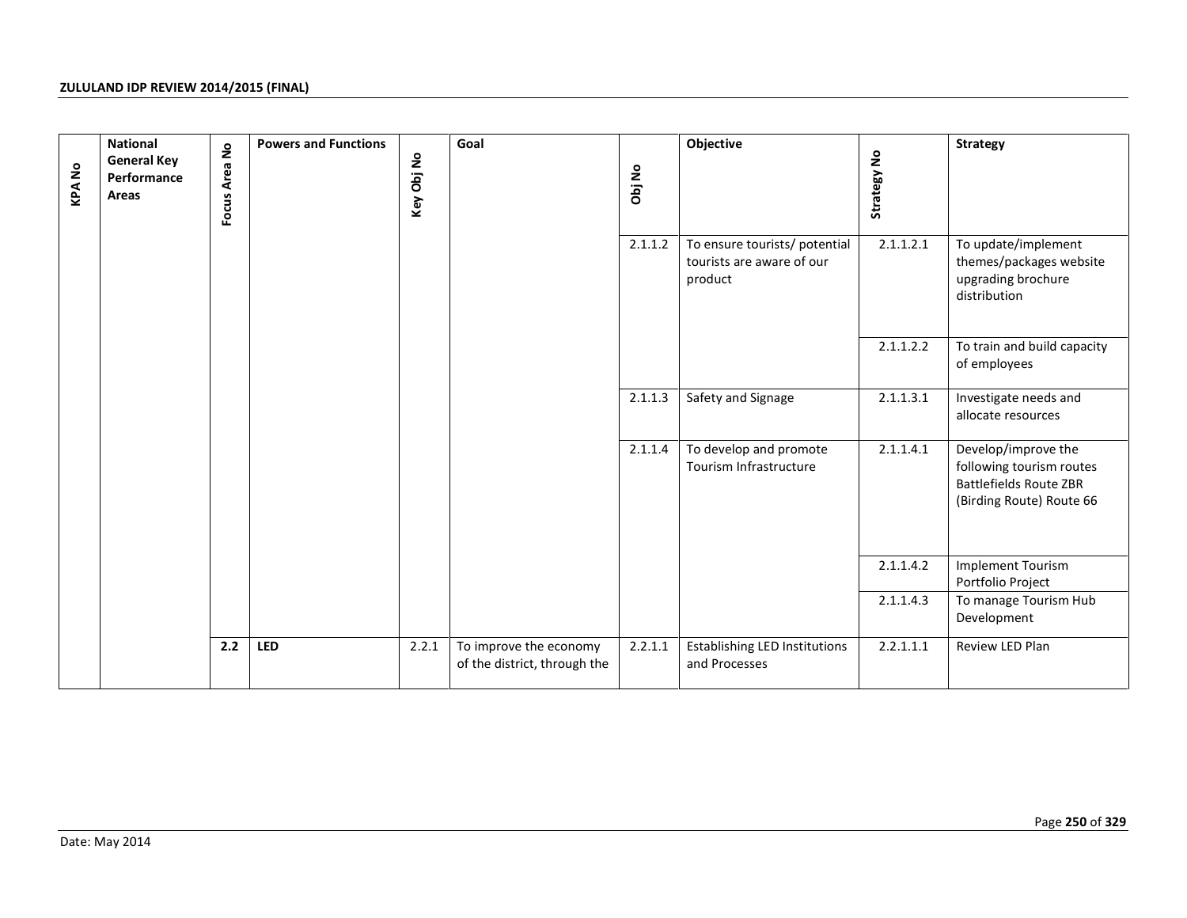| KPA No | National General Key Performance Areas | Focus Area No | Powers and Functions | Key Obj No | Goal | Obj No | Objective | Strategy No | Strategy |
|---|---|---|---|---|---|---|---|---|---|
| | | | | | | 2.1.1.2 | To ensure tourists/ potential tourists are aware of our product | 2.1.1.2.1 | To update/implement themes/packages website upgrading brochure distribution |
| | | | | | | | | 2.1.1.2.2 | To train and build capacity of employees |
| | | | | | | 2.1.1.3 | Safety and Signage | 2.1.1.3.1 | Investigate needs and allocate resources |
| | | | | | | 2.1.1.4 | To develop and promote Tourism Infrastructure | 2.1.1.4.1 | Develop/improve the following tourism routes Battlefields Route ZBR (Birding Route) Route 66 |
| | | | | | | | | 2.1.1.4.2 | Implement Tourism Portfolio Project |
| | | | | | | | | 2.1.1.4.3 | To manage Tourism Hub Development |
| | | **2.2** | **LED** | 2.2.1 | To improve the economy of the district, through the | 2.2.1.1 | Establishing LED Institutions and Processes | 2.2.1.1.1 | Review LED Plan |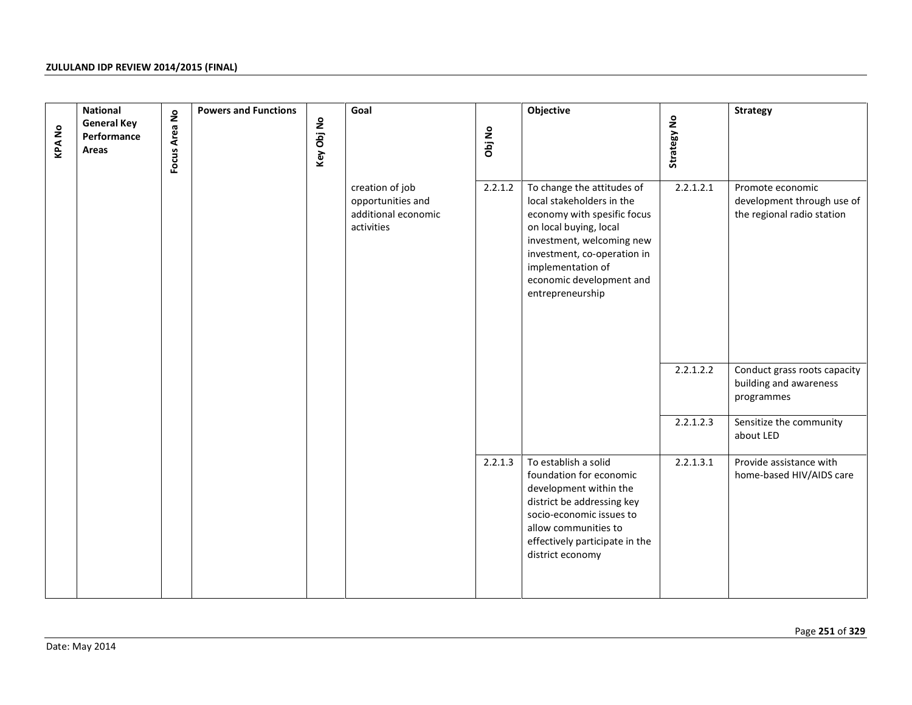| KPA No | National General Key Performance Areas | Focus Area No | Powers and Functions | Key Obj No | Goal | Obj No | Objective | Strategy No | Strategy |
|---|---|---|---|---|---|---|---|---|---|
| | | | | | creation of job opportunities and additional economic activities | 2.2.1.2 | To change the attitudes of local stakeholders in the economy with spesific focus on local buying, local investment, welcoming new investment, co-operation in implementation of economic development and entrepreneurship | 2.2.1.2.1 | Promote economic development through use of the regional radio station |
| | | | | | | | | 2.2.1.2.2 | Conduct grass roots capacity building and awareness programmes |
| | | | | | | | | 2.2.1.2.3 | Sensitize the community about LED |
| | | | | | | 2.2.1.3 | To establish a solid foundation for economic development within the district be addressing key socio-economic issues to allow communities to effectively participate in the district economy | 2.2.1.3.1 | Provide assistance with home-based HIV/AIDS care |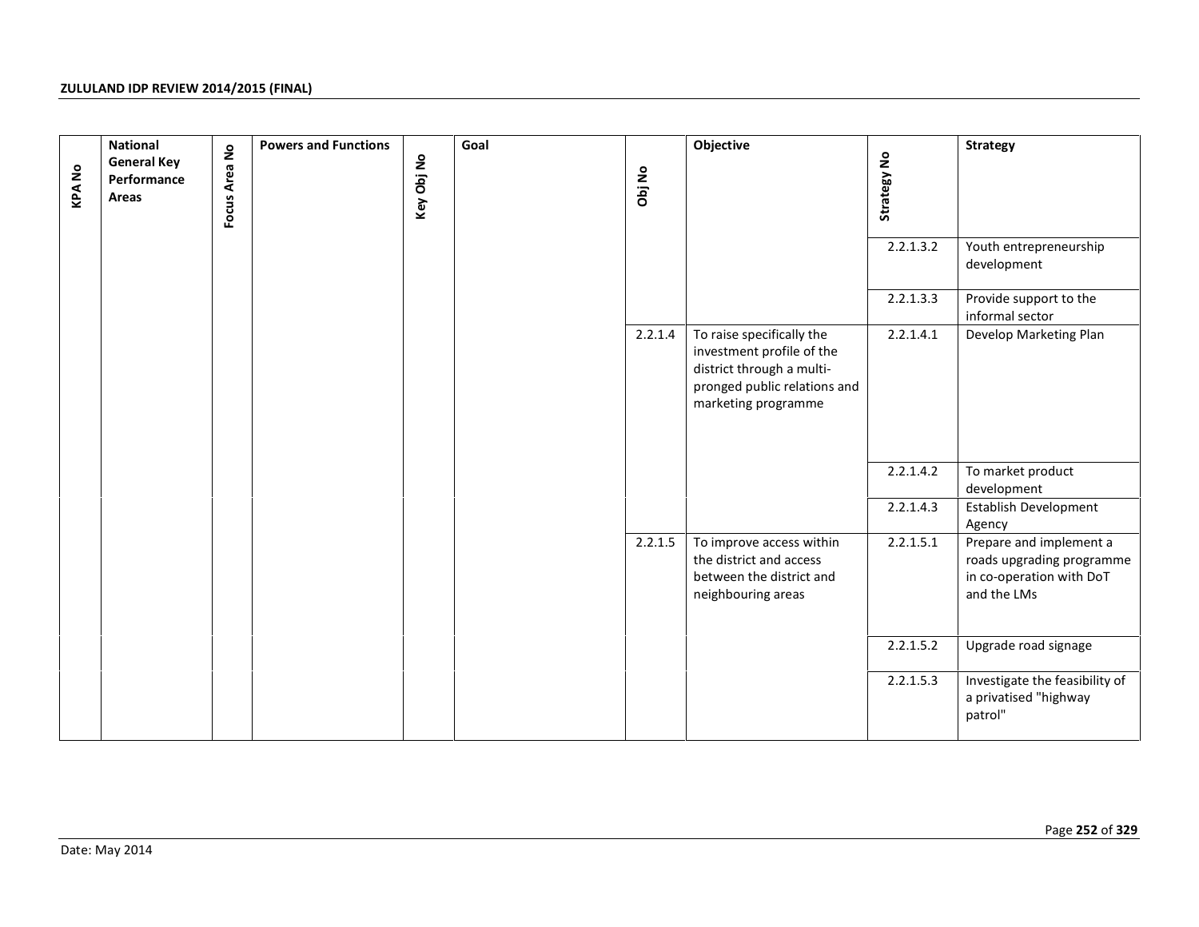| KPA No | National General Key Performance Areas | Focus Area No | Powers and Functions | Key Obj No | Goal | Obj No | Objective | Strategy No | Strategy |
|---|---|---|---|---|---|---|---|---|---|
| | | | | | | | | 2.2.1.3.2 | Youth entrepreneurship development |
| | | | | | | | | 2.2.1.3.3 | Provide support to the informal sector |
| | | | | | | 2.2.1.4 | To raise specifically the investment profile of the district through a multi-pronged public relations and marketing programme | 2.2.1.4.1 | Develop Marketing Plan |
| | | | | | | | | 2.2.1.4.2 | To market product development |
| | | | | | | | | 2.2.1.4.3 | Establish Development Agency |
| | | | | | | 2.2.1.5 | To improve access within the district and access between the district and neighbouring areas | 2.2.1.5.1 | Prepare and implement a roads upgrading programme in co-operation with DoT and the LMs |
| | | | | | | | | 2.2.1.5.2 | Upgrade road signage |
| | | | | | | | | 2.2.1.5.3 | Investigate the feasibility of a privatised "highway patrol" |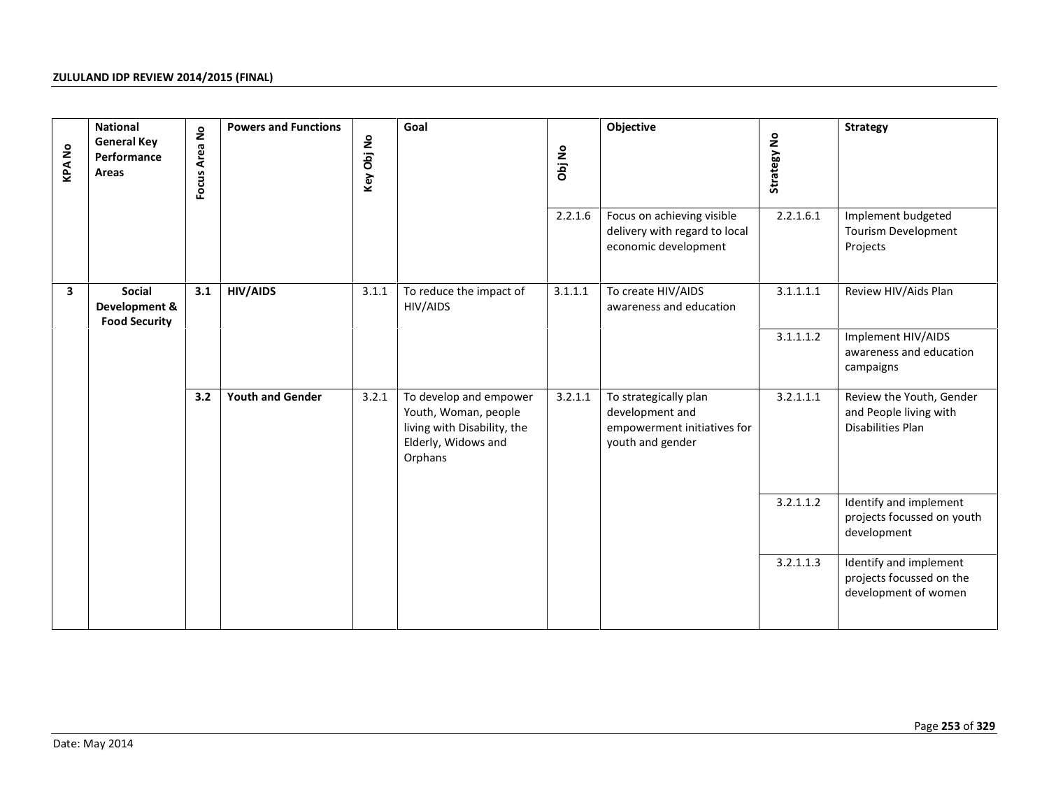| KPA No | National General Key Performance Areas | Focus Area No | Powers and Functions | Key Obj No | Goal | Obj No | Objective | Strategy No | Strategy |
|---|---|---|---|---|---|---|---|---|---|
| | | | | | | 2.2.1.6 | Focus on achieving visible delivery with regard to local economic development | 2.2.1.6.1 | Implement budgeted Tourism Development Projects |
| **3** | **Social Development & Food Security** | **3.1** | **HIV/AIDS** | 3.1.1 | To reduce the impact of HIV/AIDS | 3.1.1.1 | To create HIV/AIDS awareness and education | 3.1.1.1.1 | Review HIV/Aids Plan |
| | | | | | | | | 3.1.1.1.2 | Implement HIV/AIDS awareness and education campaigns |
| | | **3.2** | **Youth and Gender** | 3.2.1 | To develop and empower Youth, Woman, people living with Disability, the Elderly, Widows and Orphans | 3.2.1.1 | To strategically plan development and empowerment initiatives for youth and gender | 3.2.1.1.1 | Review the Youth, Gender and People living with Disabilities Plan |
| | | | | | | | | 3.2.1.1.2 | Identify and implement projects focussed on youth development |
| | | | | | | | | 3.2.1.1.3 | Identify and implement projects focussed on the development of women |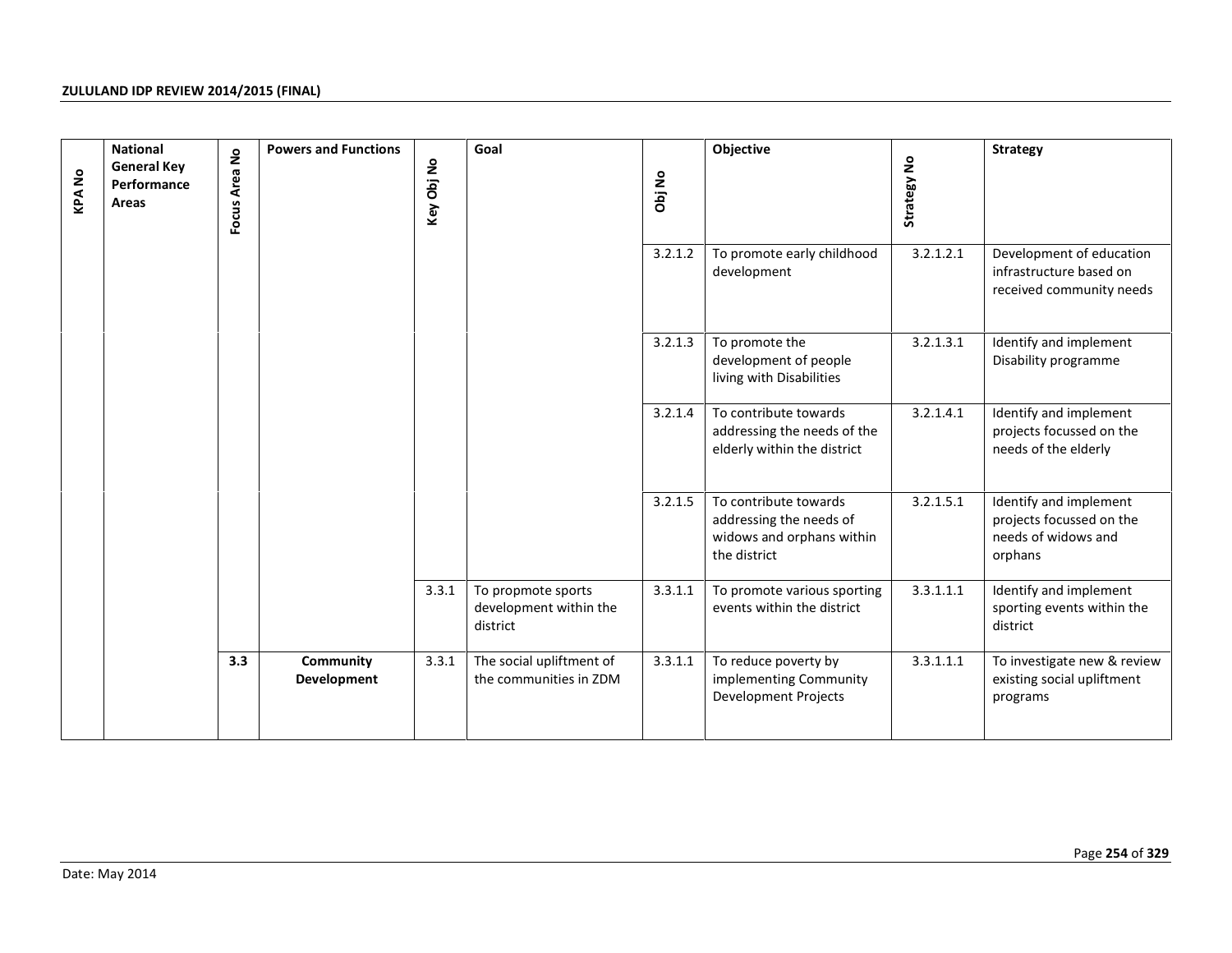| KPA No | National General Key Performance Areas | Focus Area No | Powers and Functions | Key Obj No | Goal | Obj No | Objective | Strategy No | Strategy |
|---|---|---|---|---|---|---|---|---|---|
| | | | | | | 3.2.1.2 | To promote early childhood development | 3.2.1.2.1 | Development of education infrastructure based on received community needs |
| | | | | | | 3.2.1.3 | To promote the development of people living with Disabilities | 3.2.1.3.1 | Identify and implement Disability programme |
| | | | | | | 3.2.1.4 | To contribute towards addressing the needs of the elderly within the district | 3.2.1.4.1 | Identify and implement projects focussed on the needs of the elderly |
| | | | | | | 3.2.1.5 | To contribute towards addressing the needs of widows and orphans within the district | 3.2.1.5.1 | Identify and implement projects focussed on the needs of widows and orphans |
| | | | | 3.3.1 | To propmote sports development within the district | 3.3.1.1 | To promote various sporting events within the district | 3.3.1.1.1 | Identify and implement sporting events within the district |
| | | **3.3** | **Community Development** | 3.3.1 | The social upliftment of the communities in ZDM | 3.3.1.1 | To reduce poverty by implementing Community Development Projects | 3.3.1.1.1 | To investigate new & review existing social upliftment programs |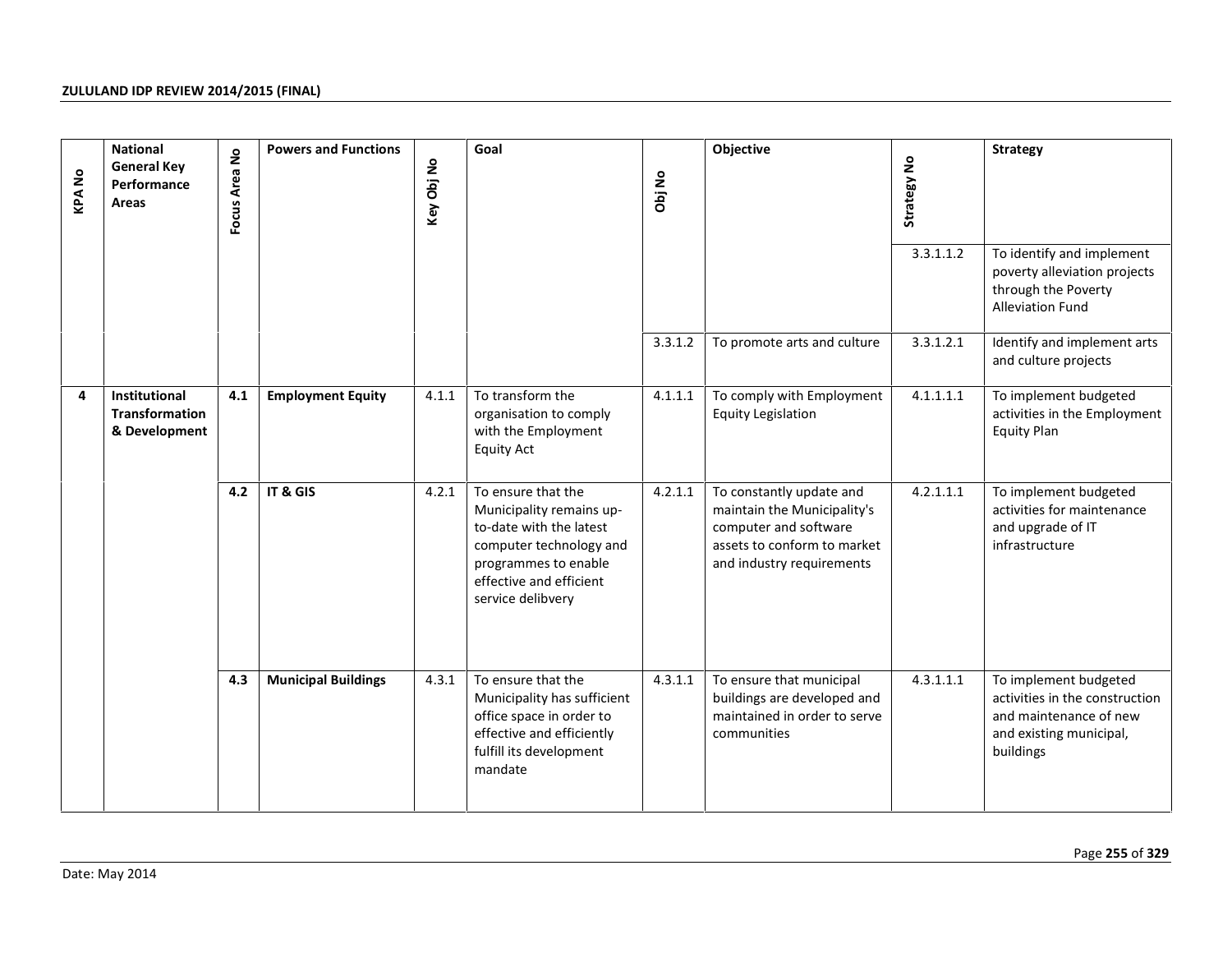| KPA No | National General Key Performance Areas | Focus Area No | Powers and Functions | Key Obj No | Goal | Obj No | Objective | Strategy No | Strategy |
|---|---|---|---|---|---|---|---|---|---|
| | | | | | | | | 3.3.1.1.2 | To identify and implement poverty alleviation projects through the Poverty Alleviation Fund |
| | | | | | | 3.3.1.2 | To promote arts and culture | 3.3.1.2.1 | Identify and implement arts and culture projects |
| **4** | **Institutional Transformation & Development** | **4.1** | **Employment Equity** | 4.1.1 | To transform the organisation to comply with the Employment Equity Act | 4.1.1.1 | To comply with Employment Equity Legislation | 4.1.1.1.1 | To implement budgeted activities in the Employment Equity Plan |
| | | **4.2** | **IT & GIS** | 4.2.1 | To ensure that the Municipality remains up-to-date with the latest computer technology and programmes to enable effective and efficient service delibvery | 4.2.1.1 | To constantly update and maintain the Municipality's computer and software assets to conform to market and industry requirements | 4.2.1.1.1 | To implement budgeted activities for maintenance and upgrade of IT infrastructure |
| | | **4.3** | **Municipal Buildings** | 4.3.1 | To ensure that the Municipality has sufficient office space in order to effective and efficiently fulfill its development mandate | 4.3.1.1 | To ensure that municipal buildings are developed and maintained in order to serve communities | 4.3.1.1.1 | To implement budgeted activities in the construction and maintenance of new and existing municipal, buildings |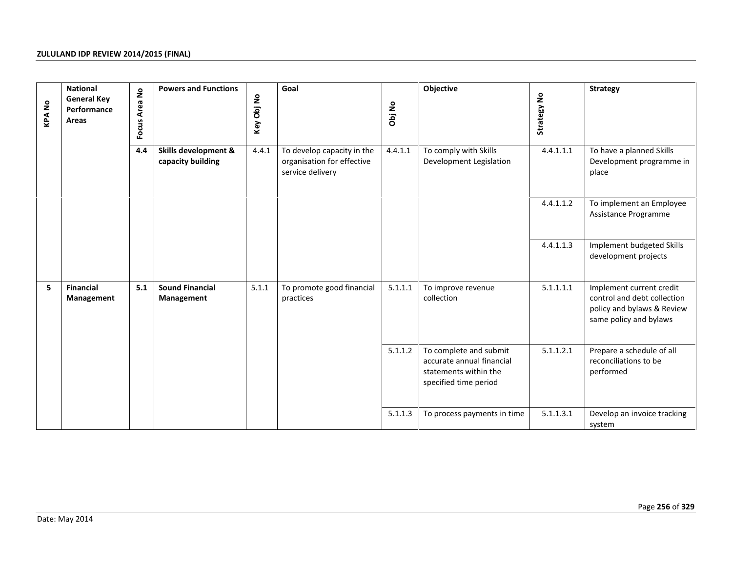| KPA No | National General Key Performance Areas | Focus Area No | Powers and Functions | Key Obj No | Goal | Obj No | Objective | Strategy No | Strategy |
|---|---|---|---|---|---|---|---|---|---|
| | | **4.4** | **Skills development & capacity building** | 4.4.1 | To develop capacity in the organisation for effective service delivery | 4.4.1.1 | To comply with Skills Development Legislation | 4.4.1.1.1 | To have a planned Skills Development programme in place |
| | | | | | | | | 4.4.1.1.2 | To implement an Employee Assistance Programme |
| | | | | | | | | 4.4.1.1.3 | Implement budgeted Skills development projects |
| **5** | **Financial Management** | **5.1** | **Sound Financial Management** | 5.1.1 | To promote good financial practices | 5.1.1.1 | To improve revenue collection | 5.1.1.1.1 | Implement current credit control and debt collection policy and bylaws & Review same policy and bylaws |
| | | | | | | 5.1.1.2 | To complete and submit accurate annual financial statements within the specified time period | 5.1.1.2.1 | Prepare a schedule of all reconciliations to be performed |
| | | | | | | 5.1.1.3 | To process payments in time | 5.1.1.3.1 | Develop an invoice tracking system |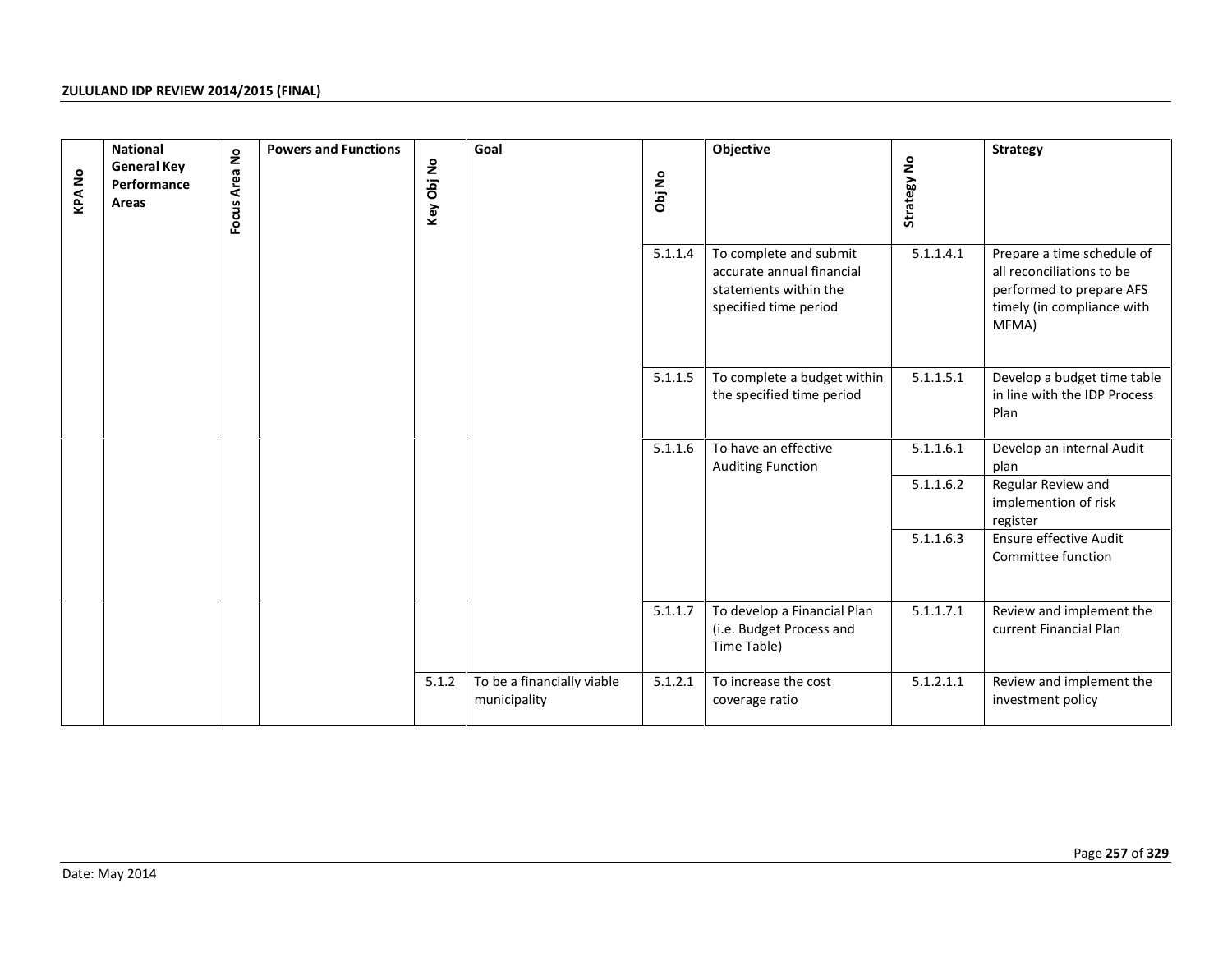| KPA No | National General Key Performance Areas | Focus Area No | Powers and Functions | Key Obj No | Goal | Obj No | Objective | Strategy No | Strategy |
|---|---|---|---|---|---|---|---|---|---|
| | | | | | | 5.1.1.4 | To complete and submit accurate annual financial statements within the specified time period | 5.1.1.4.1 | Prepare a time schedule of all reconciliations to be performed to prepare AFS timely (in compliance with MFMA) |
| | | | | | | 5.1.1.5 | To complete a budget within the specified time period | 5.1.1.5.1 | Develop a budget time table in line with the IDP Process Plan |
| | | | | | | 5.1.1.6 | To have an effective Auditing Function | 5.1.1.6.1 | Develop an internal Audit plan |
| | | | | | | | | 5.1.1.6.2 | Regular Review and implemention of risk register |
| | | | | | | | | 5.1.1.6.3 | Ensure effective Audit Committee function |
| | | | | | | 5.1.1.7 | To develop a Financial Plan (i.e. Budget Process and Time Table) | 5.1.1.7.1 | Review and implement the current Financial Plan |
| | | | | 5.1.2 | To be a financially viable municipality | 5.1.2.1 | To increase the cost coverage ratio | 5.1.2.1.1 | Review and implement the investment policy |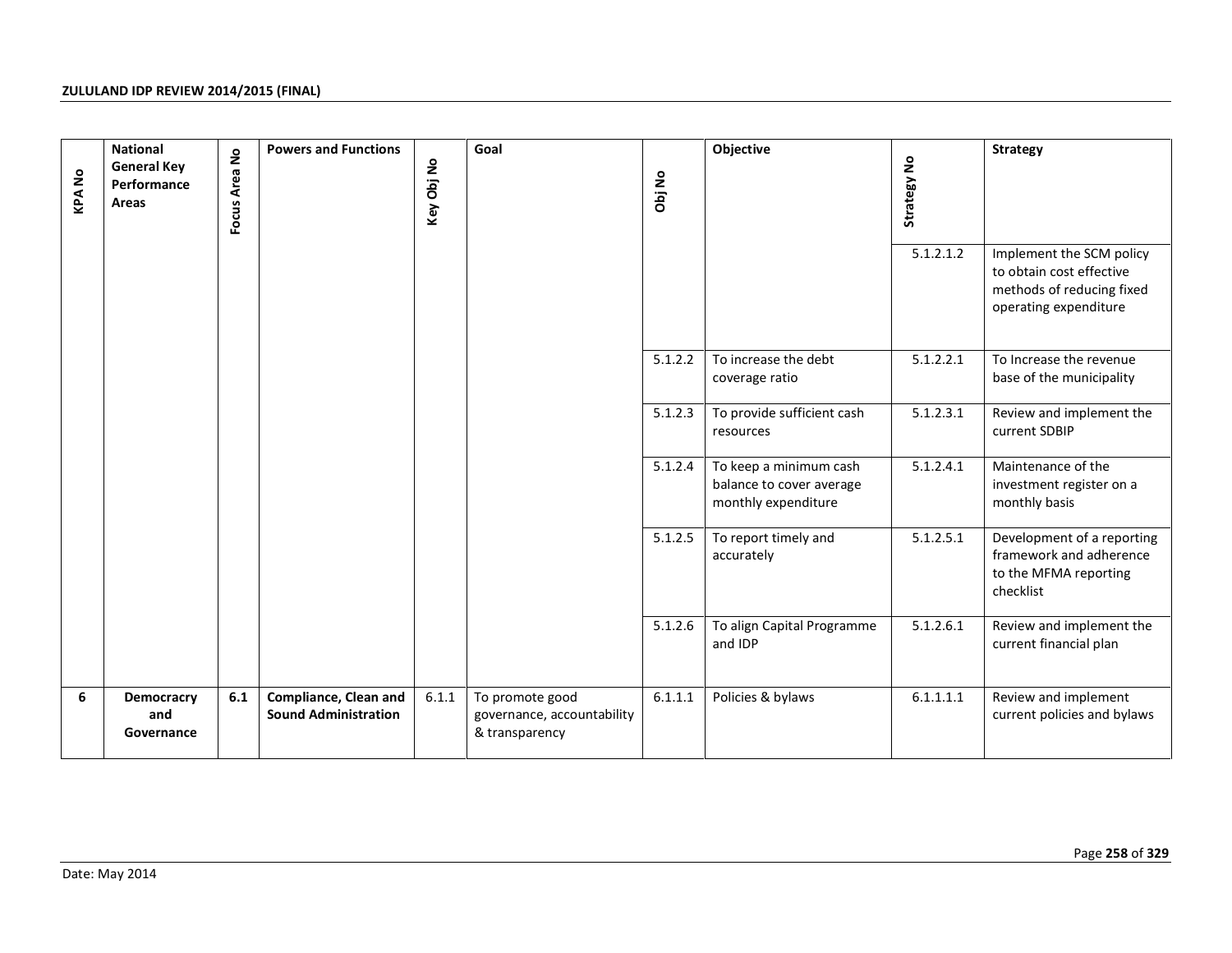| KPA No | National General Key Performance Areas | Focus Area No | Powers and Functions | Key Obj No | Goal | Obj No | Objective | Strategy No | Strategy |
|---|---|---|---|---|---|---|---|---|---|
| | | | | | | | | 5.1.2.1.2 | Implement the SCM policy to obtain cost effective methods of reducing fixed operating expenditure |
| | | | | | | 5.1.2.2 | To increase the debt coverage ratio | 5.1.2.2.1 | To Increase the revenue base of the municipality |
| | | | | | | 5.1.2.3 | To provide sufficient cash resources | 5.1.2.3.1 | Review and implement the current SDBIP |
| | | | | | | 5.1.2.4 | To keep a minimum cash balance to cover average monthly expenditure | 5.1.2.4.1 | Maintenance of the investment register on a monthly basis |
| | | | | | | 5.1.2.5 | To report timely and accurately | 5.1.2.5.1 | Development of a reporting framework and adherence to the MFMA reporting checklist |
| | | | | | | 5.1.2.6 | To align Capital Programme and IDP | 5.1.2.6.1 | Review and implement the current financial plan |
| **6** | **Democracry and Governance** | **6.1** | **Compliance, Clean and Sound Administration** | 6.1.1 | To promote good governance, accountability & transparency | 6.1.1.1 | Policies & bylaws | 6.1.1.1.1 | Review and implement current policies and bylaws |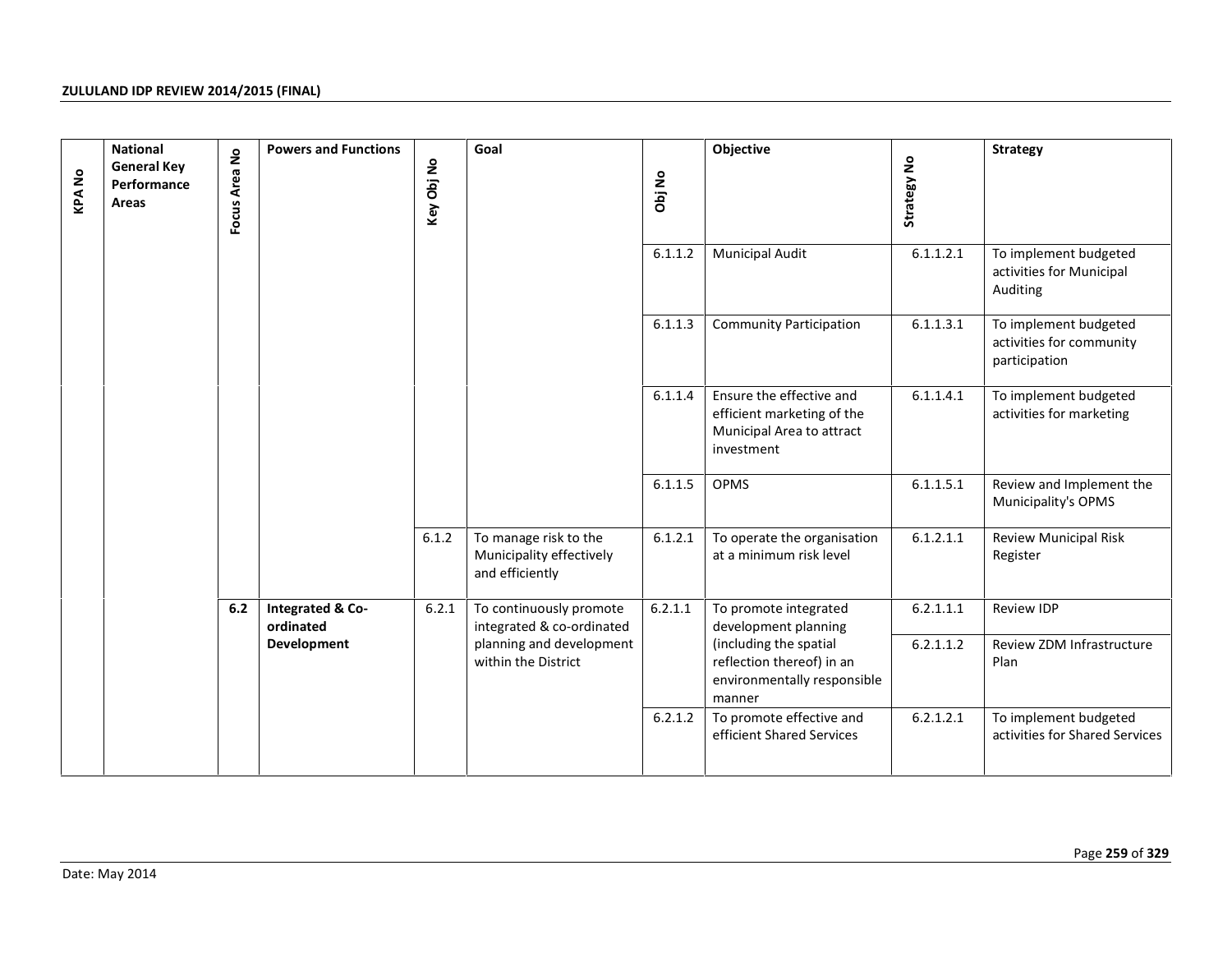| KPA No | National General Key Performance Areas | Focus Area No | Powers and Functions | Key Obj No | Goal | Obj No | Objective | Strategy No | Strategy |
|---|---|---|---|---|---|---|---|---|---|
| | | | | | | 6.1.1.2 | Municipal Audit | 6.1.1.2.1 | To implement budgeted activities for Municipal Auditing |
| | | | | | | 6.1.1.3 | Community Participation | 6.1.1.3.1 | To implement budgeted activities for community participation |
| | | | | | | 6.1.1.4 | Ensure the effective and efficient marketing of the Municipal Area to attract investment | 6.1.1.4.1 | To implement budgeted activities for marketing |
| | | | | | | 6.1.1.5 | OPMS | 6.1.1.5.1 | Review and Implement the Municipality's OPMS |
| | | | | 6.1.2 | To manage risk to the Municipality effectively and efficiently | 6.1.2.1 | To operate the organisation at a minimum risk level | 6.1.2.1.1 | Review Municipal Risk Register |
| | | **6.2** | **Integrated & Co-ordinated Development** | 6.2.1 | To continuously promote integrated & co-ordinated planning and development within the District | 6.2.1.1 | To promote integrated development planning (including the spatial reflection thereof) in an environmentally responsible manner | 6.2.1.1.1 | Review IDP |
| | | | | | | | | 6.2.1.1.2 | Review ZDM Infrastructure Plan |
| | | | | | | 6.2.1.2 | To promote effective and efficient Shared Services | 6.2.1.2.1 | To implement budgeted activities for Shared Services |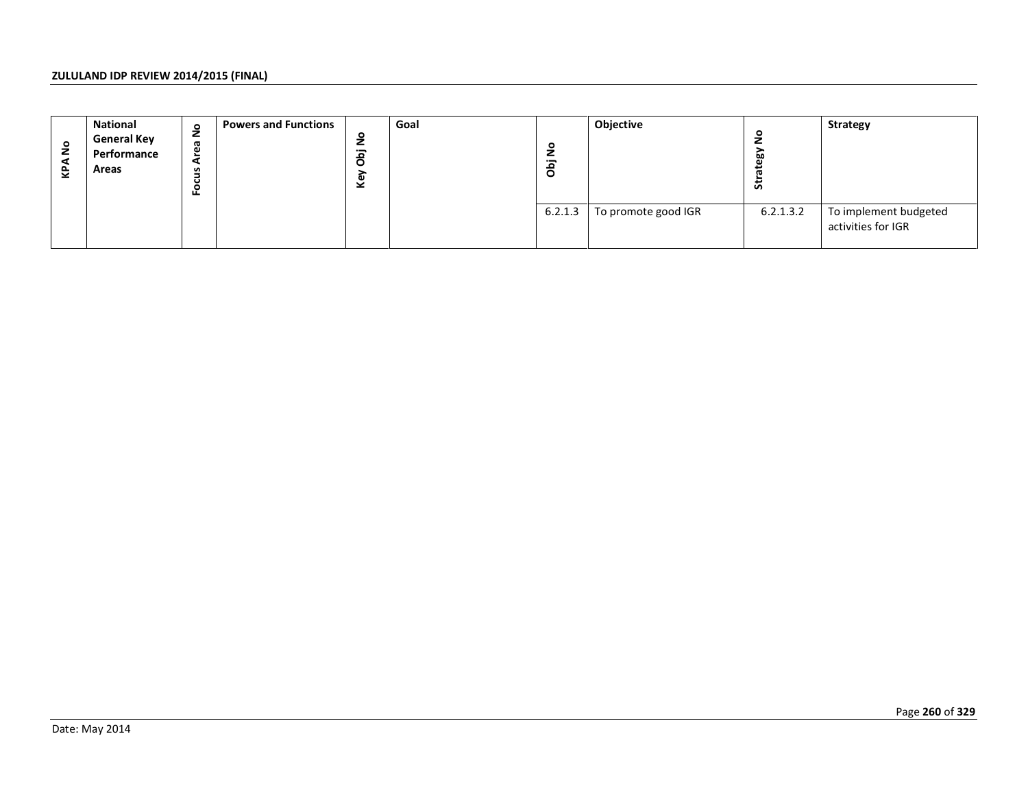| KPA No | National General Key Performance Areas | Focus Area No | Powers and Functions | Key Obj No | Goal | Obj No | Objective | Strategy No | Strategy |
|---|---|---|---|---|---|---|---|---|---|
| | | | | | | 6.2.1.3 | To promote good IGR | 6.2.1.3.2 | To implement budgeted activities for IGR |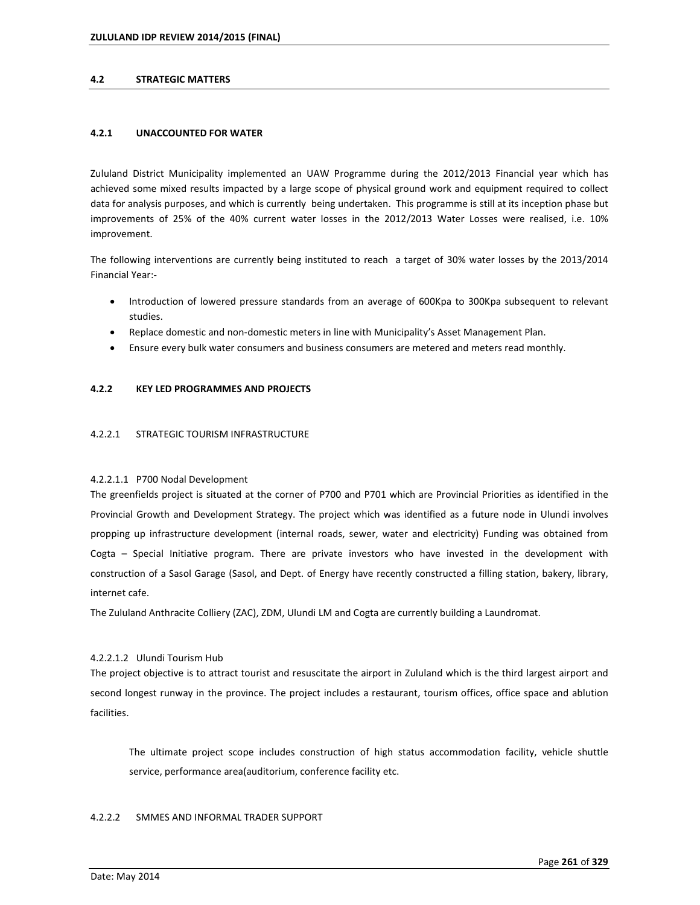## 4.2 STRATEGIC MATTERS

### 4.2.1 UNACCOUNTED FOR WATER

Zululand District Municipality implemented an UAW Programme during the 2012/2013 Financial year which has achieved some mixed results impacted by a large scope of physical ground work and equipment required to collect data for analysis purposes, and which is currently being undertaken. This programme is still at its inception phase but improvements of 25% of the 40% current water losses in the 2012/2013 Water Losses were realised, i.e. 10% improvement.

The following interventions are currently being instituted to reach a target of 30% water losses by the 2013/2014 Financial Year:-

- Introduction of lowered pressure standards from an average of 600Kpa to 300Kpa subsequent to relevant studies.
- Replace domestic and non-domestic meters in line with Municipality's Asset Management Plan.
- Ensure every bulk water consumers and business consumers are metered and meters read monthly.

### 4.2.2 KEY LED PROGRAMMES AND PROJECTS

#### 4.2.2.1 STRATEGIC TOURISM INFRASTRUCTURE

##### 4.2.2.1.1 P700 Nodal Development

The greenfields project is situated at the corner of P700 and P701 which are Provincial Priorities as identified in the Provincial Growth and Development Strategy. The project which was identified as a future node in Ulundi involves propping up infrastructure development (internal roads, sewer, water and electricity) Funding was obtained from Cogta – Special Initiative program. There are private investors who have invested in the development with construction of a Sasol Garage (Sasol, and Dept. of Energy have recently constructed a filling station, bakery, library, internet cafe.

The Zululand Anthracite Colliery (ZAC), ZDM, Ulundi LM and Cogta are currently building a Laundromat.

##### 4.2.2.1.2 Ulundi Tourism Hub

The project objective is to attract tourist and resuscitate the airport in Zululand which is the third largest airport and second longest runway in the province. The project includes a restaurant, tourism offices, office space and ablution facilities.

The ultimate project scope includes construction of high status accommodation facility, vehicle shuttle service, performance area(auditorium, conference facility etc.

#### 4.2.2.2 SMMES AND INFORMAL TRADER SUPPORT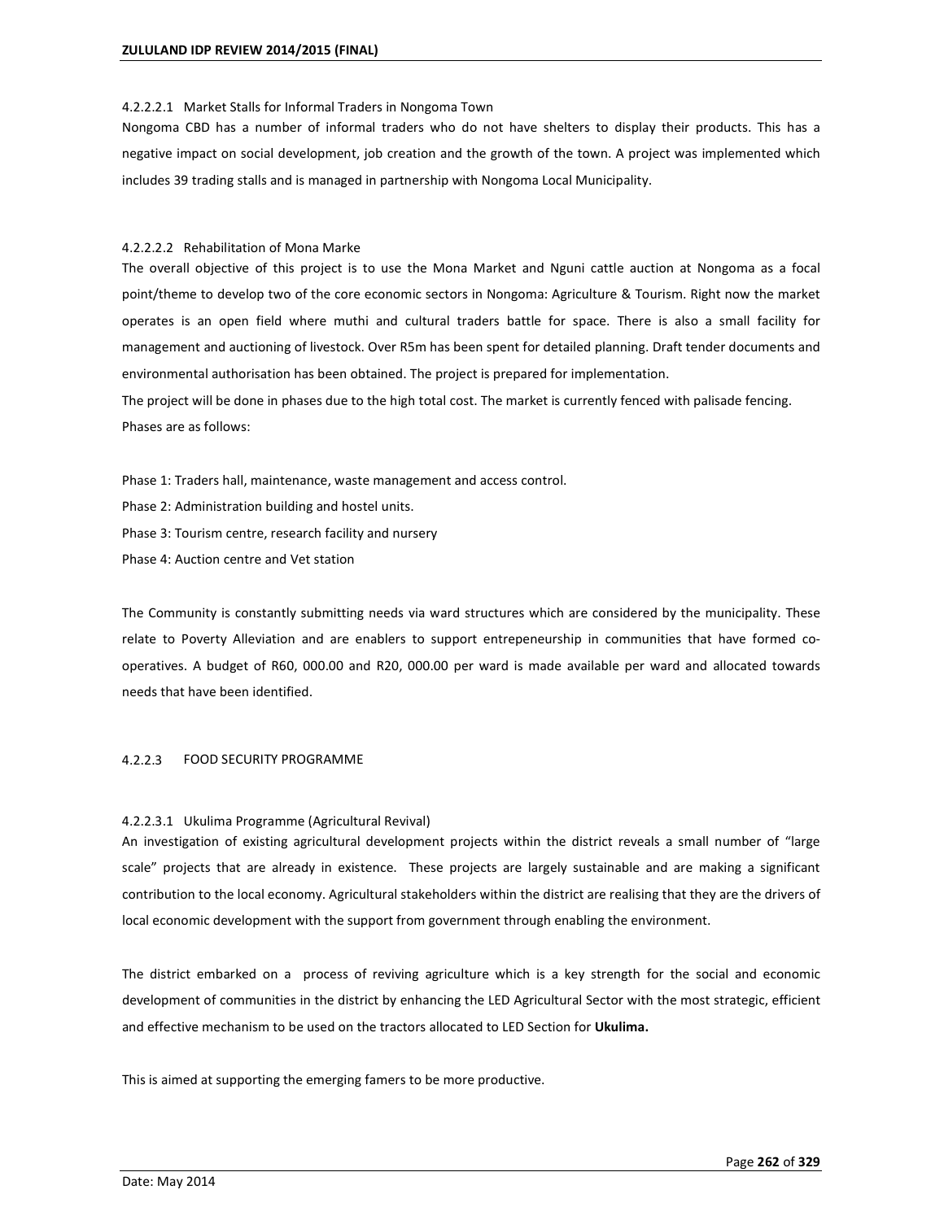#### 4.2.2.2.1 Market Stalls for Informal Traders in Nongoma Town

Nongoma CBD has a number of informal traders who do not have shelters to display their products. This has a negative impact on social development, job creation and the growth of the town. A project was implemented which includes 39 trading stalls and is managed in partnership with Nongoma Local Municipality.

#### 4.2.2.2.2 Rehabilitation of Mona Marke

The overall objective of this project is to use the Mona Market and Nguni cattle auction at Nongoma as a focal point/theme to develop two of the core economic sectors in Nongoma: Agriculture & Tourism. Right now the market operates is an open field where muthi and cultural traders battle for space. There is also a small facility for management and auctioning of livestock. Over R5m has been spent for detailed planning. Draft tender documents and environmental authorisation has been obtained. The project is prepared for implementation.

The project will be done in phases due to the high total cost. The market is currently fenced with palisade fencing. Phases are as follows:

Phase 1: Traders hall, maintenance, waste management and access control.

Phase 2: Administration building and hostel units.

Phase 3: Tourism centre, research facility and nursery

Phase 4: Auction centre and Vet station

The Community is constantly submitting needs via ward structures which are considered by the municipality. These relate to Poverty Alleviation and are enablers to support entrepeneurship in communities that have formed co-operatives. A budget of R60, 000.00 and R20, 000.00 per ward is made available per ward and allocated towards needs that have been identified.

### 4.2.2.3 FOOD SECURITY PROGRAMME

#### 4.2.2.3.1 Ukulima Programme (Agricultural Revival)

An investigation of existing agricultural development projects within the district reveals a small number of "large scale" projects that are already in existence. These projects are largely sustainable and are making a significant contribution to the local economy. Agricultural stakeholders within the district are realising that they are the drivers of local economic development with the support from government through enabling the environment.

The district embarked on a process of reviving agriculture which is a key strength for the social and economic development of communities in the district by enhancing the LED Agricultural Sector with the most strategic, efficient and effective mechanism to be used on the tractors allocated to LED Section for **Ukulima.**

This is aimed at supporting the emerging famers to be more productive.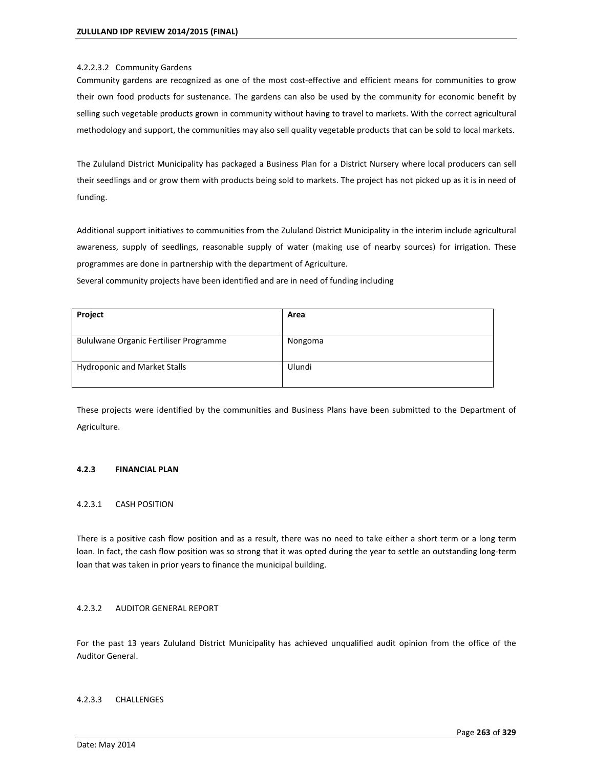#### 4.2.2.3.2 Community Gardens

Community gardens are recognized as one of the most cost-effective and efficient means for communities to grow their own food products for sustenance. The gardens can also be used by the community for economic benefit by selling such vegetable products grown in community without having to travel to markets. With the correct agricultural methodology and support, the communities may also sell quality vegetable products that can be sold to local markets.

The Zululand District Municipality has packaged a Business Plan for a District Nursery where local producers can sell their seedlings and or grow them with products being sold to markets. The project has not picked up as it is in need of funding.

Additional support initiatives to communities from the Zululand District Municipality in the interim include agricultural awareness, supply of seedlings, reasonable supply of water (making use of nearby sources) for irrigation. These programmes are done in partnership with the department of Agriculture.

Several community projects have been identified and are in need of funding including

| Project | Area |
| --- | --- |
| Bululwane Organic Fertiliser Programme | Nongoma |
| Hydroponic and Market Stalls | Ulundi |

These projects were identified by the communities and Business Plans have been submitted to the Department of Agriculture.

### 4.2.3 FINANCIAL PLAN

#### 4.2.3.1 CASH POSITION

There is a positive cash flow position and as a result, there was no need to take either a short term or a long term loan. In fact, the cash flow position was so strong that it was opted during the year to settle an outstanding long-term loan that was taken in prior years to finance the municipal building.

#### 4.2.3.2 AUDITOR GENERAL REPORT

For the past 13 years Zululand District Municipality has achieved unqualified audit opinion from the office of the Auditor General.

#### 4.2.3.3 CHALLENGES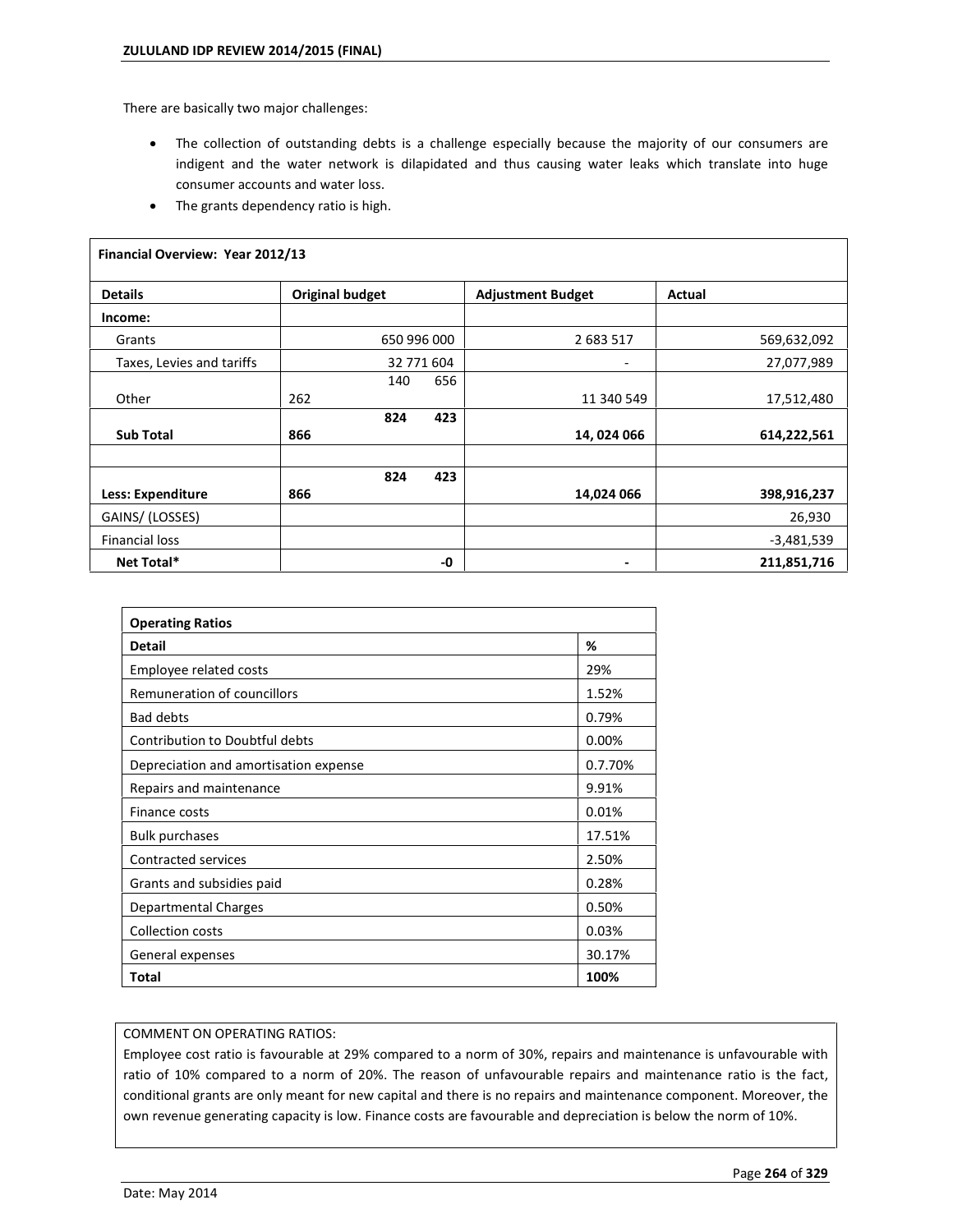There are basically two major challenges:

- The collection of outstanding debts is a challenge especially because the majority of our consumers are indigent and the water network is dilapidated and thus causing water leaks which translate into huge consumer accounts and water loss.
- The grants dependency ratio is high.

| Financial Overview: Year 2012/13 | | | |
|---|---|---|---|
| **Details** | **Original budget** | **Adjustment Budget** | **Actual** |
| **Income:** | | | |
| Grants | 650 996 000 | 2 683 517 | 569,632,092 |
| Taxes, Levies and tariffs | 32 771 604 | - | 27,077,989 |
| Other | 140 656 262 | 11 340 549 | 17,512,480 |
| **Sub Total** | **824 423 866** | **14, 024 066** | **614,222,561** |
| | | | |
| **Less: Expenditure** | **824 423 866** | **14,024 066** | **398,916,237** |
| GAINS/ (LOSSES) | | | 26,930 |
| Financial loss | | | -3,481,539 |
| **Net Total*** | **-0** | **-** | **211,851,716** |

| Operating Ratios | |
|---|---|
| **Detail** | **%** |
| Employee related costs | 29% |
| Remuneration of councillors | 1.52% |
| Bad debts | 0.79% |
| Contribution to Doubtful debts | 0.00% |
| Depreciation and amortisation expense | 0.7.70% |
| Repairs and maintenance | 9.91% |
| Finance costs | 0.01% |
| Bulk purchases | 17.51% |
| Contracted services | 2.50% |
| Grants and subsidies paid | 0.28% |
| Departmental Charges | 0.50% |
| Collection costs | 0.03% |
| General expenses | 30.17% |
| **Total** | **100%** |

COMMENT ON OPERATING RATIOS:

Employee cost ratio is favourable at 29% compared to a norm of 30%, repairs and maintenance is unfavourable with ratio of 10% compared to a norm of 20%. The reason of unfavourable repairs and maintenance ratio is the fact, conditional grants are only meant for new capital and there is no repairs and maintenance component. Moreover, the own revenue generating capacity is low. Finance costs are favourable and depreciation is below the norm of 10%.

Date: May 2014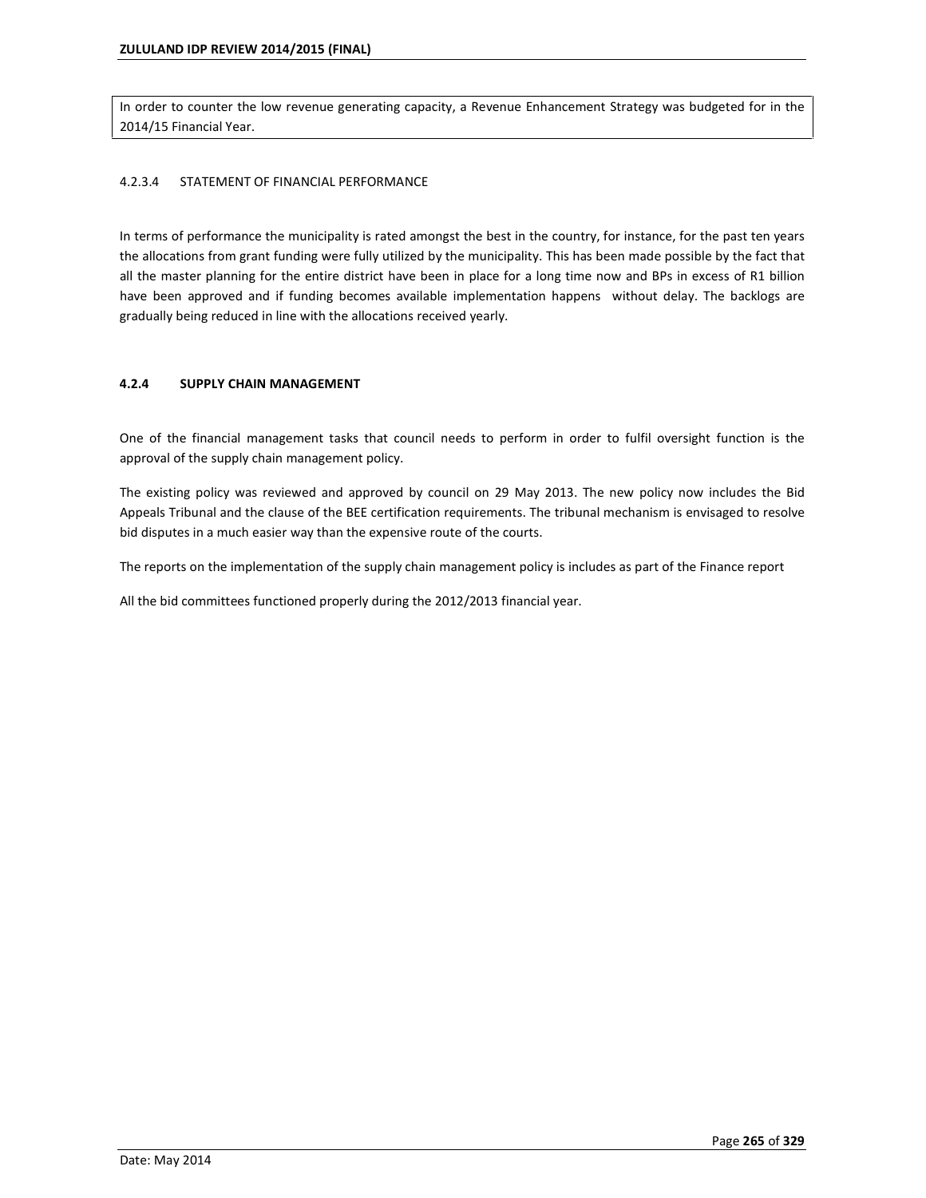In order to counter the low revenue generating capacity, a Revenue Enhancement Strategy was budgeted for in the 2014/15 Financial Year.

#### 4.2.3.4 STATEMENT OF FINANCIAL PERFORMANCE

In terms of performance the municipality is rated amongst the best in the country, for instance, for the past ten years the allocations from grant funding were fully utilized by the municipality. This has been made possible by the fact that all the master planning for the entire district have been in place for a long time now and BPs in excess of R1 billion have been approved and if funding becomes available implementation happens without delay. The backlogs are gradually being reduced in line with the allocations received yearly.

### 4.2.4 SUPPLY CHAIN MANAGEMENT

One of the financial management tasks that council needs to perform in order to fulfil oversight function is the approval of the supply chain management policy.

The existing policy was reviewed and approved by council on 29 May 2013. The new policy now includes the Bid Appeals Tribunal and the clause of the BEE certification requirements. The tribunal mechanism is envisaged to resolve bid disputes in a much easier way than the expensive route of the courts.

The reports on the implementation of the supply chain management policy is includes as part of the Finance report

All the bid committees functioned properly during the 2012/2013 financial year.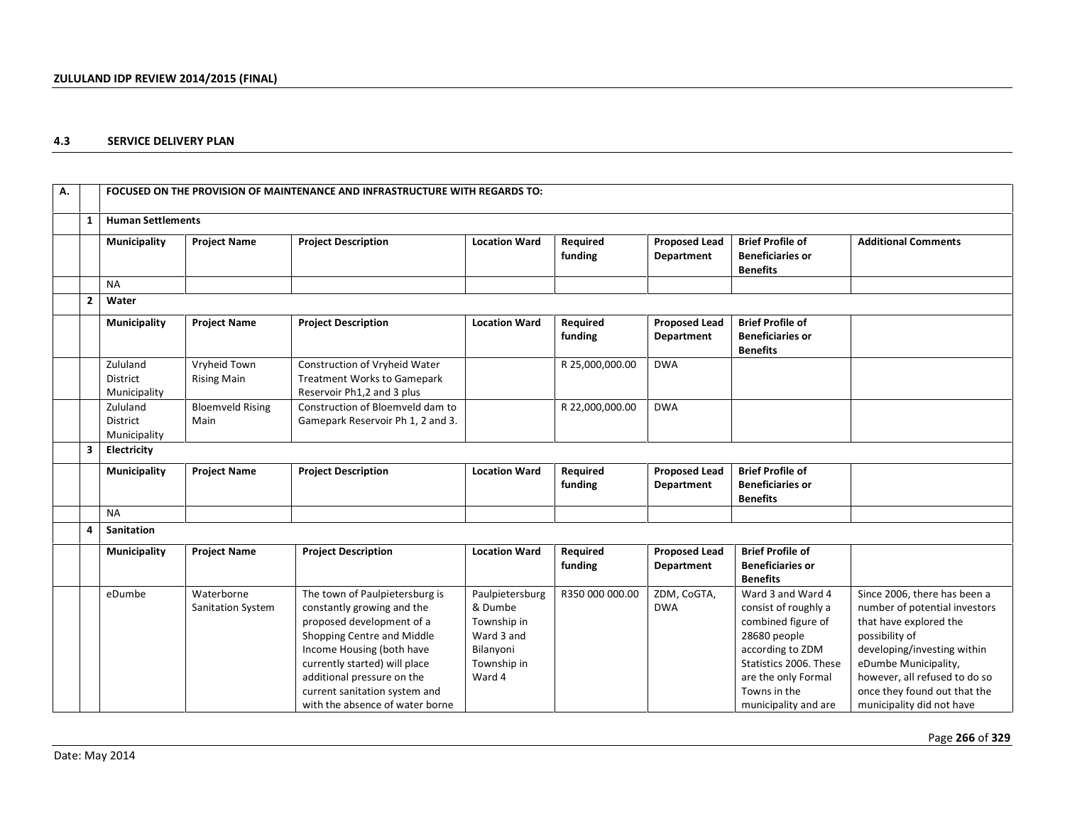## 4.3 SERVICE DELIVERY PLAN

| A. | | FOCUSED ON THE PROVISION OF MAINTENANCE AND INFRASTRUCTURE WITH REGARDS TO: | | | | | | | |
|---|---|---|---|---|---|---|---|---|---|
| | **1** | **Human Settlements** | | | | | | | |
| | | **Municipality** | **Project Name** | **Project Description** | **Location Ward** | **Required funding** | **Proposed Lead Department** | **Brief Profile of Beneficiaries or Benefits** | **Additional Comments** |
| | | NA | | | | | | | |
| | **2** | **Water** | | | | | | | |
| | | **Municipality** | **Project Name** | **Project Description** | **Location Ward** | **Required funding** | **Proposed Lead Department** | **Brief Profile of Beneficiaries or Benefits** | |
| | | Zululand District Municipality | Vryheid Town Rising Main | Construction of Vryheid Water Treatment Works to Gamepark Reservoir Ph1,2 and 3 plus | | R 25,000,000.00 | DWA | | |
| | | Zululand District Municipality | Bloemveld Rising Main | Construction of Bloemveld dam to Gamepark Reservoir Ph 1, 2 and 3. | | R 22,000,000.00 | DWA | | |
| | **3** | **Electricity** | | | | | | | |
| | | **Municipality** | **Project Name** | **Project Description** | **Location Ward** | **Required funding** | **Proposed Lead Department** | **Brief Profile of Beneficiaries or Benefits** | |
| | | NA | | | | | | | |
| | **4** | **Sanitation** | | | | | | | |
| | | **Municipality** | **Project Name** | **Project Description** | **Location Ward** | **Required funding** | **Proposed Lead Department** | **Brief Profile of Beneficiaries or Benefits** | |
| | | eDumbe | Waterborne Sanitation System | The town of Paulpietersburg is constantly growing and the proposed development of a Shopping Centre and Middle Income Housing (both have currently started) will place additional pressure on the current sanitation system and with the absence of water borne | Paulpietersburg & Dumbe Township in Ward 3 and Bilanyoni Township in Ward 4 | R350 000 000.00 | ZDM, CoGTA, DWA | Ward 3 and Ward 4 consist of roughly a combined figure of 28680 people according to ZDM Statistics 2006. These are the only Formal Towns in the municipality and are | Since 2006, there has been a number of potential investors that have explored the possibility of developing/investing within eDumbe Municipality, however, all refused to do so once they found out that the municipality did not have |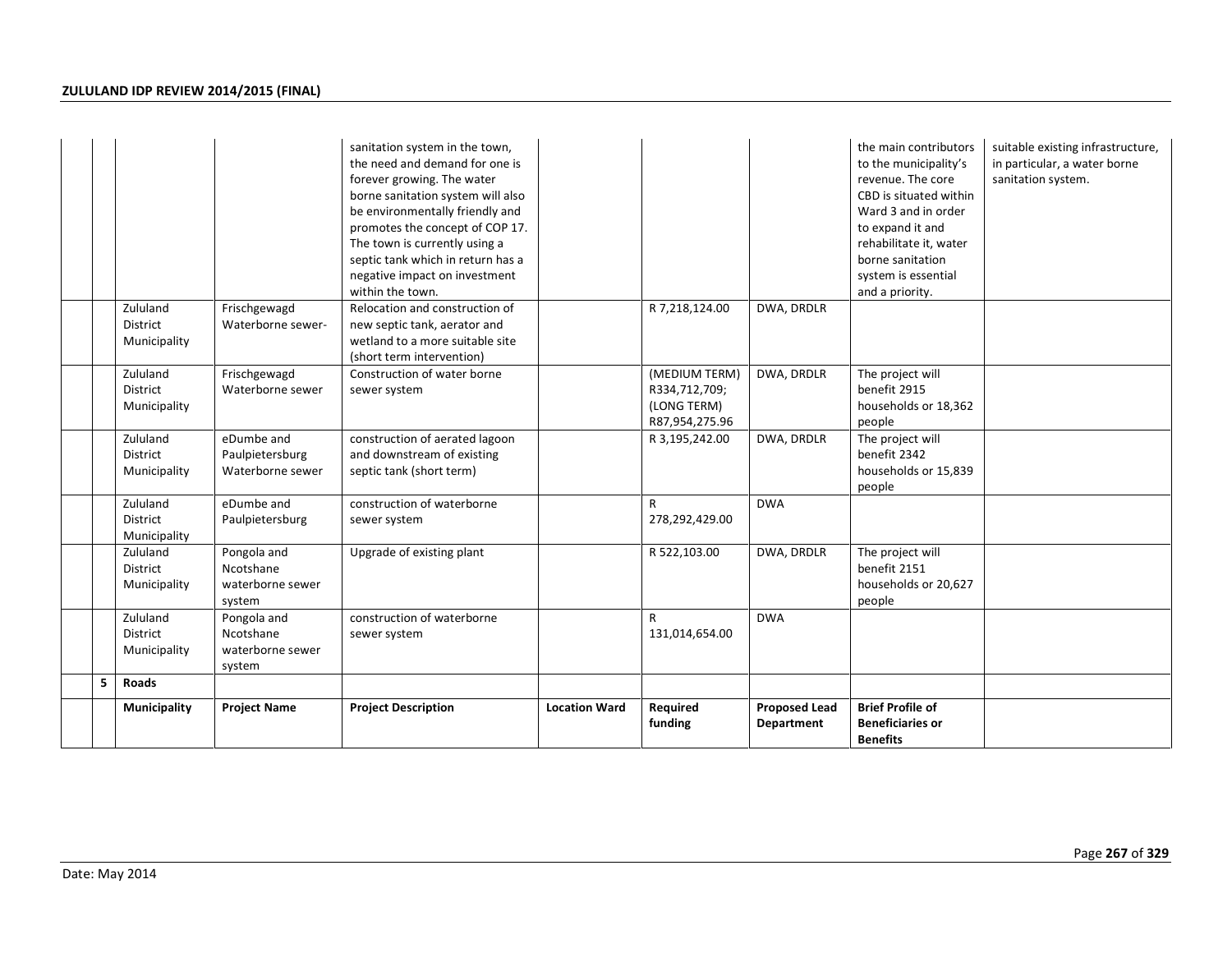|   |   |   |   | sanitation system in the town, the need and demand for one is forever growing. The water borne sanitation system will also be environmentally friendly and promotes the concept of COP 17. The town is currently using a septic tank which in return has a negative impact on investment within the town. |   |   |   | the main contributors to the municipality's revenue. The core CBD is situated within Ward 3 and in order to expand it and rehabilitate it, water borne sanitation system is essential and a priority. | suitable existing infrastructure, in particular, a water borne sanitation system. |
|---|---|---|---|---|---|---|---|---|---|
|   |   | Zululand District Municipality | Frischgewagd Waterborne sewer- | Relocation and construction of new septic tank, aerator and wetland to a more suitable site (short term intervention) |   | R 7,218,124.00 | DWA, DRDLR |   |   |
|   |   | Zululand District Municipality | Frischgewagd Waterborne sewer | Construction of water borne sewer system |   | (MEDIUM TERM) R334,712,709; (LONG TERM) R87,954,275.96 | DWA, DRDLR | The project will benefit 2915 households or 18,362 people |   |
|   |   | Zululand District Municipality | eDumbe and Paulpietersburg Waterborne sewer | construction of aerated lagoon and downstream of existing septic tank (short term) |   | R 3,195,242.00 | DWA, DRDLR | The project will benefit 2342 households or 15,839 people |   |
|   |   | Zululand District Municipality | eDumbe and Paulpietersburg | construction of waterborne sewer system |   | R 278,292,429.00 | DWA |   |   |
|   |   | Zululand District Municipality | Pongola and Ncotshane waterborne sewer system | Upgrade of existing plant |   | R 522,103.00 | DWA, DRDLR | The project will benefit 2151 households or 20,627 people |   |
|   |   | Zululand District Municipality | Pongola and Ncotshane waterborne sewer system | construction of waterborne sewer system |   | R 131,014,654.00 | DWA |   |   |
|   | **5** | **Roads** |   |   |   |   |   |   |   |
|   |   | **Municipality** | **Project Name** | **Project Description** | **Location Ward** | **Required funding** | **Proposed Lead Department** | **Brief Profile of Beneficiaries or Benefits** |   |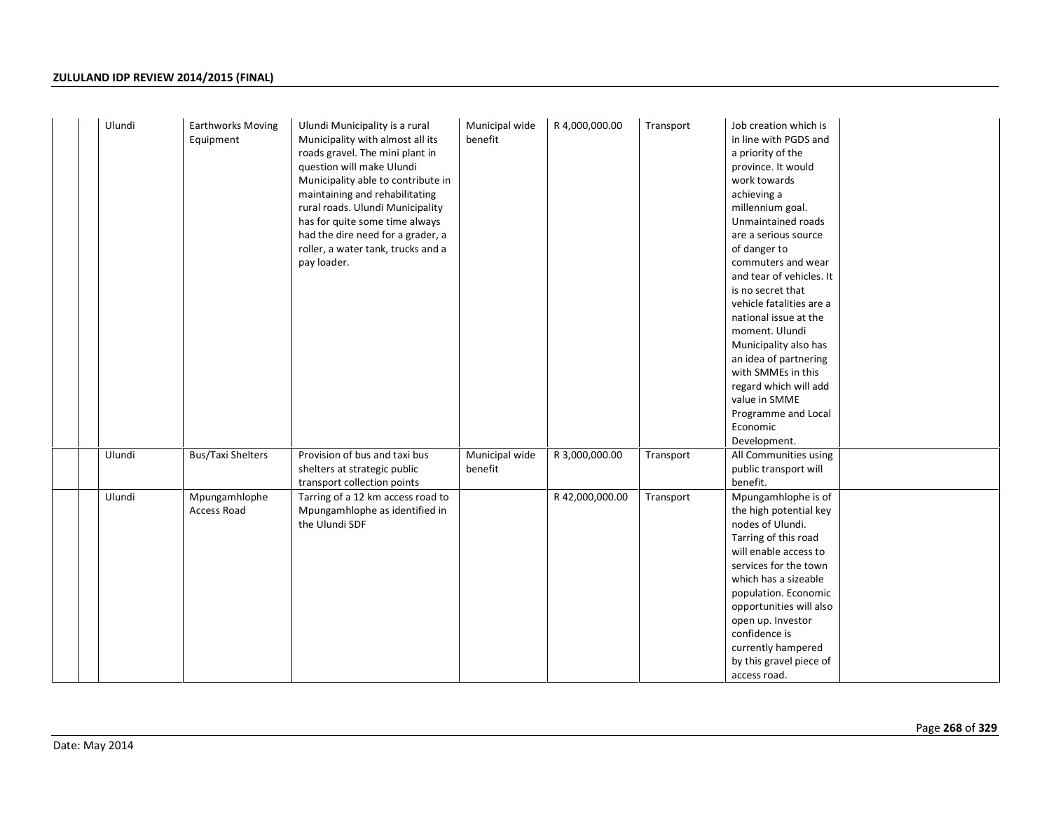| | | | | | | | | |
|---|---|---|---|---|---|---|---|---|
| | Ulundi | Earthworks Moving Equipment | Ulundi Municipality is a rural Municipality with almost all its roads gravel. The mini plant in question will make Ulundi Municipality able to contribute in maintaining and rehabilitating rural roads. Ulundi Municipality has for quite some time always had the dire need for a grader, a roller, a water tank, trucks and a pay loader. | Municipal wide benefit | R 4,000,000.00 | Transport | Job creation which is in line with PGDS and a priority of the province. It would work towards achieving a millennium goal. Unmaintained roads are a serious source of danger to commuters and wear and tear of vehicles. It is no secret that vehicle fatalities are a national issue at the moment. Ulundi Municipality also has an idea of partnering with SMMEs in this regard which will add value in SMME Programme and Local Economic Development. | |
| | Ulundi | Bus/Taxi Shelters | Provision of bus and taxi bus shelters at strategic public transport collection points | Municipal wide benefit | R 3,000,000.00 | Transport | All Communities using public transport will benefit. | |
| | Ulundi | Mpungamhlophe Access Road | Tarring of a 12 km access road to Mpungamhlophe as identified in the Ulundi SDF | | R 42,000,000.00 | Transport | Mpungamhlophe is of the high potential key nodes of Ulundi. Tarring of this road will enable access to services for the town which has a sizeable population. Economic opportunities will also open up. Investor confidence is currently hampered by this gravel piece of access road. | |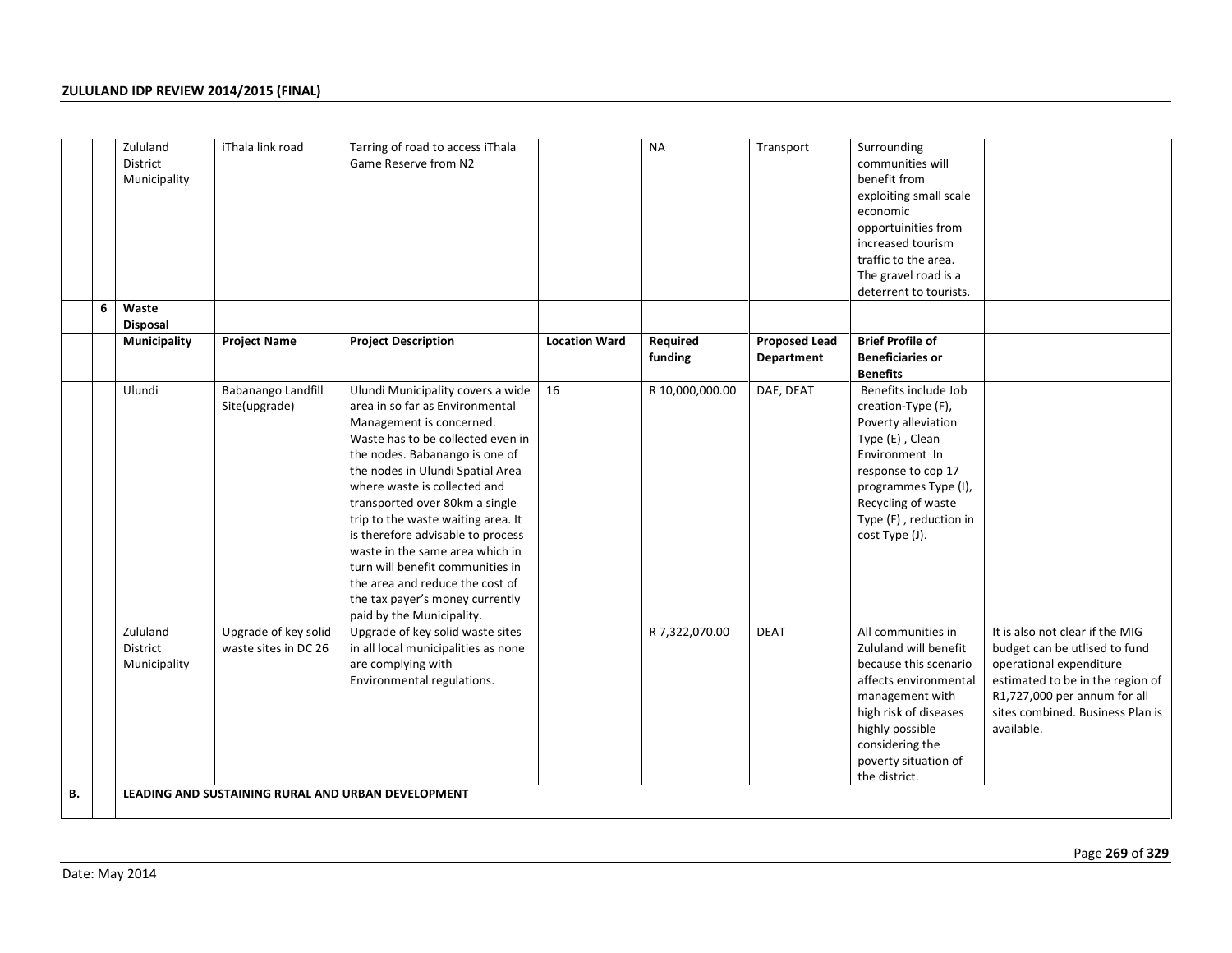| | | | | | | | | | |
|---|---|---|---|---|---|---|---|---|---|
| | | Zululand District Municipality | iThala link road | Tarring of road to access iThala Game Reserve from N2 | | NA | Transport | Surrounding communities will benefit from exploiting small scale economic opportuinities from increased tourism traffic to the area. The gravel road is a deterrent to tourists. | |
| | **6** | **Waste Disposal** | | | | | | | |
| | | **Municipality** | **Project Name** | **Project Description** | **Location Ward** | **Required funding** | **Proposed Lead Department** | **Brief Profile of Beneficiaries or Benefits** | |
| | | Ulundi | Babanango Landfill Site(upgrade) | Ulundi Municipality covers a wide area in so far as Environmental Management is concerned. Waste has to be collected even in the nodes. Babanango is one of the nodes in Ulundi Spatial Area where waste is collected and transported over 80km a single trip to the waste waiting area. It is therefore advisable to process waste in the same area which in turn will benefit communities in the area and reduce the cost of the tax payer's money currently paid by the Municipality. | 16 | R 10,000,000.00 | DAE, DEAT | Benefits include Job creation-Type (F), Poverty alleviation Type (E) , Clean Environment In response to cop 17 programmes Type (I), Recycling of waste Type (F) , reduction in cost Type (J). | |
| | | Zululand District Municipality | Upgrade of key solid waste sites in DC 26 | Upgrade of key solid waste sites in all local municipalities as none are complying with Environmental regulations. | | R 7,322,070.00 | DEAT | All communities in Zululand will benefit because this scenario affects environmental management with high risk of diseases highly possible considering the poverty situation of the district. | It is also not clear if the MIG budget can be utlised to fund operational expenditure estimated to be in the region of R1,727,000 per annum for all sites combined. Business Plan is available. |
| **B.** | | **LEADING AND SUSTAINING RURAL AND URBAN DEVELOPMENT** | | | | | | | |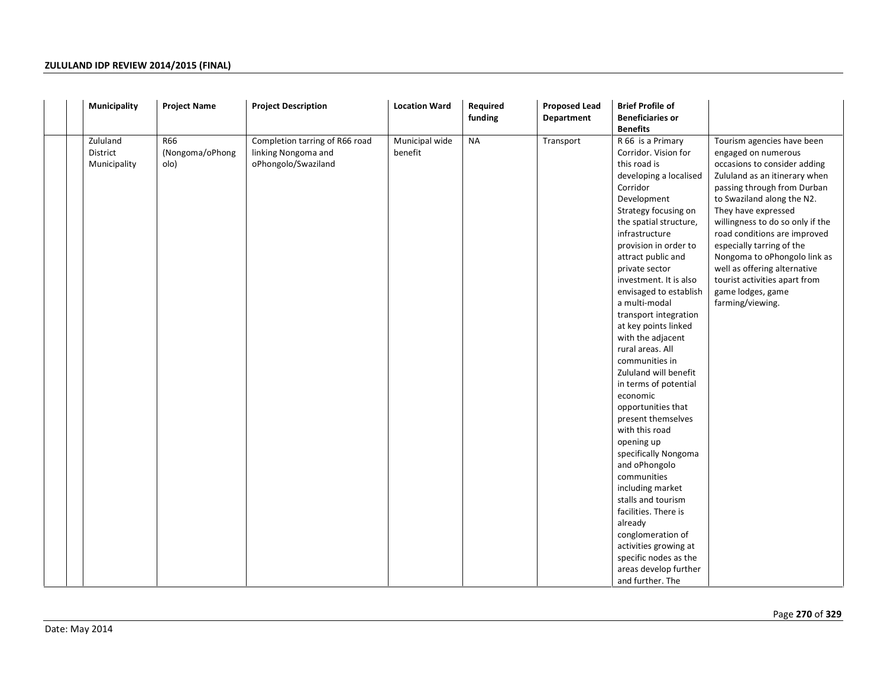| | | Municipality | Project Name | Project Description | Location Ward | Required funding | Proposed Lead Department | Brief Profile of Beneficiaries or Benefits | |
|---|---|---|---|---|---|---|---|---|---|
| | | Zululand District Municipality | R66 (Nongoma/oPhongolo) | Completion tarring of R66 road linking Nongoma and oPhongolo/Swaziland | Municipal wide benefit | NA | Transport | R 66 is a Primary Corridor. Vision for this road is developing a localised Corridor Development Strategy focusing on the spatial structure, infrastructure provision in order to attract public and private sector investment. It is also envisaged to establish a multi-modal transport integration at key points linked with the adjacent rural areas. All communities in Zululand will benefit in terms of potential economic opportunities that present themselves with this road opening up specifically Nongoma and oPhongolo communities including market stalls and tourism facilities. There is already conglomeration of activities growing at specific nodes as the areas develop further and further. The | Tourism agencies have been engaged on numerous occasions to consider adding Zululand as an itinerary when passing through from Durban to Swaziland along the N2. They have expressed willingness to do so only if the road conditions are improved especially tarring of the Nongoma to oPhongolo link as well as offering alternative tourist activities apart from game lodges, game farming/viewing. |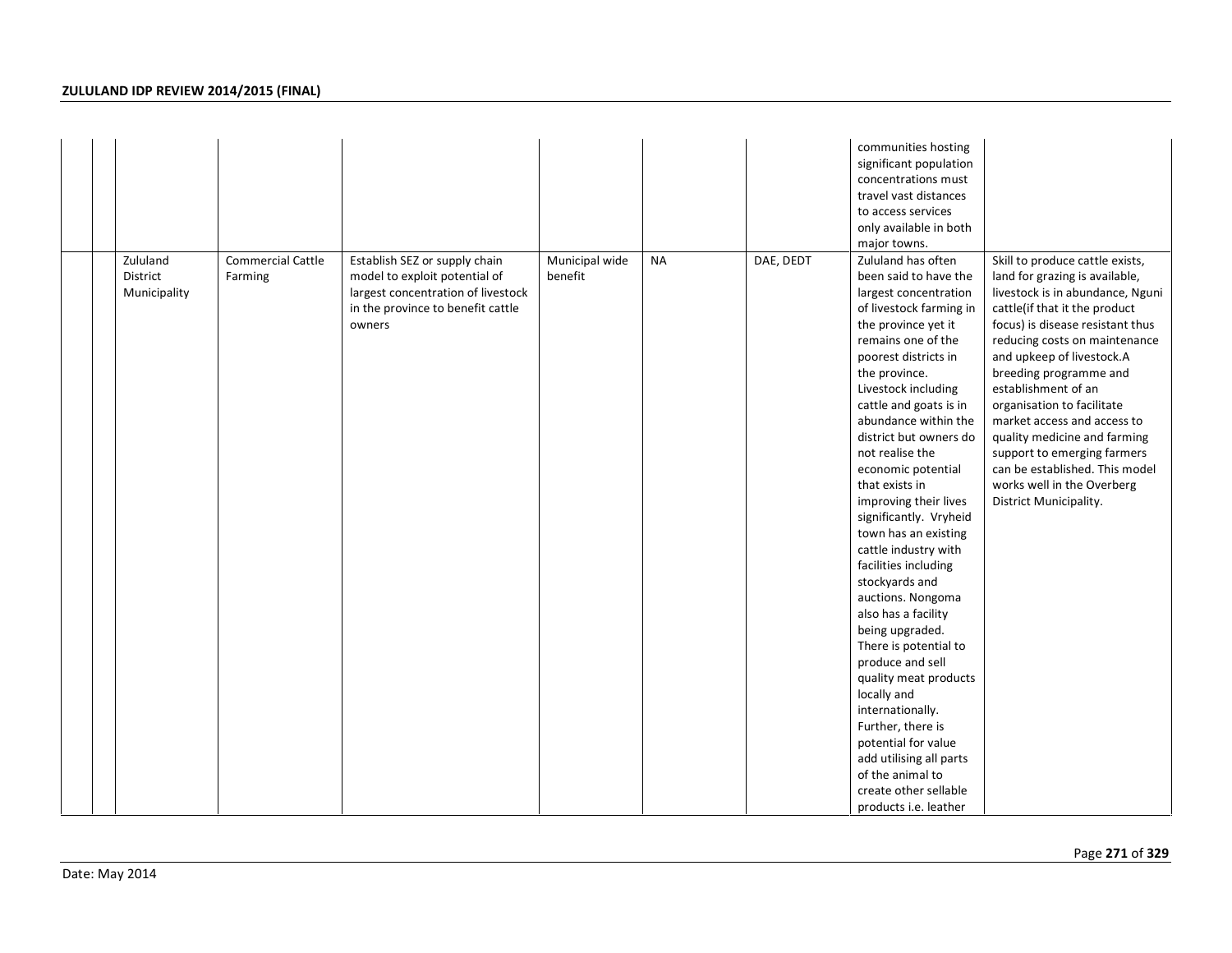|  |  |  |  |  |  |  |  | communities hosting significant population concentrations must travel vast distances to access services only available in both major towns. |  |
|---|---|---|---|---|---|---|---|---|---|
|  |  | Zululand District Municipality | Commercial Cattle Farming | Establish SEZ or supply chain model to exploit potential of largest concentration of livestock in the province to benefit cattle owners | Municipal wide benefit | NA | DAE, DEDT | Zululand has often been said to have the largest concentration of livestock farming in the province yet it remains one of the poorest districts in the province. Livestock including cattle and goats is in abundance within the district but owners do not realise the economic potential that exists in improving their lives significantly. Vryheid town has an existing cattle industry with facilities including stockyards and auctions. Nongoma also has a facility being upgraded. There is potential to produce and sell quality meat products locally and internationally. Further, there is potential for value add utilising all parts of the animal to create other sellable products i.e. leather | Skill to produce cattle exists, land for grazing is available, livestock is in abundance, Nguni cattle(if that it the product focus) is disease resistant thus reducing costs on maintenance and upkeep of livestock.A breeding programme and establishment of an organisation to facilitate market access and access to quality medicine and farming support to emerging farmers can be established. This model works well in the Overberg District Municipality. |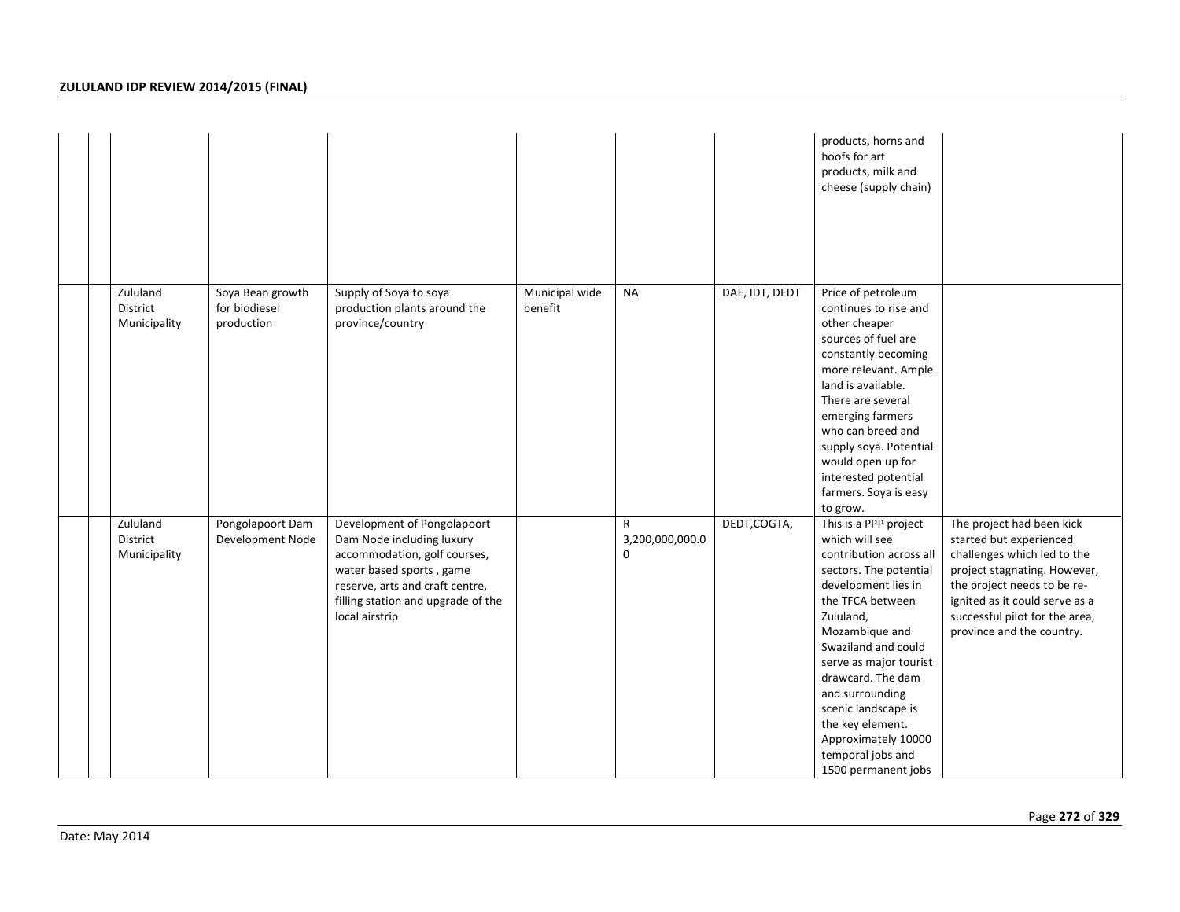| | | | | | | | | | |
|---|---|---|---|---|---|---|---|---|---|
| | | | | | | | | products, horns and hoofs for art products, milk and cheese (supply chain) | |
| | | Zululand District Municipality | Soya Bean growth for biodiesel production | Supply of Soya to soya production plants around the province/country | Municipal wide benefit | NA | DAE, IDT, DEDT | Price of petroleum continues to rise and other cheaper sources of fuel are constantly becoming more relevant. Ample land is available. There are several emerging farmers who can breed and supply soya. Potential would open up for interested potential farmers. Soya is easy to grow. | |
| | | Zululand District Municipality | Pongolapoort Dam Development Node | Development of Pongolapoort Dam Node including luxury accommodation, golf courses, water based sports , game reserve, arts and craft centre, filling station and upgrade of the local airstrip | | R 3,200,000,000.00 | DEDT,COGTA, | This is a PPP project which will see contribution across all sectors. The potential development lies in the TFCA between Zululand, Mozambique and Swaziland and could serve as major tourist drawcard. The dam and surrounding scenic landscape is the key element. Approximately 10000 temporal jobs and 1500 permanent jobs | The project had been kick started but experienced challenges which led to the project stagnating. However, the project needs to be re-ignited as it could serve as a successful pilot for the area, province and the country. |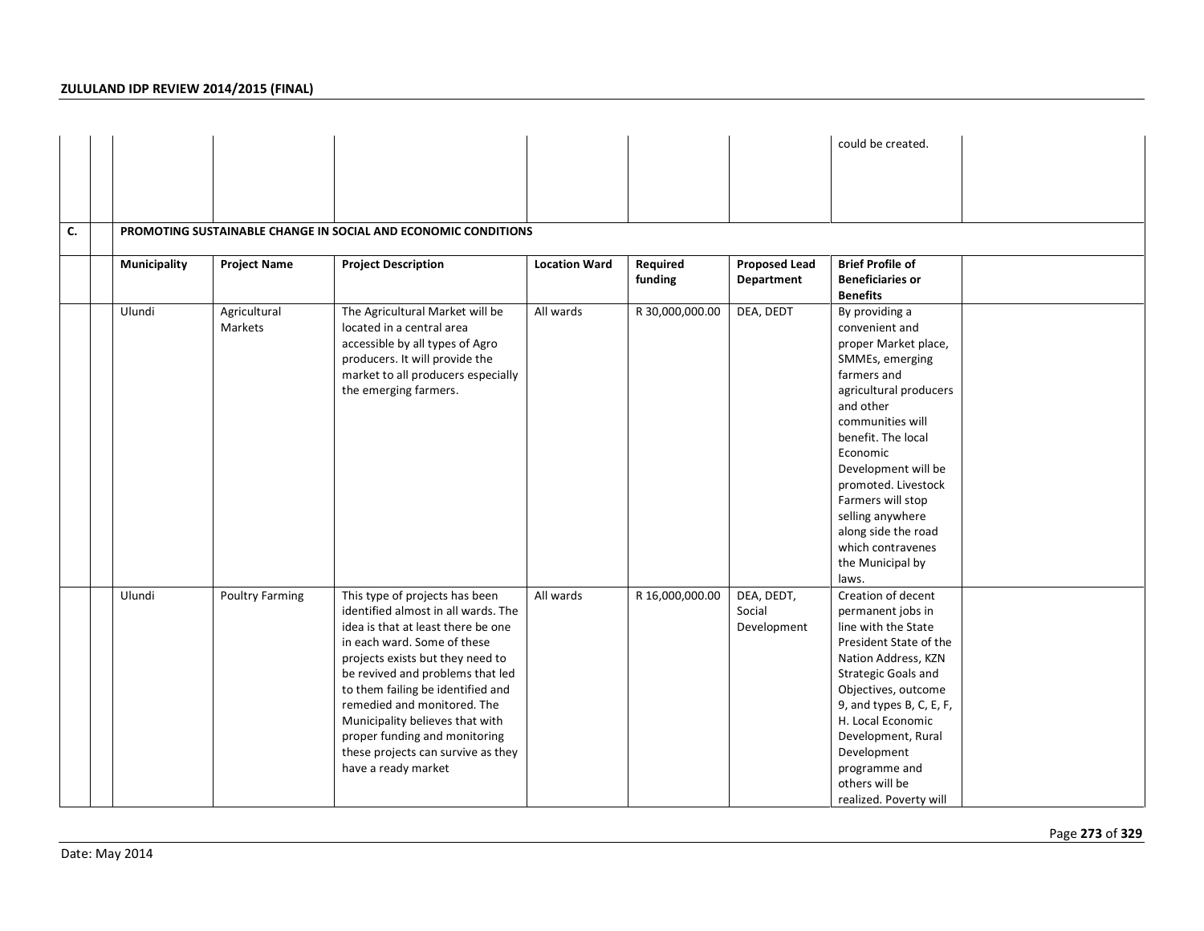| | | | | | | | | Brief Profile of Beneficiaries or Benefits | |
|---|---|---|---|---|---|---|---|---|---|
| | | | | | | | | could be created. | |
| C. | | PROMOTING SUSTAINABLE CHANGE IN SOCIAL AND ECONOMIC CONDITIONS | | | | | | | |
| | | **Municipality** | **Project Name** | **Project Description** | **Location Ward** | **Required funding** | **Proposed Lead Department** | **Brief Profile of Beneficiaries or Benefits** | |
| | | Ulundi | Agricultural Markets | The Agricultural Market will be located in a central area accessible by all types of Agro producers. It will provide the market to all producers especially the emerging farmers. | All wards | R 30,000,000.00 | DEA, DEDT | By providing a convenient and proper Market place, SMMEs, emerging farmers and agricultural producers and other communities will benefit. The local Economic Development will be promoted. Livestock Farmers will stop selling anywhere along side the road which contravenes the Municipal by laws. | |
| | | Ulundi | Poultry Farming | This type of projects has been identified almost in all wards. The idea is that at least there be one in each ward. Some of these projects exists but they need to be revived and problems that led to them failing be identified and remedied and monitored. The Municipality believes that with proper funding and monitoring these projects can survive as they have a ready market | All wards | R 16,000,000.00 | DEA, DEDT, Social Development | Creation of decent permanent jobs in line with the State President State of the Nation Address, KZN Strategic Goals and Objectives, outcome 9, and types B, C, E, F, H. Local Economic Development, Rural Development programme and others will be realized. Poverty will | |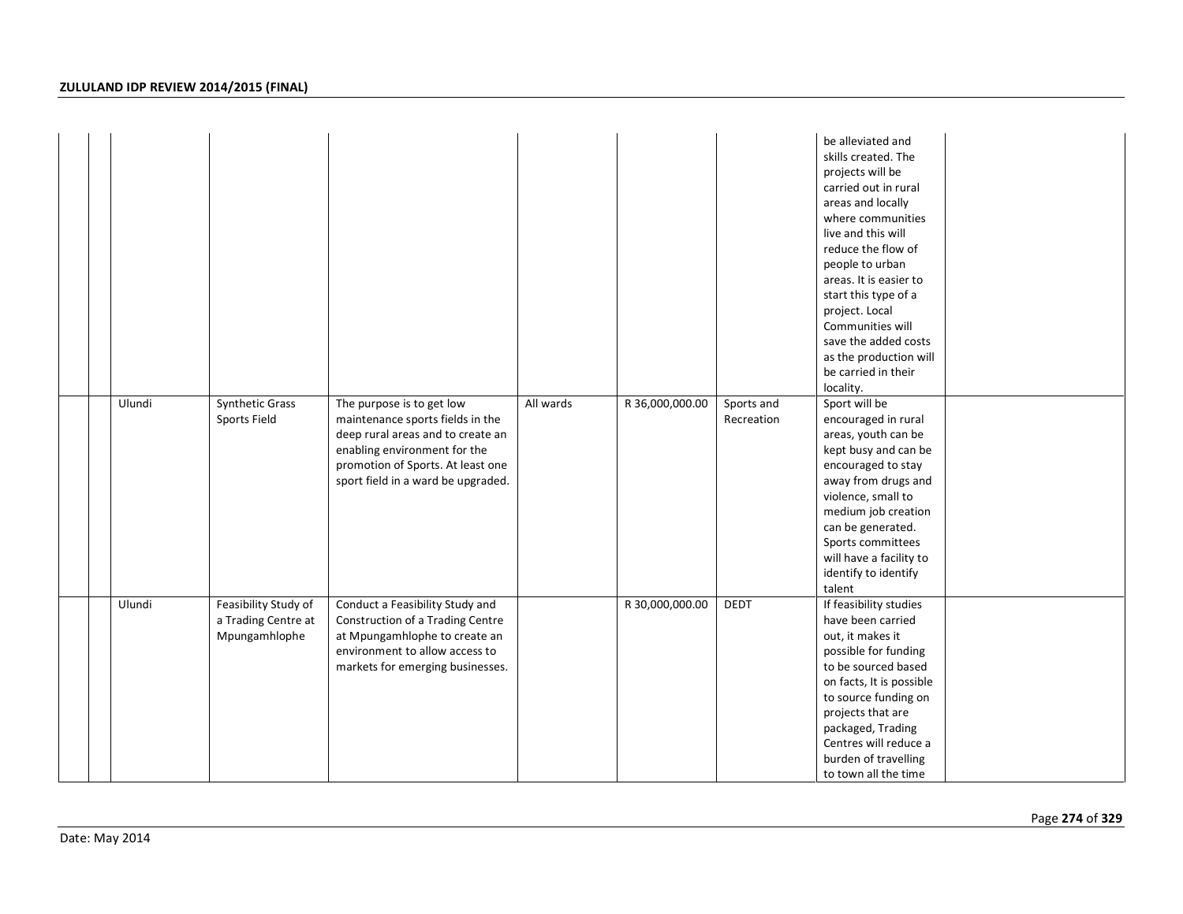| | | | | | | | | | |
|---|---|---|---|---|---|---|---|---|---|
| | | | | | | | | be alleviated and skills created. The projects will be carried out in rural areas and locally where communities live and this will reduce the flow of people to urban areas. It is easier to start this type of a project. Local Communities will save the added costs as the production will be carried in their locality. | |
| | | Ulundi | Synthetic Grass Sports Field | The purpose is to get low maintenance sports fields in the deep rural areas and to create an enabling environment for the promotion of Sports. At least one sport field in a ward be upgraded. | All wards | R 36,000,000.00 | Sports and Recreation | Sport will be encouraged in rural areas, youth can be kept busy and can be encouraged to stay away from drugs and violence, small to medium job creation can be generated. Sports committees will have a facility to identify to identify talent | |
| | | Ulundi | Feasibility Study of a Trading Centre at Mpungamhlophe | Conduct a Feasibility Study and Construction of a Trading Centre at Mpungamhlophe to create an environment to allow access to markets for emerging businesses. | | R 30,000,000.00 | DEDT | If feasibility studies have been carried out, it makes it possible for funding to be sourced based on facts, It is possible to source funding on projects that are packaged, Trading Centres will reduce a burden of travelling to town all the time | |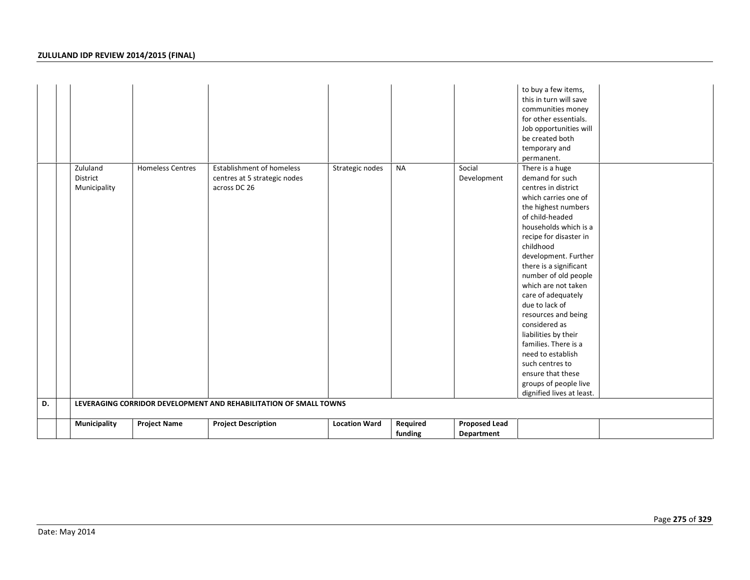|  |  |  |  |  |  |  |  | to buy a few items, this in turn will save communities money for other essentials. Job opportunities will be created both temporary and permanent. |  |
|---|---|---|---|---|---|---|---|---|---|
|  |  | Zululand District Municipality | Homeless Centres | Establishment of homeless centres at 5 strategic nodes across DC 26 | Strategic nodes | NA | Social Development | There is a huge demand for such centres in district which carries one of the highest numbers of child-headed households which is a recipe for disaster in childhood development. Further there is a significant number of old people which are not taken care of adequately due to lack of resources and being considered as liabilities by their families. There is a need to establish such centres to ensure that these groups of people live dignified lives at least. |  |
| **D.** |  | **LEVERAGING CORRIDOR DEVELOPMENT AND REHABILITATION OF SMALL TOWNS** |  |  |  |  |  |  |  |
|  |  | **Municipality** | **Project Name** | **Project Description** | **Location Ward** | **Required funding** | **Proposed Lead Department** |  |  |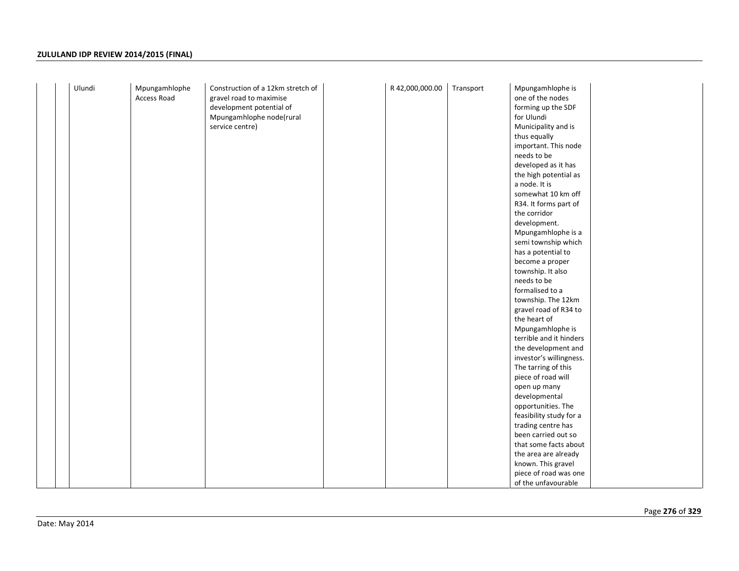| | | | | | | | | | |
|---|---|---|---|---|---|---|---|---|---|
| | | Ulundi | Mpungamhlophe Access Road | Construction of a 12km stretch of gravel road to maximise development potential of Mpungamhlophe node(rural service centre) | | R 42,000,000.00 | Transport | Mpungamhlophe is one of the nodes forming up the SDF for Ulundi Municipality and is thus equally important. This node needs to be developed as it has the high potential as a node. It is somewhat 10 km off R34. It forms part of the corridor development. Mpungamhlophe is a semi township which has a potential to become a proper township. It also needs to be formalised to a township. The 12km gravel road of R34 to the heart of Mpungamhlophe is terrible and it hinders the development and investor's willingness. The tarring of this piece of road will open up many developmental opportunities. The feasibility study for a trading centre has been carried out so that some facts about the area are already known. This gravel piece of road was one of the unfavourable | |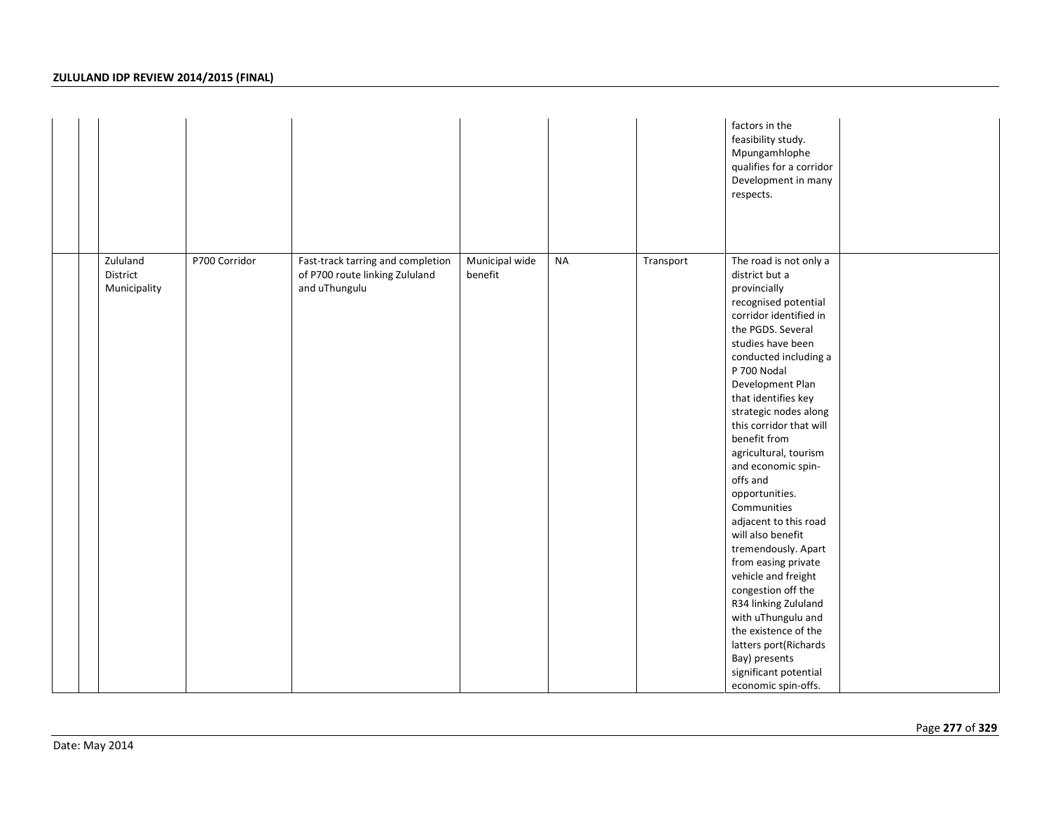| | | | | | | | | | |
|---|---|---|---|---|---|---|---|---|---|
| | | | | | | | | factors in the feasibility study. Mpungamhlophe qualifies for a corridor Development in many respects. | |
| | | Zululand District Municipality | P700 Corridor | Fast-track tarring and completion of P700 route linking Zululand and uThungulu | Municipal wide benefit | NA | Transport | The road is not only a district but a provincially recognised potential corridor identified in the PGDS. Several studies have been conducted including a P 700 Nodal Development Plan that identifies key strategic nodes along this corridor that will benefit from agricultural, tourism and economic spin-offs and opportunities. Communities adjacent to this road will also benefit tremendously. Apart from easing private vehicle and freight congestion off the R34 linking Zululand with uThungulu and the existence of the latters port(Richards Bay) presents significant potential economic spin-offs. | |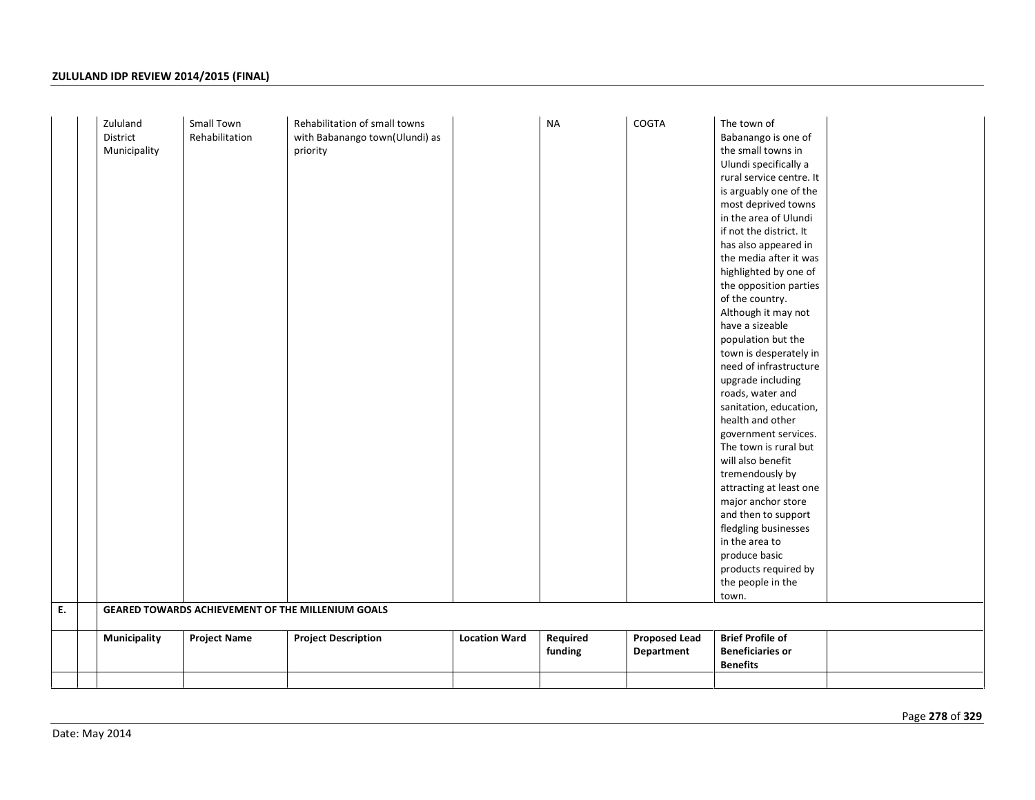| | | | | | | | | |
|---|---|---|---|---|---|---|---|---|
| | | Zululand District Municipality | Small Town Rehabilitation | Rehabilitation of small towns with Babanango town(Ulundi) as priority | | NA | COGTA | The town of Babanango is one of the small towns in Ulundi specifically a rural service centre. It is arguably one of the most deprived towns in the area of Ulundi if not the district. It has also appeared in the media after it was highlighted by one of the opposition parties of the country. Although it may not have a sizeable population but the town is desperately in need of infrastructure upgrade including roads, water and sanitation, education, health and other government services. The town is rural but will also benefit tremendously by attracting at least one major anchor store and then to support fledgling businesses in the area to produce basic products required by the people in the town. | |
| **E.** | | **GEARED TOWARDS ACHIEVEMENT OF THE MILLENIUM GOALS** | | | | | | | |
| | | **Municipality** | **Project Name** | **Project Description** | **Location Ward** | **Required funding** | **Proposed Lead Department** | **Brief Profile of Beneficiaries or Benefits** | |
| | | | | | | | | | |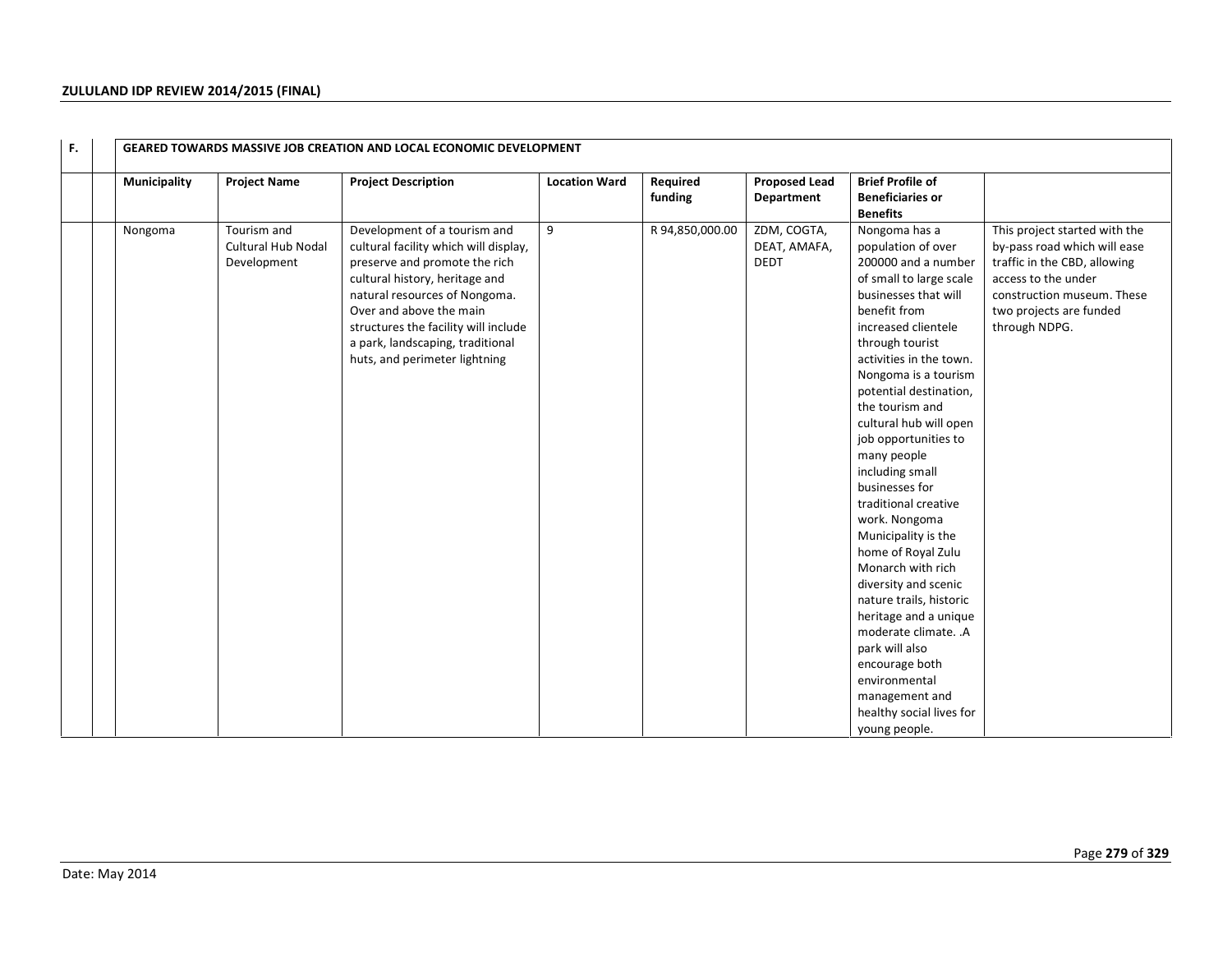| F. | | GEARED TOWARDS MASSIVE JOB CREATION AND LOCAL ECONOMIC DEVELOPMENT | | | | | | | |
|---|---|---|---|---|---|---|---|---|---|
| | | **Municipality** | **Project Name** | **Project Description** | **Location Ward** | **Required funding** | **Proposed Lead Department** | **Brief Profile of Beneficiaries or Benefits** | |
| | | Nongoma | Tourism and Cultural Hub Nodal Development | Development of a tourism and cultural facility which will display, preserve and promote the rich cultural history, heritage and natural resources of Nongoma. Over and above the main structures the facility will include a park, landscaping, traditional huts, and perimeter lightning | 9 | R 94,850,000.00 | ZDM, COGTA, DEAT, AMAFA, DEDT | Nongoma has a population of over 200000 and a number of small to large scale businesses that will benefit from increased clientele through tourist activities in the town. Nongoma is a tourism potential destination, the tourism and cultural hub will open job opportunities to many people including small businesses for traditional creative work. Nongoma Municipality is the home of Royal Zulu Monarch with rich diversity and scenic nature trails, historic heritage and a unique moderate climate. .A park will also encourage both environmental management and healthy social lives for young people. | This project started with the by-pass road which will ease traffic in the CBD, allowing access to the under construction museum. These two projects are funded through NDPG. |

Date: May 2014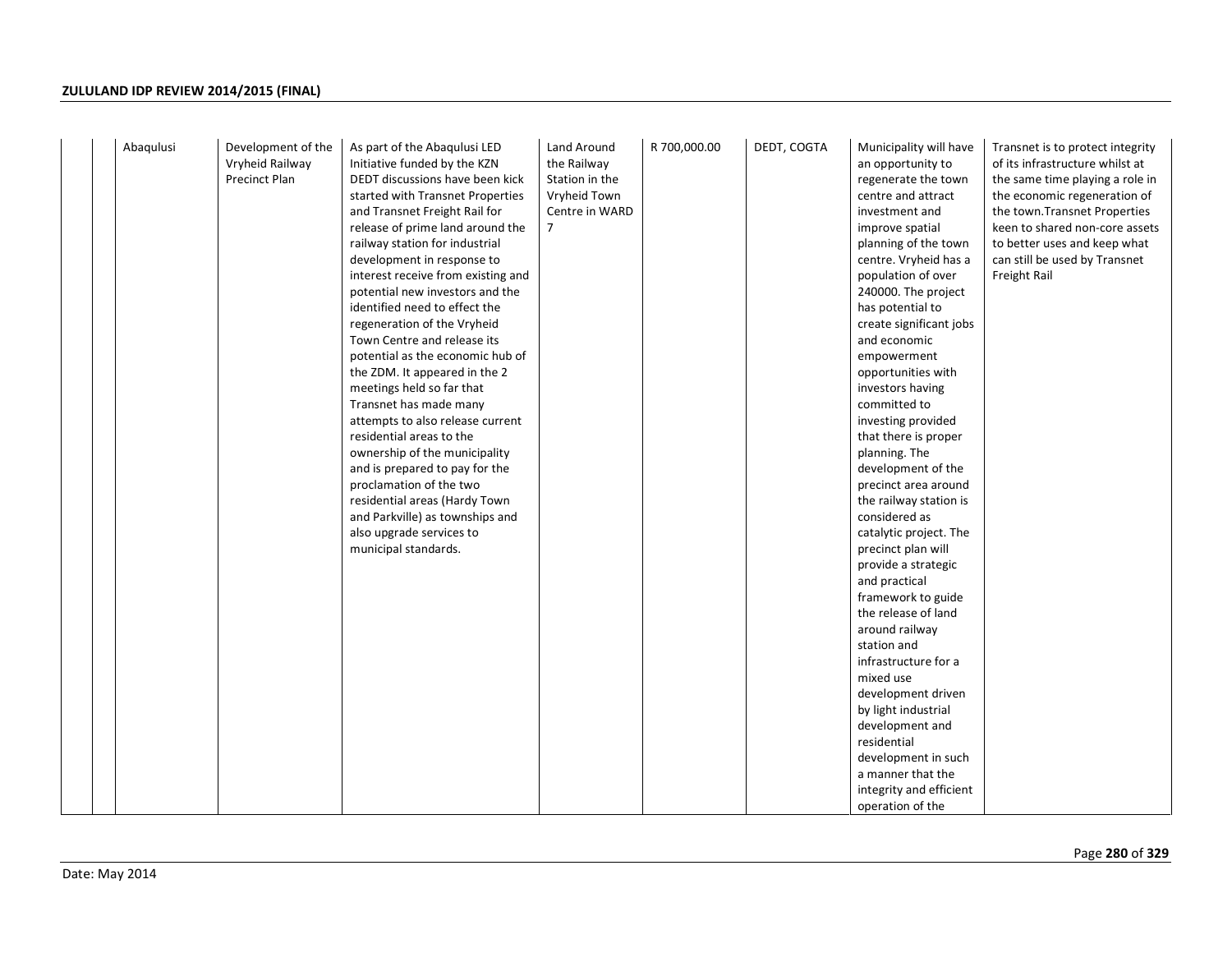| | | | | | | | | | |
|---|---|---|---|---|---|---|---|---|---|
| | | Abaqulusi | Development of the Vryheid Railway Precinct Plan | As part of the Abaqulusi LED Initiative funded by the KZN DEDT discussions have been kick started with Transnet Properties and Transnet Freight Rail for release of prime land around the railway station for industrial development in response to interest receive from existing and potential new investors and the identified need to effect the regeneration of the Vryheid Town Centre and release its potential as the economic hub of the ZDM. It appeared in the 2 meetings held so far that Transnet has made many attempts to also release current residential areas to the ownership of the municipality and is prepared to pay for the proclamation of the two residential areas (Hardy Town and Parkville) as townships and also upgrade services to municipal standards. | Land Around the Railway Station in the Vryheid Town Centre in WARD 7 | R 700,000.00 | DEDT, COGTA | Municipality will have an opportunity to regenerate the town centre and attract investment and improve spatial planning of the town centre. Vryheid has a population of over 240000. The project has potential to create significant jobs and economic empowerment opportunities with investors having committed to investing provided that there is proper planning. The development of the precinct area around the railway station is considered as catalytic project. The precinct plan will provide a strategic and practical framework to guide the release of land around railway station and infrastructure for a mixed use development driven by light industrial development and residential development in such a manner that the integrity and efficient operation of the | Transnet is to protect integrity of its infrastructure whilst at the same time playing a role in the economic regeneration of the town.Transnet Properties keen to shared non-core assets to better uses and keep what can still be used by Transnet Freight Rail |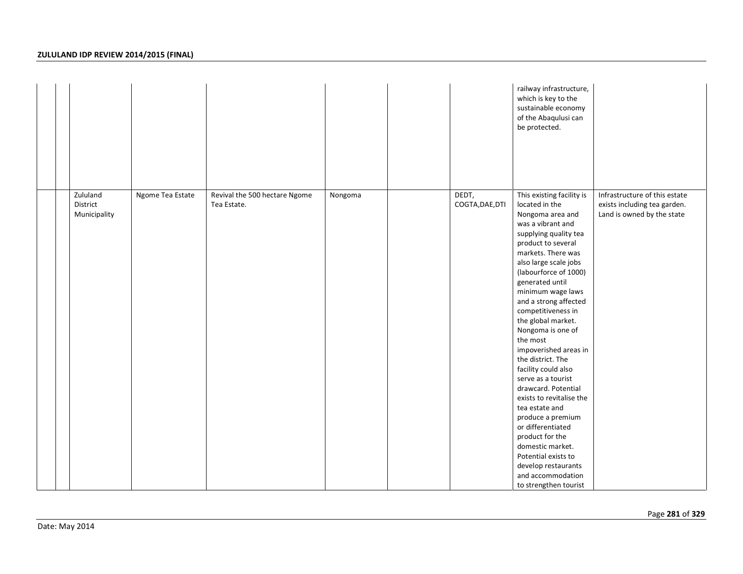|  |  |  |  |  |  |  |  |  |  |
|---|---|---|---|---|---|---|---|---|---|
|  |  |  |  |  |  |  |  | railway infrastructure, which is key to the sustainable economy of the Abaqulusi can be protected. |  |
|  |  | Zululand District Municipality | Ngome Tea Estate | Revival the 500 hectare Ngome Tea Estate. | Nongoma |  | DEDT, COGTA,DAE,DTI | This existing facility is located in the Nongoma area and was a vibrant and supplying quality tea product to several markets. There was also large scale jobs (labourforce of 1000) generated until minimum wage laws and a strong affected competitiveness in the global market. Nongoma is one of the most impoverished areas in the district. The facility could also serve as a tourist drawcard. Potential exists to revitalise the tea estate and produce a premium or differentiated product for the domestic market. Potential exists to develop restaurants and accommodation to strengthen tourist | Infrastructure of this estate exists including tea garden. Land is owned by the state |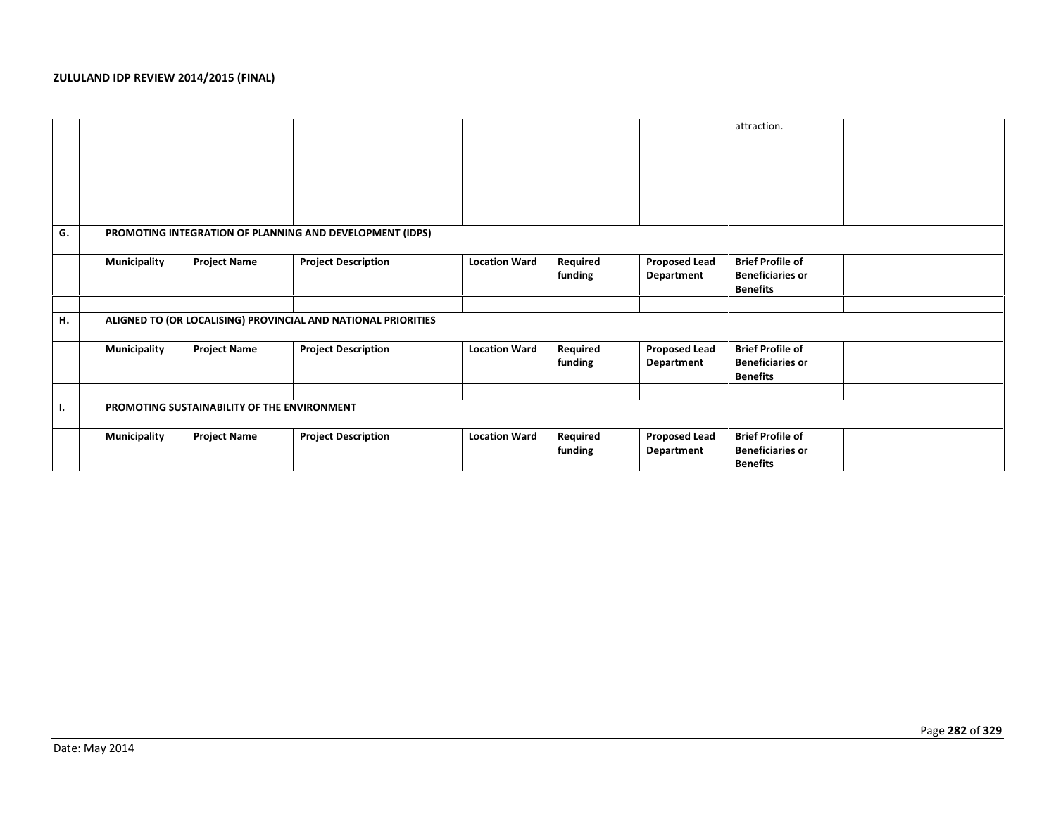| | | | | | | | | | |
|---|---|---|---|---|---|---|---|---|---|
| | | | | | | | | attraction. | |
| **G.** | | **PROMOTING INTEGRATION OF PLANNING AND DEVELOPMENT (IDPS)** | | | | | | | |
| | | **Municipality** | **Project Name** | **Project Description** | **Location Ward** | **Required funding** | **Proposed Lead Department** | **Brief Profile of Beneficiaries or Benefits** | |
| | | | | | | | | | |
| **H.** | | **ALIGNED TO (OR LOCALISING) PROVINCIAL AND NATIONAL PRIORITIES** | | | | | | | |
| | | **Municipality** | **Project Name** | **Project Description** | **Location Ward** | **Required funding** | **Proposed Lead Department** | **Brief Profile of Beneficiaries or Benefits** | |
| | | | | | | | | | |
| **I.** | | **PROMOTING SUSTAINABILITY OF THE ENVIRONMENT** | | | | | | | |
| | | **Municipality** | **Project Name** | **Project Description** | **Location Ward** | **Required funding** | **Proposed Lead Department** | **Brief Profile of Beneficiaries or Benefits** | |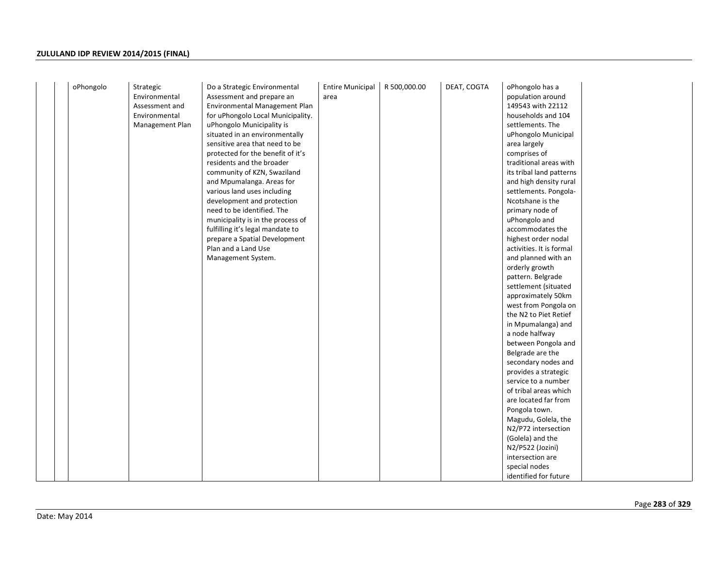| | | oPhongolo | Strategic Environmental Assessment and Environmental Management Plan | Do a Strategic Environmental Assessment and prepare an Environmental Management Plan for uPhongolo Local Municipality. uPhongolo Municipality is situated in an environmentally sensitive area that need to be protected for the benefit of it's residents and the broader community of KZN, Swaziland and Mpumalanga. Areas for various land uses including development and protection need to be identified. The municipality is in the process of fulfilling it's legal mandate to prepare a Spatial Development Plan and a Land Use Management System. | Entire Municipal area | R 500,000.00 | DEAT, COGTA | oPhongolo has a population around 149543 with 22112 households and 104 settlements. The uPhongolo Municipal area largely comprises of traditional areas with its tribal land patterns and high density rural settlements. Pongola-Ncotshane is the primary node of uPhongolo and accommodates the highest order nodal activities. It is formal and planned with an orderly growth pattern. Belgrade settlement (situated approximately 50km west from Pongola on the N2 to Piet Retief in Mpumalanga) and a node halfway between Pongola and Belgrade are the secondary nodes and provides a strategic service to a number of tribal areas which are located far from Pongola town. Magudu, Golela, the N2/P72 intersection (Golela) and the N2/P522 (Jozini) intersection are special nodes identified for future | |
|---|---|---|---|---|---|---|---|---|---|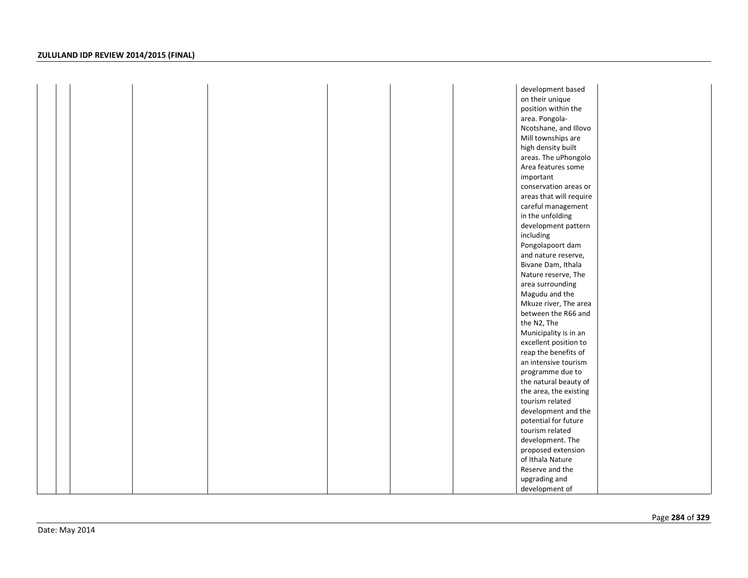|  |  |  |  |  |  |  |  | development based on their unique position within the area. Pongola-Ncotshane, and Illovo Mill townships are high density built areas. The uPhongolo Area features some important conservation areas or areas that will require careful management in the unfolding development pattern including Pongolapoort dam and nature reserve, Bivane Dam, Ithala Nature reserve, The area surrounding Magudu and the Mkuze river, The area between the R66 and the N2, The Municipality is in an excellent position to reap the benefits of an intensive tourism programme due to the natural beauty of the area, the existing tourism related development and the potential for future tourism related development. The proposed extension of Ithala Nature Reserve and the upgrading and development of |  |
|---|---|---|---|---|---|---|---|---|---|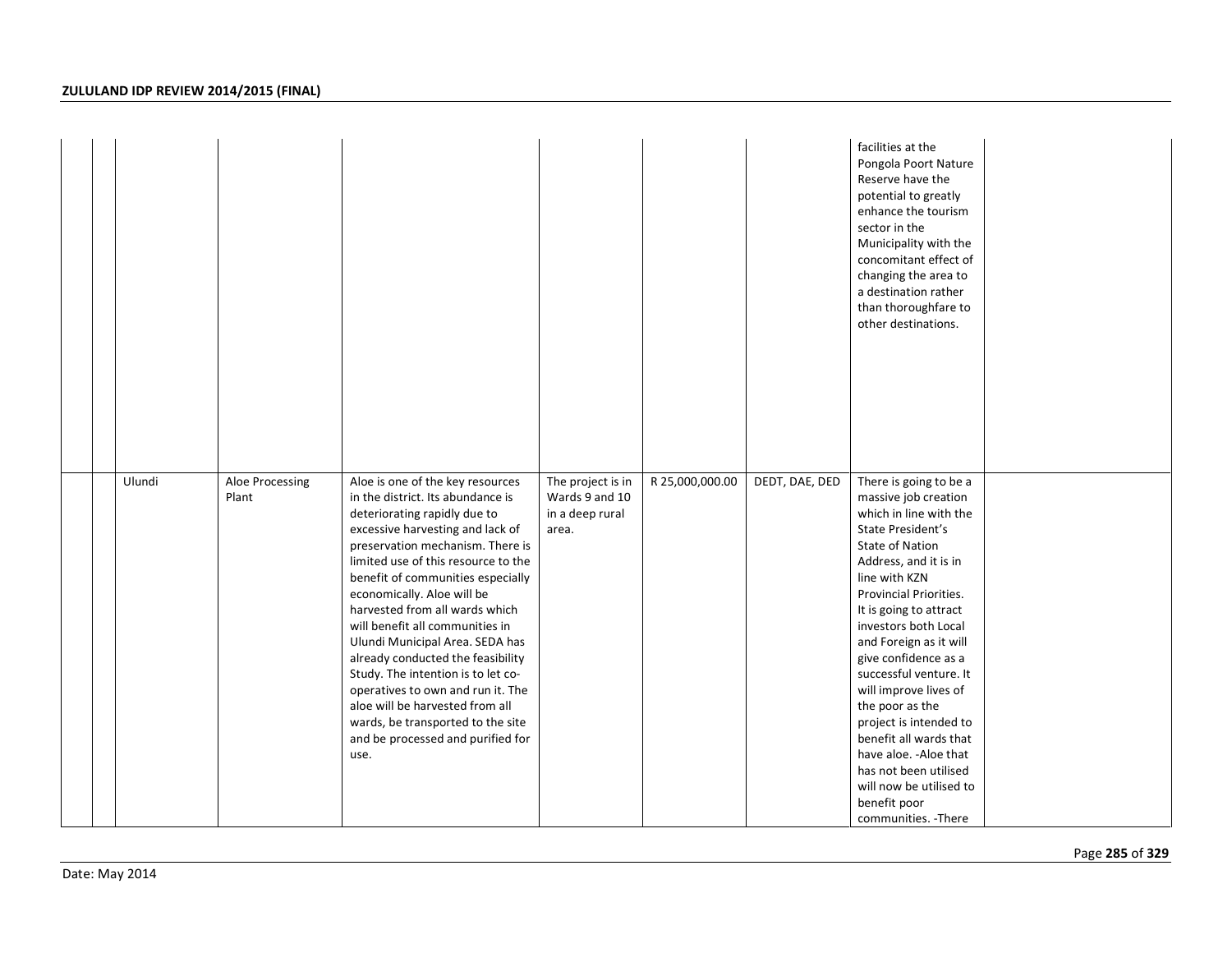| | | | | | | | | | |
|---|---|---|---|---|---|---|---|---|---|
| | | | | | | | | facilities at the Pongola Poort Nature Reserve have the potential to greatly enhance the tourism sector in the Municipality with the concomitant effect of changing the area to a destination rather than thoroughfare to other destinations. | |
| | | Ulundi | Aloe Processing Plant | Aloe is one of the key resources in the district. Its abundance is deteriorating rapidly due to excessive harvesting and lack of preservation mechanism. There is limited use of this resource to the benefit of communities especially economically. Aloe will be harvested from all wards which will benefit all communities in Ulundi Municipal Area. SEDA has already conducted the feasibility Study. The intention is to let co-operatives to own and run it. The aloe will be harvested from all wards, be transported to the site and be processed and purified for use. | The project is in Wards 9 and 10 in a deep rural area. | R 25,000,000.00 | DEDT, DAE, DED | There is going to be a massive job creation which in line with the State President's State of Nation Address, and it is in line with KZN Provincial Priorities. It is going to attract investors both Local and Foreign as it will give confidence as a successful venture. It will improve lives of the poor as the project is intended to benefit all wards that have aloe. -Aloe that has not been utilised will now be utilised to benefit poor communities. -There | |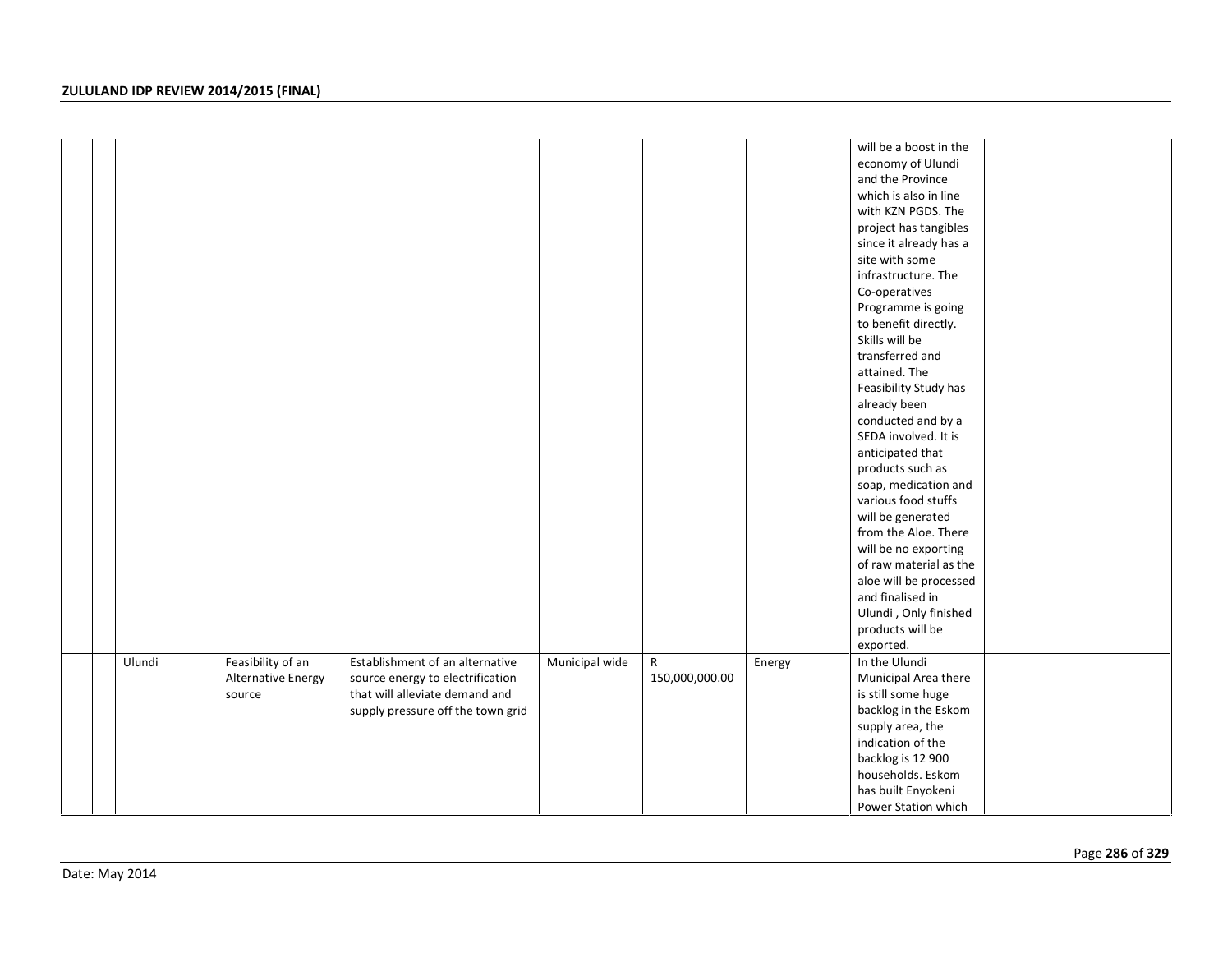| | | | | | | | | | |
|---|---|---|---|---|---|---|---|---|---|
| | | | | | | | | will be a boost in the economy of Ulundi and the Province which is also in line with KZN PGDS. The project has tangibles since it already has a site with some infrastructure. The Co-operatives Programme is going to benefit directly. Skills will be transferred and attained. The Feasibility Study has already been conducted and by a SEDA involved. It is anticipated that products such as soap, medication and various food stuffs will be generated from the Aloe. There will be no exporting of raw material as the aloe will be processed and finalised in Ulundi , Only finished products will be exported. | |
| | | Ulundi | Feasibility of an Alternative Energy source | Establishment of an alternative source energy to electrification that will alleviate demand and supply pressure off the town grid | Municipal wide | R 150,000,000.00 | Energy | In the Ulundi Municipal Area there is still some huge backlog in the Eskom supply area, the indication of the backlog is 12 900 households. Eskom has built Enyokeni Power Station which | |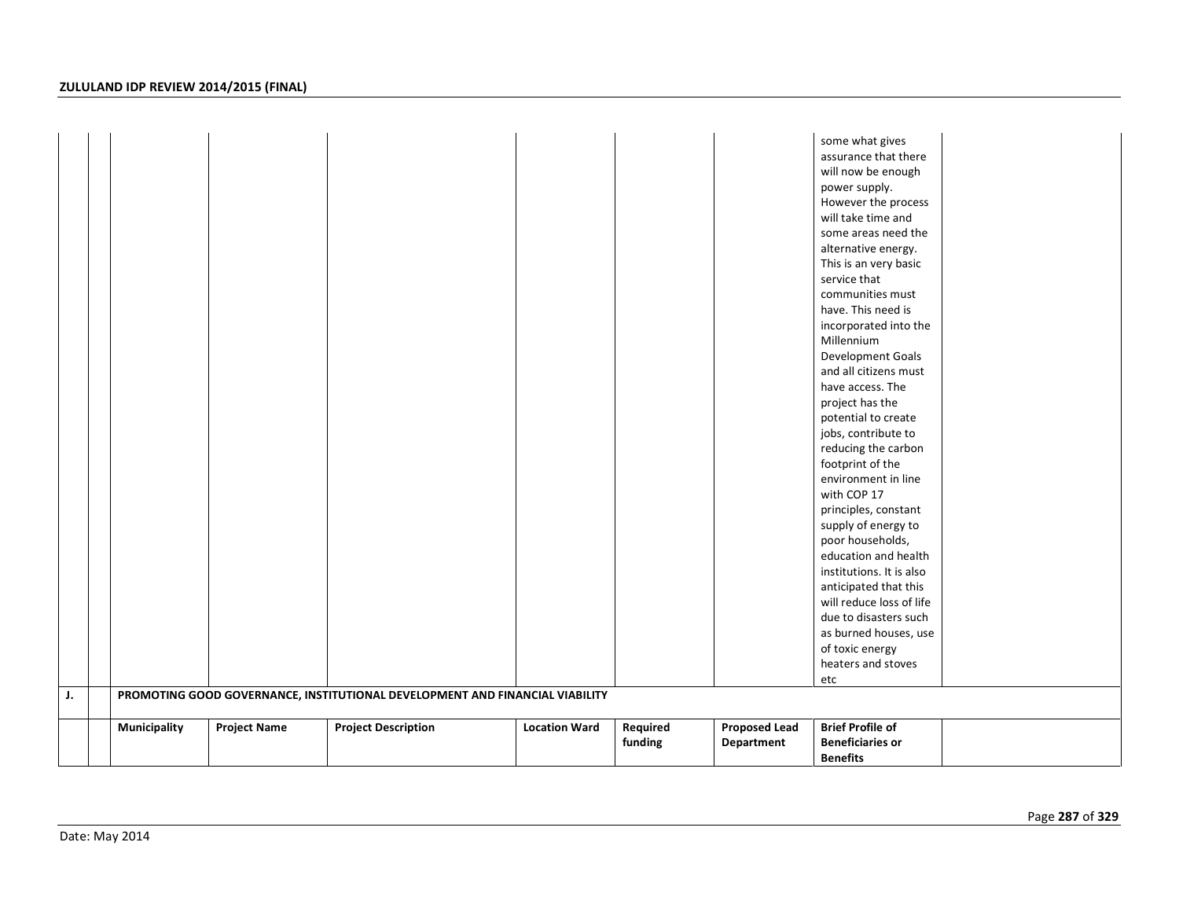| | | | | | | | | | |
|---|---|---|---|---|---|---|---|---|---|
| | | | | | | | | some what gives assurance that there will now be enough power supply. However the process will take time and some areas need the alternative energy. This is an very basic service that communities must have. This need is incorporated into the Millennium Development Goals and all citizens must have access. The project has the potential to create jobs, contribute to reducing the carbon footprint of the environment in line with COP 17 principles, constant supply of energy to poor households, education and health institutions. It is also anticipated that this will reduce loss of life due to disasters such as burned houses, use of toxic energy heaters and stoves etc | |
| **J.** | | **PROMOTING GOOD GOVERNANCE, INSTITUTIONAL DEVELOPMENT AND FINANCIAL VIABILITY** | | | | | | | |
| | | **Municipality** | **Project Name** | **Project Description** | **Location Ward** | **Required funding** | **Proposed Lead Department** | **Brief Profile of Beneficiaries or Benefits** | |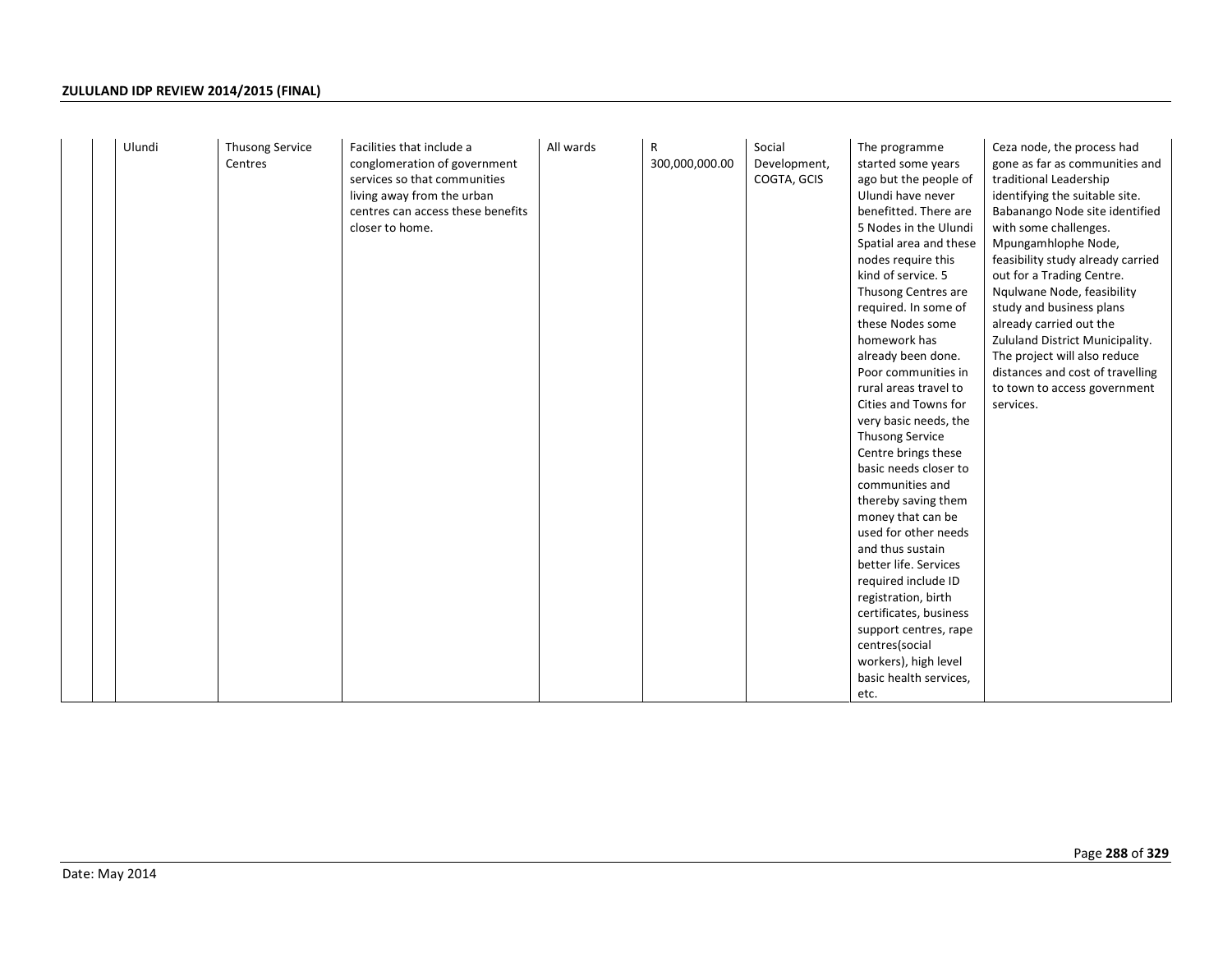| | | | | | | | | | |
|---|---|---|---|---|---|---|---|---|---|
| | | Ulundi | Thusong Service Centres | Facilities that include a conglomeration of government services so that communities living away from the urban centres can access these benefits closer to home. | All wards | R 300,000,000.00 | Social Development, COGTA, GCIS | The programme started some years ago but the people of Ulundi have never benefitted. There are 5 Nodes in the Ulundi Spatial area and these nodes require this kind of service. 5 Thusong Centres are required. In some of these Nodes some homework has already been done. Poor communities in rural areas travel to Cities and Towns for very basic needs, the Thusong Service Centre brings these basic needs closer to communities and thereby saving them money that can be used for other needs and thus sustain better life. Services required include ID registration, birth certificates, business support centres, rape centres(social workers), high level basic health services, etc. | Ceza node, the process had gone as far as communities and traditional Leadership identifying the suitable site. Babanango Node site identified with some challenges. Mpungamhlophe Node, feasibility study already carried out for a Trading Centre. Nqulwane Node, feasibility study and business plans already carried out the Zululand District Municipality. The project will also reduce distances and cost of travelling to town to access government services. |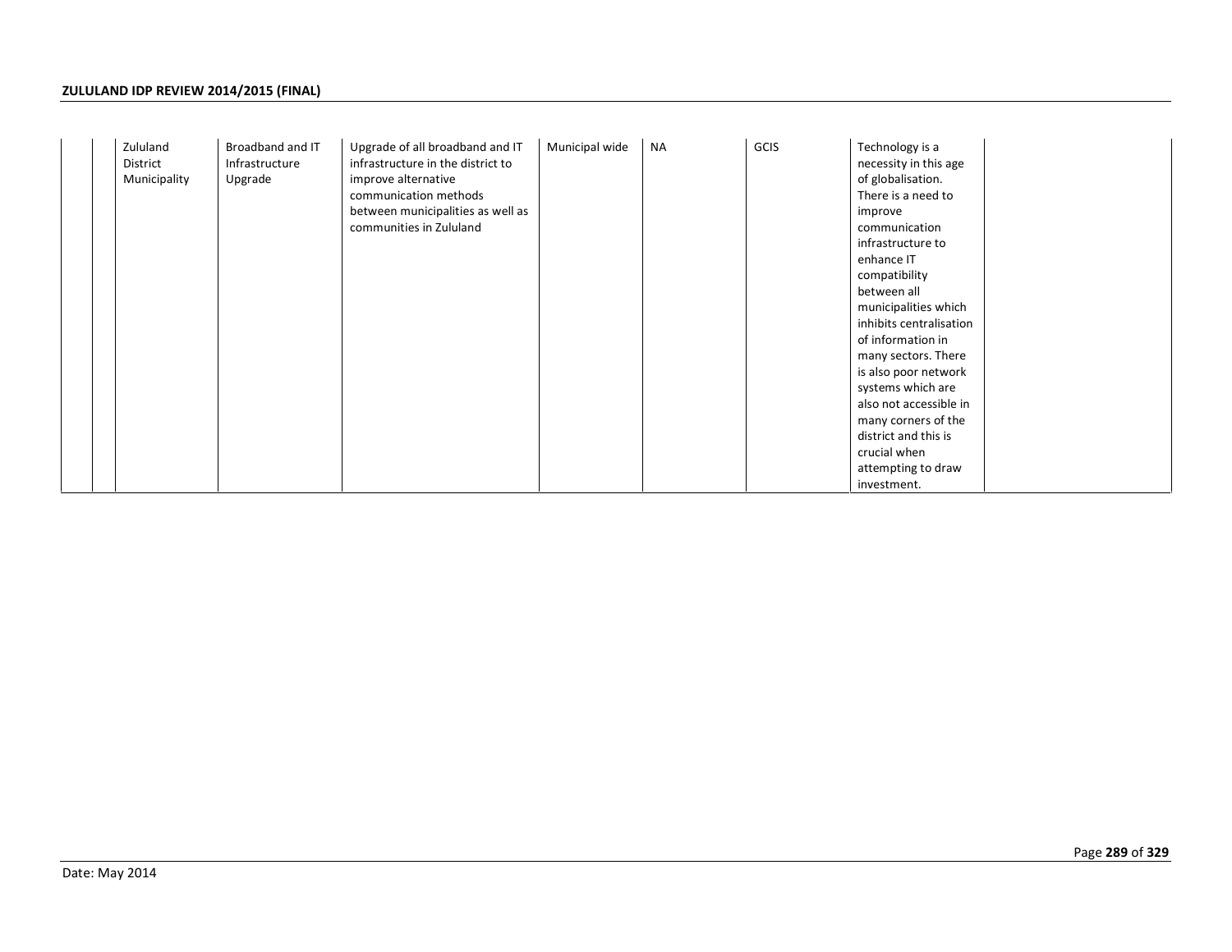| | | | | | | | | | |
|---|---|---|---|---|---|---|---|---|---|
| | | Zululand District Municipality | Broadband and IT Infrastructure Upgrade | Upgrade of all broadband and IT infrastructure in the district to improve alternative communication methods between municipalities as well as communities in Zululand | Municipal wide | NA | GCIS | Technology is a necessity in this age of globalisation. There is a need to improve communication infrastructure to enhance IT compatibility between all municipalities which inhibits centralisation of information in many sectors. There is also poor network systems which are also not accessible in many corners of the district and this is crucial when attempting to draw investment. | |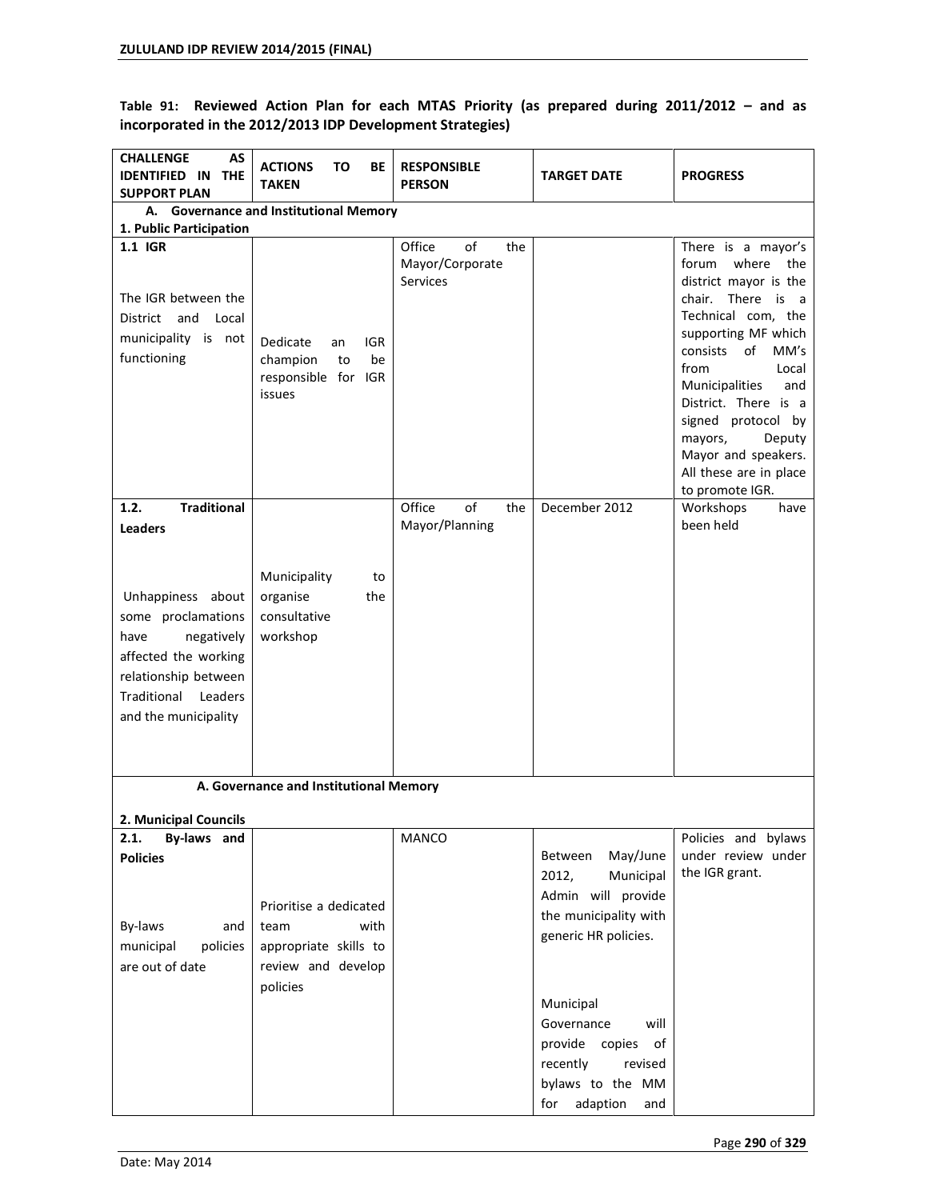**Table 91: Reviewed Action Plan for each MTAS Priority (as prepared during 2011/2012 – and as incorporated in the 2012/2013 IDP Development Strategies)**

| CHALLENGE AS IDENTIFIED IN THE SUPPORT PLAN | ACTIONS TO BE TAKEN | RESPONSIBLE PERSON | TARGET DATE | PROGRESS |
|---|---|---|---|---|
| **A. Governance and Institutional Memory** | | | | |
| **1. Public Participation** | | | | |
| **1.1 IGR**<br><br>The IGR between the District and Local municipality is not functioning | Dedicate an IGR champion to be responsible for IGR issues | Office of the Mayor/Corporate Services | | There is a mayor's forum where the district mayor is the chair. There is a Technical com, the supporting MF which consists of MM's from Local Municipalities and District. There is a signed protocol by mayors, Deputy Mayor and speakers. All these are in place to promote IGR. |
| **1.2. Traditional Leaders**<br><br>Unhappiness about some proclamations have negatively affected the working relationship between Traditional Leaders and the municipality | Municipality to organise the consultative workshop | Office of the Mayor/Planning | December 2012 | Workshops have been held |
| **A. Governance and Institutional Memory** | | | | |
| **2. Municipal Councils** | | | | |
| **2.1. By-laws and Policies**<br><br>By-laws and municipal policies are out of date | Prioritise a dedicated team with appropriate skills to review and develop policies | MANCO | Between May/June 2012, Municipal Admin will provide the municipality with generic HR policies.<br><br>Municipal Governance will provide copies of recently revised bylaws to the MM for adaption and | Policies and bylaws under review under the IGR grant. |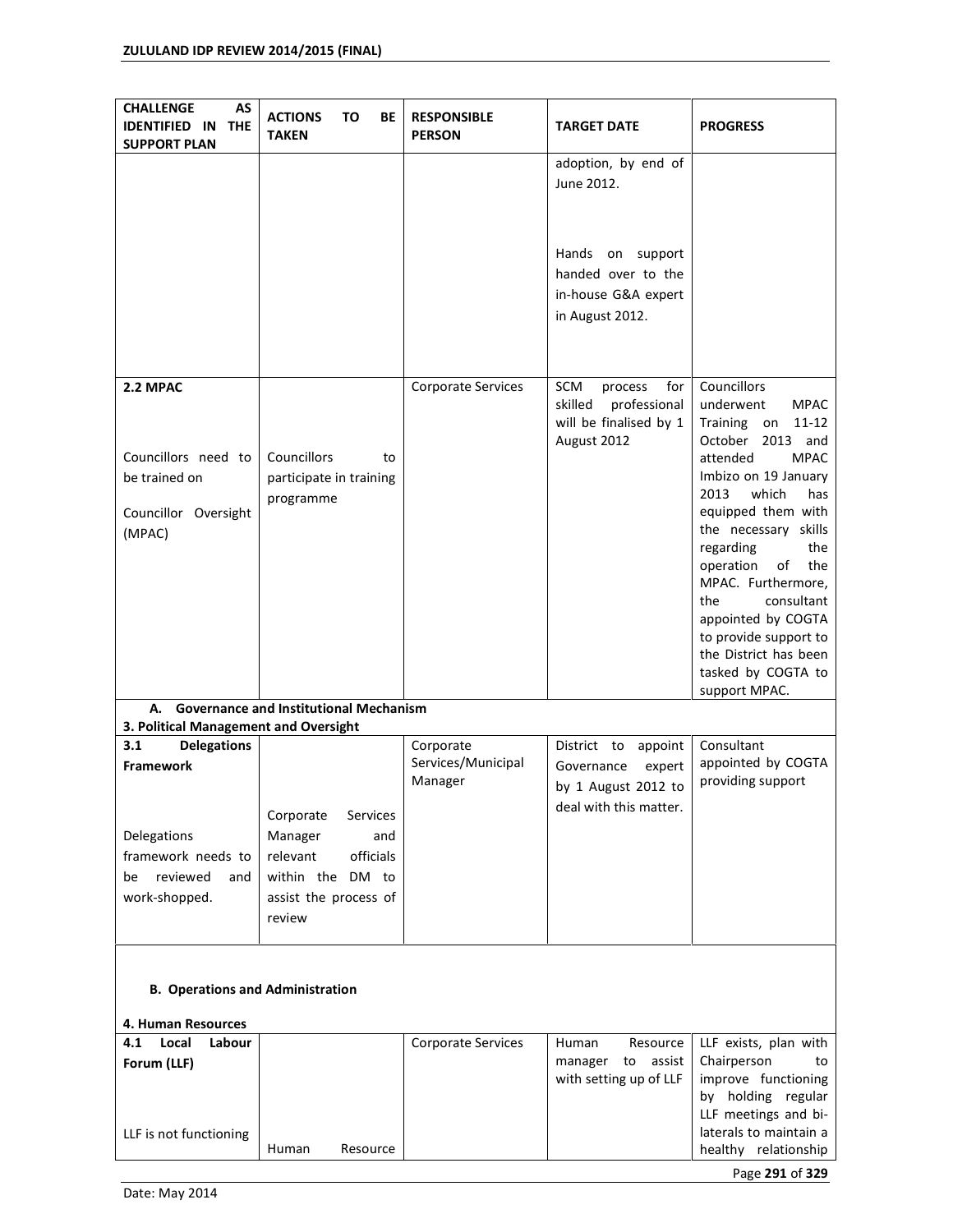| CHALLENGE AS IDENTIFIED IN THE SUPPORT PLAN | ACTIONS TO BE TAKEN | RESPONSIBLE PERSON | TARGET DATE | PROGRESS |
|---|---|---|---|---|
| | | | adoption, by end of June 2012.<br><br>Hands on support handed over to the in-house G&A expert in August 2012. | |
| **2.2 MPAC**<br><br>Councillors need to be trained on<br><br>Councillor Oversight (MPAC) | Councillors to participate in training programme | Corporate Services | SCM process for skilled professional will be finalised by 1 August 2012 | Councillors underwent MPAC Training on 11-12 October 2013 and attended MPAC Imbizo on 19 January 2013 which has equipped them with the necessary skills regarding the operation of the MPAC. Furthermore, the consultant appointed by COGTA to provide support to the District has been tasked by COGTA to support MPAC. |
| **A. Governance and Institutional Mechanism**<br>**3. Political Management and Oversight** | | | | |
| **3.1 Delegations Framework**<br><br>Delegations framework needs to be reviewed and work-shopped. | Corporate Services Manager and relevant officials within the DM to assist the process of review | Corporate Services/Municipal Manager | District to appoint Governance expert by 1 August 2012 to deal with this matter. | Consultant appointed by COGTA providing support |
| **B. Operations and Administration**<br><br>**4. Human Resources** | | | | |
| **4.1 Local Labour Forum (LLF)**<br><br>LLF is not functioning | Human Resource | Corporate Services | Human Resource manager to assist with setting up of LLF | LLF exists, plan with Chairperson to improve functioning by holding regular LLF meetings and bi-laterals to maintain a healthy relationship |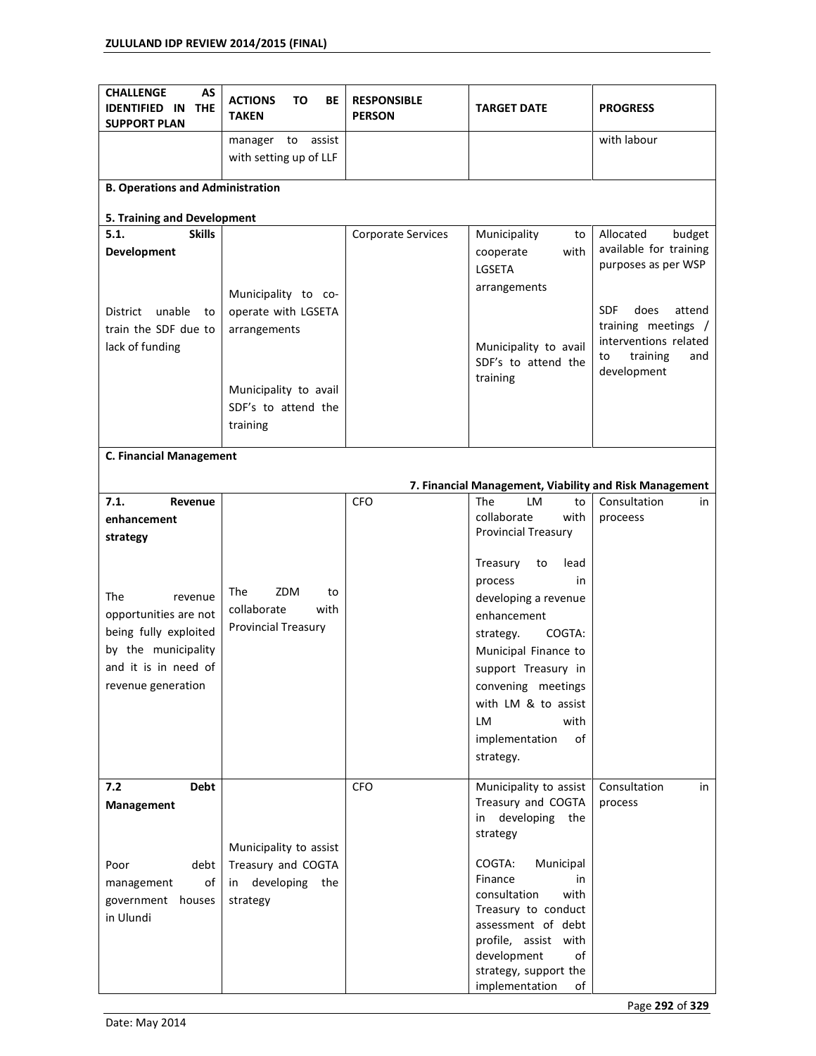| CHALLENGE AS IDENTIFIED IN THE SUPPORT PLAN | ACTIONS TO BE TAKEN | RESPONSIBLE PERSON | TARGET DATE | PROGRESS |
|---|---|---|---|---|
| | manager to assist with setting up of LLF | | | with labour |
| **B. Operations and Administration** | | | | |
| **5. Training and Development** | | | | |
| **5.1. Skills Development**<br><br>District unable to train the SDF due to lack of funding | Municipality to co-operate with LGSETA arrangements<br><br>Municipality to avail SDF's to attend the training | Corporate Services | Municipality to cooperate with LGSETA arrangements<br><br>Municipality to avail SDF's to attend the training | Allocated budget available for training purposes as per WSP<br><br>SDF does attend training meetings / interventions related to training and development |
| **C. Financial Management** | | | | |
| **7. Financial Management, Viability and Risk Management** | | | | |
| **7.1. Revenue enhancement strategy**<br><br>The revenue opportunities are not being fully exploited by the municipality and it is in need of revenue generation | The ZDM to collaborate with Provincial Treasury | CFO | The LM to collaborate with Provincial Treasury<br><br>Treasury to lead process in developing a revenue enhancement strategy. COGTA: Municipal Finance to support Treasury in convening meetings with LM & to assist LM with implementation of strategy. | Consultation in proceess |
| **7.2 Debt Management**<br><br>Poor debt management of government houses in Ulundi | Municipality to assist Treasury and COGTA in developing the strategy | CFO | Municipality to assist Treasury and COGTA in developing the strategy<br><br>COGTA: Municipal Finance in consultation with Treasury to conduct assessment of debt profile, assist with development of strategy, support the implementation of | Consultation in process |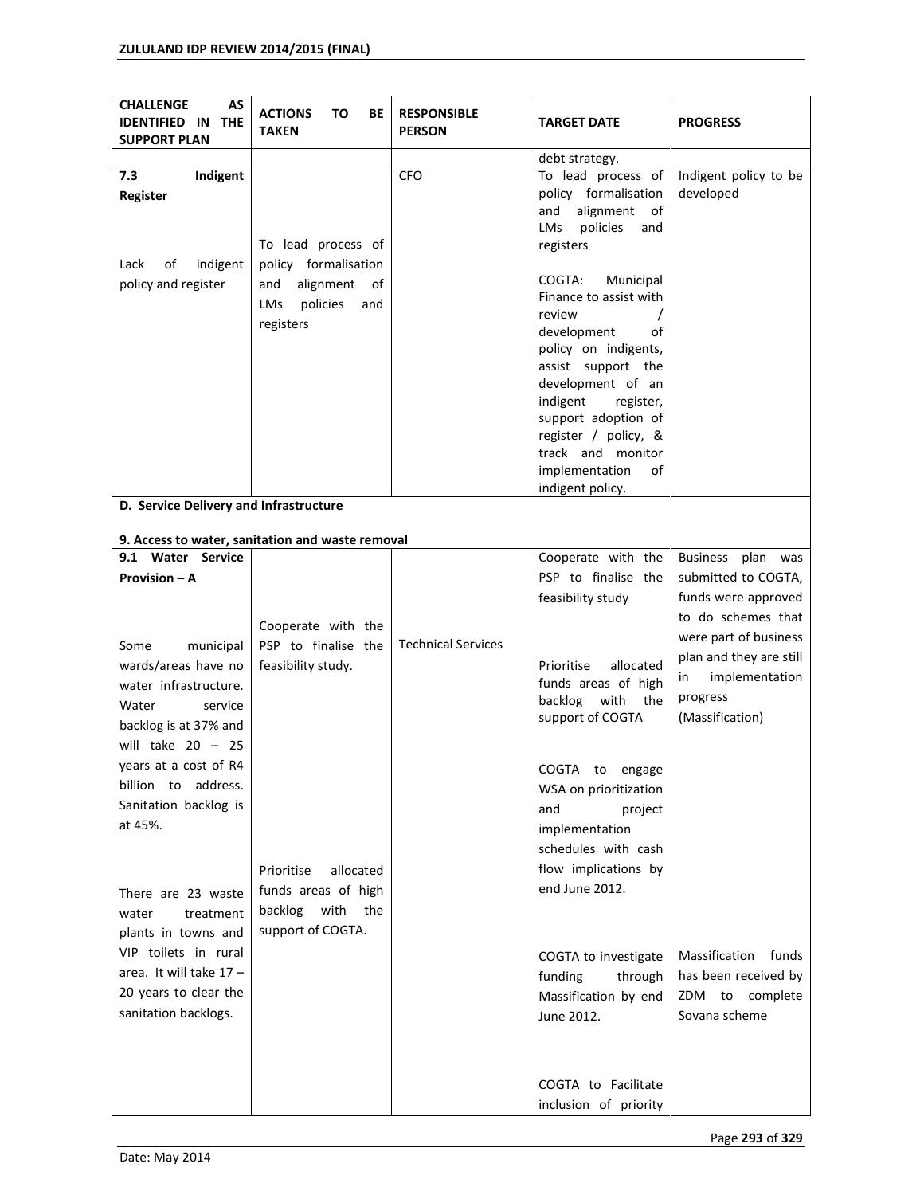| CHALLENGE AS IDENTIFIED IN THE SUPPORT PLAN | ACTIONS TO BE TAKEN | RESPONSIBLE PERSON | TARGET DATE | PROGRESS |
|---|---|---|---|---|
| | | | debt strategy. | |
| **7.3 Indigent Register**<br><br>Lack of indigent policy and register | To lead process of policy formalisation and alignment of LMs policies and registers | CFO | To lead process of policy formalisation and alignment of LMs policies and registers<br><br>COGTA: Municipal Finance to assist with review / development of policy on indigents, assist support the development of an indigent register, support adoption of register / policy, & track and monitor implementation of indigent policy. | Indigent policy to be developed |
| **D. Service Delivery and Infrastructure**<br><br>**9. Access to water, sanitation and waste removal** | | | | |
| **9.1 Water Service Provision – A**<br><br>Some municipal wards/areas have no water infrastructure. Water service backlog is at 37% and will take 20 – 25 years at a cost of R4 billion to address. Sanitation backlog is at 45%.<br><br>There are 23 waste water treatment plants in towns and VIP toilets in rural area. It will take 17 – 20 years to clear the sanitation backlogs. | Cooperate with the PSP to finalise the feasibility study.<br><br>Prioritise allocated funds areas of high backlog with the support of COGTA. | Technical Services | Cooperate with the PSP to finalise the feasibility study<br><br>Prioritise allocated funds areas of high backlog with the support of COGTA<br><br>COGTA to engage WSA on prioritization and project implementation schedules with cash flow implications by end June 2012.<br><br>COGTA to investigate funding through Massification by end June 2012.<br><br>COGTA to Facilitate inclusion of priority | Business plan was submitted to COGTA, funds were approved to do schemes that were part of business plan and they are still in implementation progress (Massification)<br><br>Massification funds has been received by ZDM to complete Sovana scheme |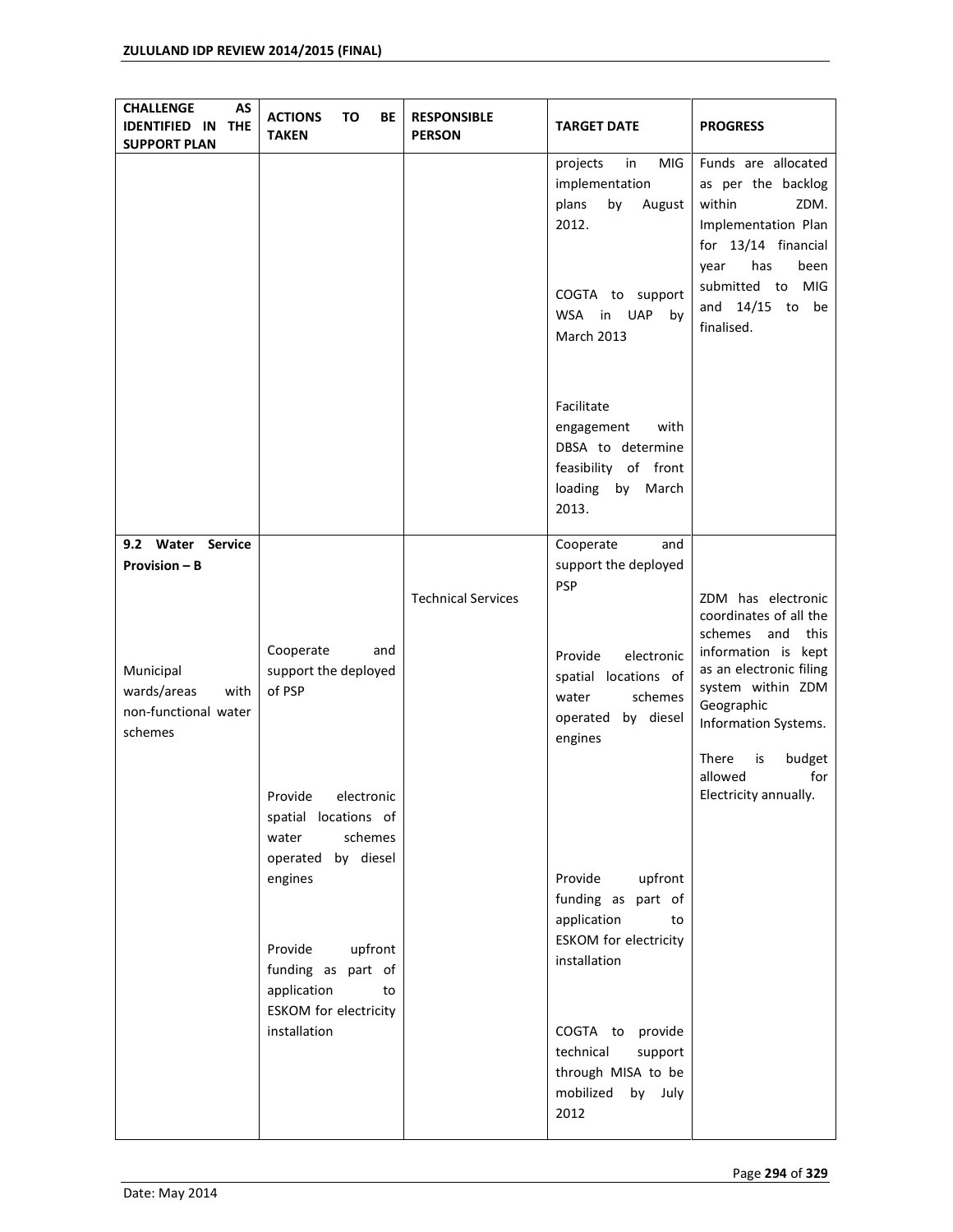| CHALLENGE AS IDENTIFIED IN THE SUPPORT PLAN | ACTIONS TO BE TAKEN | RESPONSIBLE PERSON | TARGET DATE | PROGRESS |
|---|---|---|---|---|
| | | | projects in MIG implementation plans by August 2012.<br><br>COGTA to support WSA in UAP by March 2013<br><br>Facilitate engagement with DBSA to determine feasibility of front loading by March 2013. | Funds are allocated as per the backlog within ZDM. Implementation Plan for 13/14 financial year has been submitted to MIG and 14/15 to be finalised. |
| **9.2 Water Service Provision – B**<br><br>Municipal wards/areas with non-functional water schemes | Cooperate and support the deployed of PSP<br><br>Provide electronic spatial locations of water schemes operated by diesel engines<br><br>Provide upfront funding as part of application to ESKOM for electricity installation | Technical Services | Cooperate and support the deployed PSP<br><br>Provide electronic spatial locations of water schemes operated by diesel engines<br><br>Provide upfront funding as part of application to ESKOM for electricity installation<br><br>COGTA to provide technical support through MISA to be mobilized by July 2012 | ZDM has electronic coordinates of all the schemes and this information is kept as an electronic filing system within ZDM Geographic Information Systems.<br><br>There is budget allowed for Electricity annually. |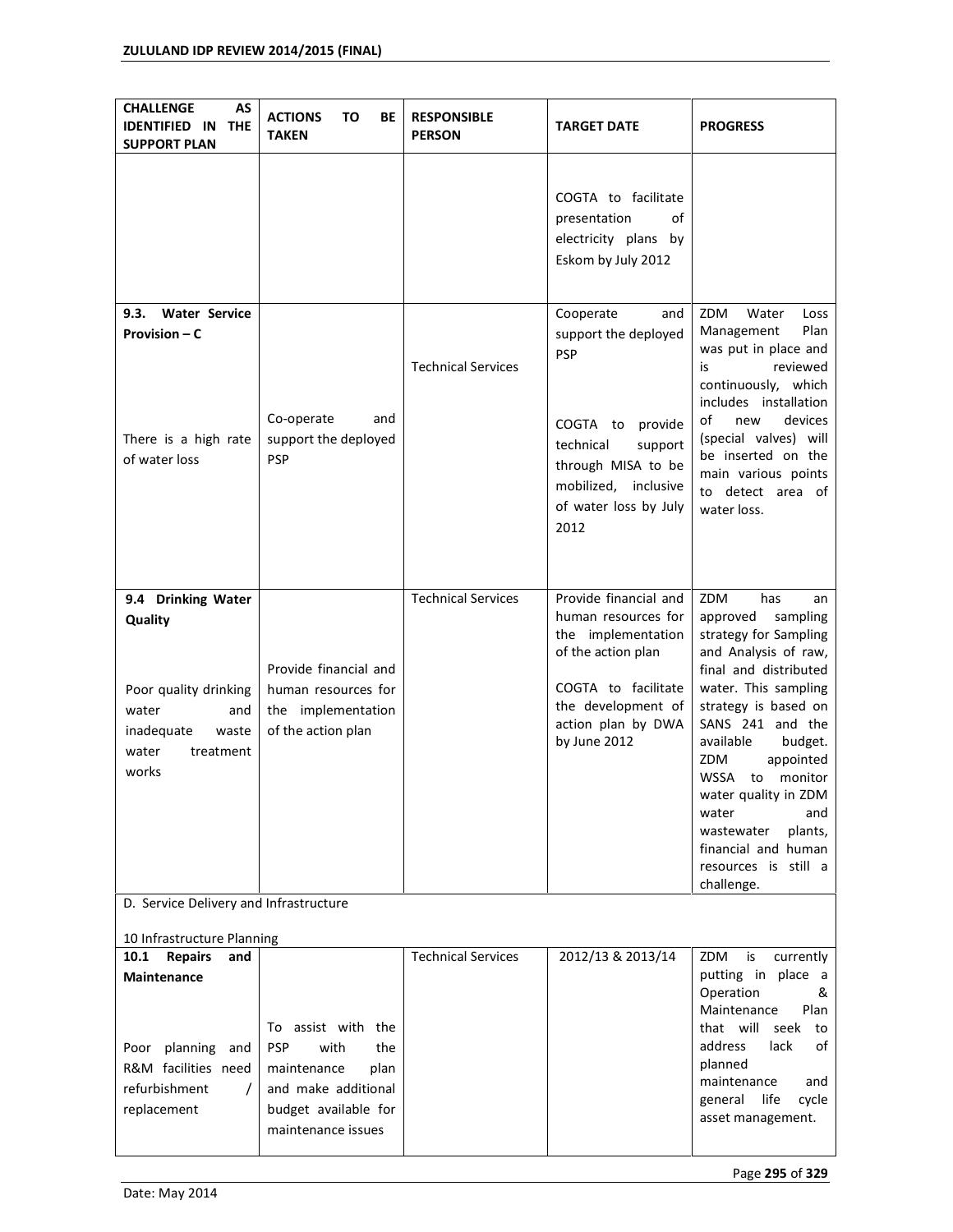| CHALLENGE AS IDENTIFIED IN THE SUPPORT PLAN | ACTIONS TO BE TAKEN | RESPONSIBLE PERSON | TARGET DATE | PROGRESS |
|---|---|---|---|---|
| | | | COGTA to facilitate presentation of electricity plans by Eskom by July 2012 | |
| **9.3. Water Service Provision – C**<br><br>There is a high rate of water loss | Co-operate and support the deployed PSP | Technical Services | Cooperate and support the deployed PSP<br><br>COGTA to provide technical support through MISA to be mobilized, inclusive of water loss by July 2012 | ZDM Water Loss Management Plan was put in place and is reviewed continuously, which includes installation of new devices (special valves) will be inserted on the main various points to detect area of water loss. |
| **9.4 Drinking Water Quality**<br><br>Poor quality drinking water and inadequate waste water treatment works | Provide financial and human resources for the implementation of the action plan | Technical Services | Provide financial and human resources for the implementation of the action plan<br><br>COGTA to facilitate the development of action plan by DWA by June 2012 | ZDM has an approved sampling strategy for Sampling and Analysis of raw, final and distributed water. This sampling strategy is based on SANS 241 and the available budget. ZDM appointed WSSA to monitor water quality in ZDM water and wastewater plants, financial and human resources is still a challenge. |
| D. Service Delivery and Infrastructure<br><br>10 Infrastructure Planning | | | | |
| **10.1 Repairs and Maintenance**<br><br>Poor planning and R&M facilities need refurbishment / replacement | To assist with the PSP with the maintenance plan and make additional budget available for maintenance issues | Technical Services | 2012/13 & 2013/14 | ZDM is currently putting in place a Operation & Maintenance Plan that will seek to address lack of planned maintenance and general life cycle asset management. |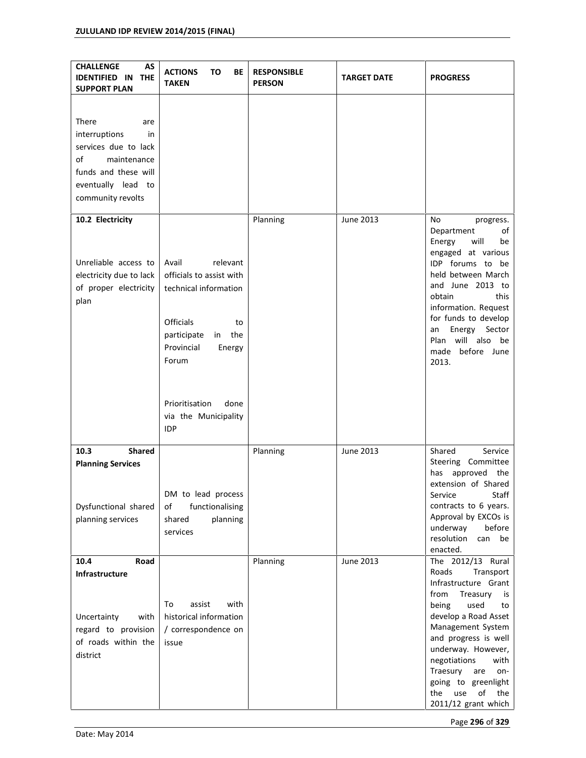| CHALLENGE AS IDENTIFIED IN THE SUPPORT PLAN | ACTIONS TO BE TAKEN | RESPONSIBLE PERSON | TARGET DATE | PROGRESS |
|---|---|---|---|---|
| There are interruptions in services due to lack of maintenance funds and these will eventually lead to community revolts | | | | |
| **10.2 Electricity**<br><br>Unreliable access to electricity due to lack of proper electricity plan | Avail relevant officials to assist with technical information<br><br>Officials to participate in the Provincial Energy Forum<br><br>Prioritisation done via the Municipality IDP | Planning | June 2013 | No progress. Department of Energy will be engaged at various IDP forums to be held between March and June 2013 to obtain this information. Request for funds to develop an Energy Sector Plan will also be made before June 2013. |
| **10.3 Shared Planning Services**<br><br>Dysfunctional shared planning services | DM to lead process of functionalising shared planning services | Planning | June 2013 | Shared Service Steering Committee has approved the extension of Shared Service Staff contracts to 6 years. Approval by EXCOs is underway before resolution can be enacted. |
| **10.4 Road Infrastructure**<br><br>Uncertainty with regard to provision of roads within the district | To assist with historical information / correspondence on issue | Planning | June 2013 | The 2012/13 Rural Roads Transport Infrastructure Grant from Treasury is being used to develop a Road Asset Management System and progress is well underway. However, negotiations with Traesury are on-going to greenlight the use of the 2011/12 grant which |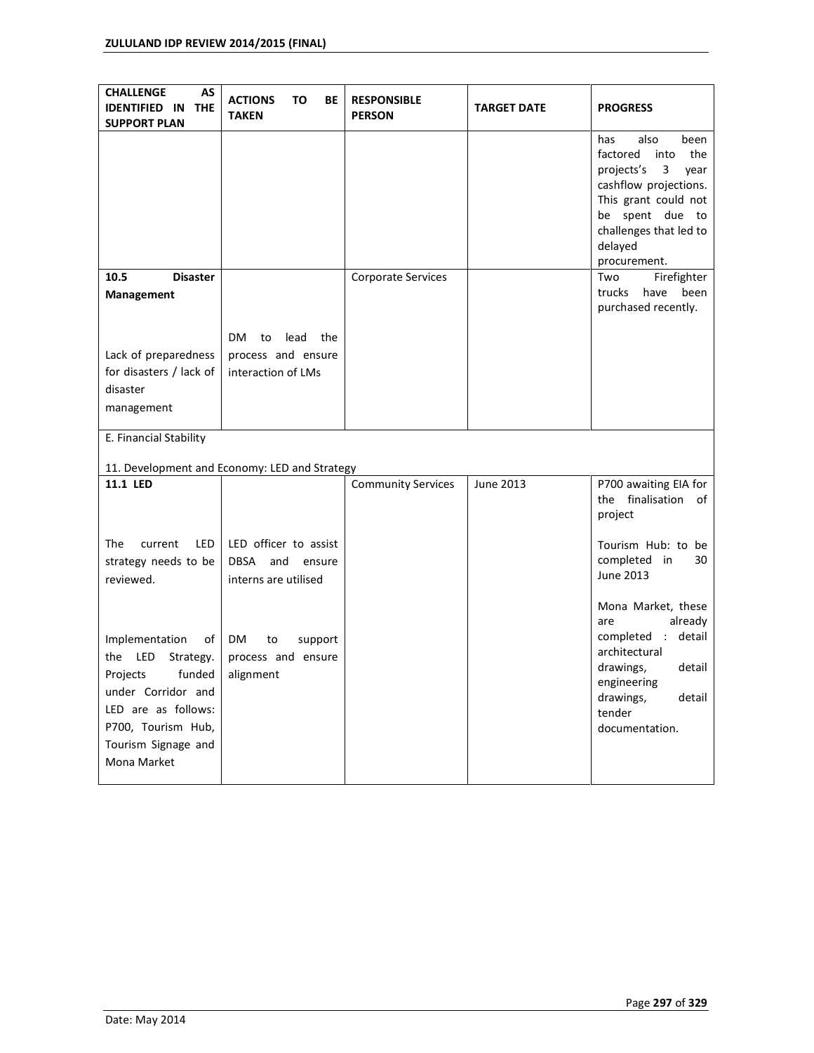| CHALLENGE AS IDENTIFIED IN THE SUPPORT PLAN | ACTIONS TO BE TAKEN | RESPONSIBLE PERSON | TARGET DATE | PROGRESS |
| --- | --- | --- | --- | --- |
| | | | | has also been factored into the projects's 3 year cashflow projections. This grant could not be spent due to challenges that led to delayed procurement. |
| **10.5 Disaster Management**<br><br>Lack of preparedness for disasters / lack of disaster management | DM to lead the process and ensure interaction of LMs | Corporate Services | | Two Firefighter trucks have been purchased recently. |
| E. Financial Stability<br><br>11. Development and Economy: LED and Strategy | | | | |
| **11.1 LED**<br><br>The current LED strategy needs to be reviewed.<br><br>Implementation of the LED Strategy. Projects funded under Corridor and LED are as follows: P700, Tourism Hub, Tourism Signage and Mona Market | LED officer to assist DBSA and ensure interns are utilised<br><br>DM to support process and ensure alignment | Community Services | June 2013 | P700 awaiting EIA for the finalisation of project<br><br>Tourism Hub: to be completed in 30 June 2013<br><br>Mona Market, these are already completed : detail architectural drawings, detail engineering drawings, detail tender documentation. |